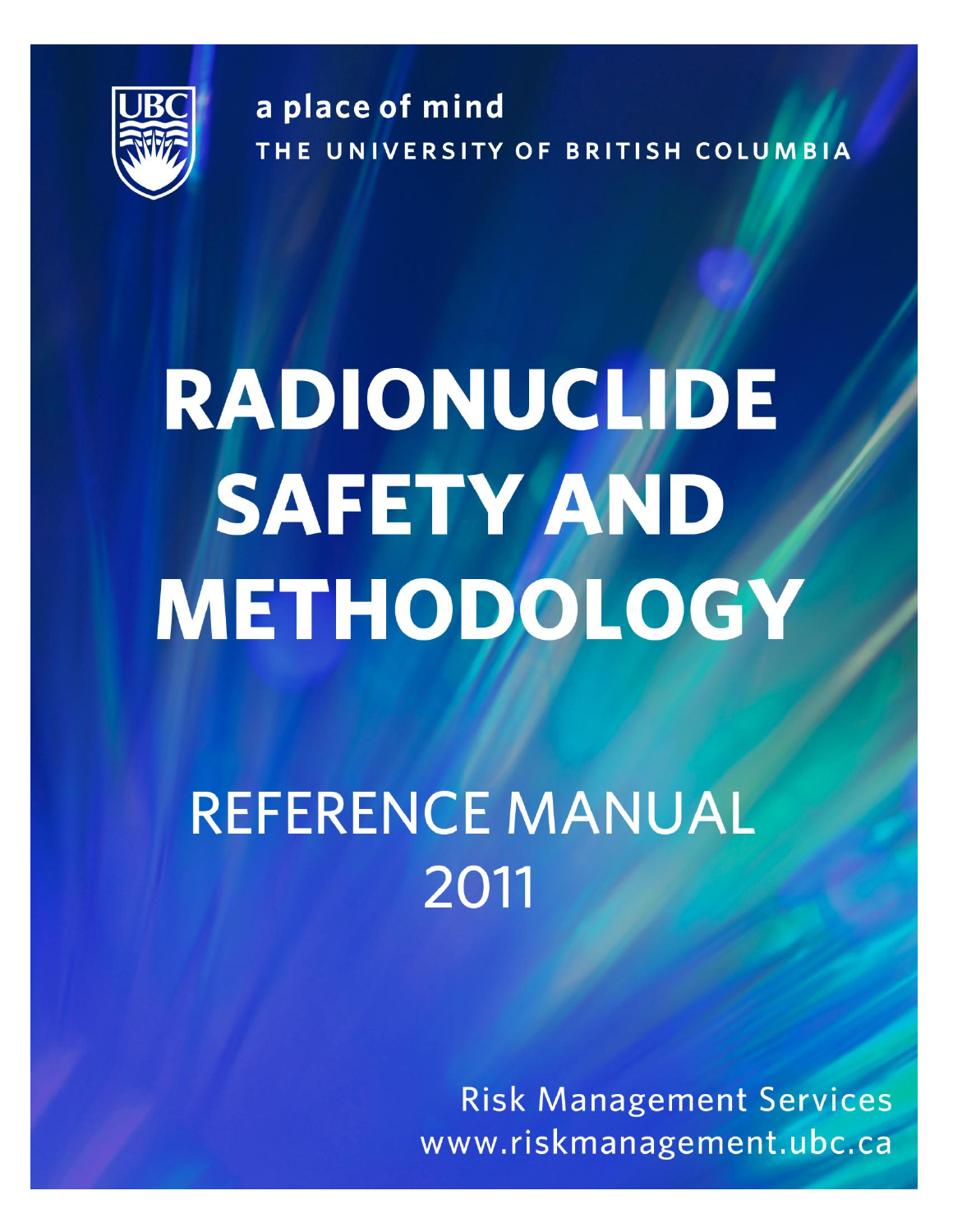a place of mind

THE UNIVERSITY OF BRITISH COLUMBIA

# RADIONUCLIDE SAFETY AND METHODOLOGY

## REFERENCE MANUAL 2011

Risk Management Services
www.riskmanagement.ubc.ca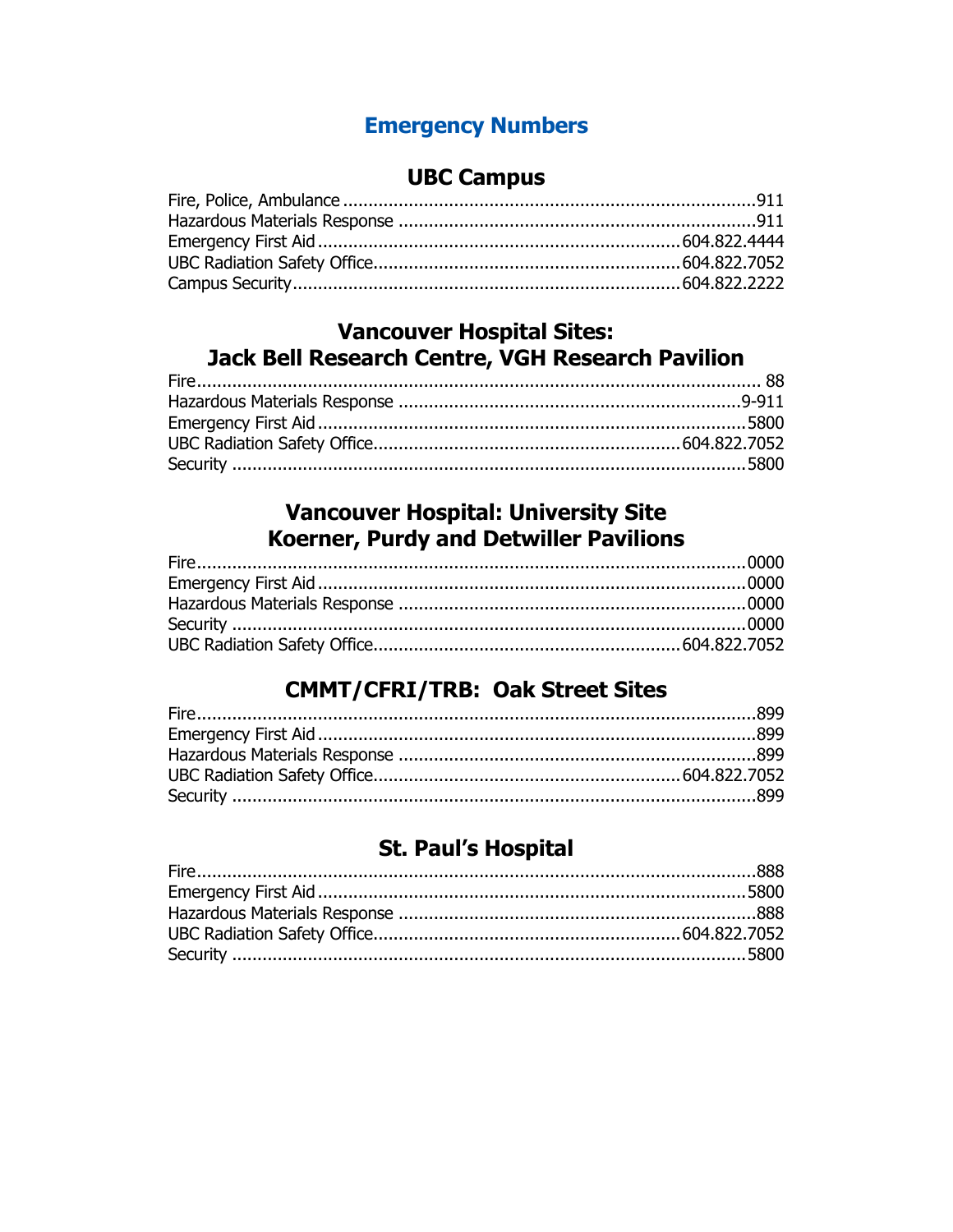# Emergency Numbers

## UBC Campus

Fire, Police, Ambulance ................................................................................911
Hazardous Materials Response .....................................................................911
Emergency First Aid ...................................................................604.822.4444
UBC Radiation Safety Office...........................................................604.822.7052
Campus Security...........................................................................604.822.2222

## Vancouver Hospital Sites: Jack Bell Research Centre, VGH Research Pavilion

Fire........................................................................................................ 88
Hazardous Materials Response ..................................................................9-911
Emergency First Aid ...................................................................................5800
UBC Radiation Safety Office...........................................................604.822.7052
Security ....................................................................................................5800

## Vancouver Hospital: University Site Koerner, Purdy and Detwiller Pavilions

Fire.........................................................................................................0000
Emergency First Aid ...................................................................................0000
Hazardous Materials Response ....................................................................0000
Security ....................................................................................................0000
UBC Radiation Safety Office...........................................................604.822.7052

## CMMT/CFRI/TRB: Oak Street Sites

Fire...........................................................................................................899
Emergency First Aid ....................................................................................899
Hazardous Materials Response .....................................................................899
UBC Radiation Safety Office...........................................................604.822.7052
Security .....................................................................................................899

## St. Paul's Hospital

Fire...........................................................................................................888
Emergency First Aid ...................................................................................5800
Hazardous Materials Response .....................................................................888
UBC Radiation Safety Office...........................................................604.822.7052
Security ....................................................................................................5800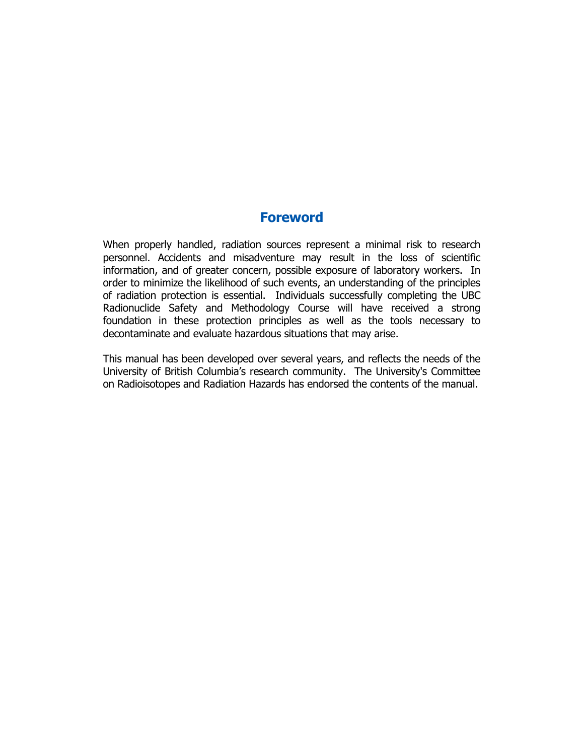# Foreword

When properly handled, radiation sources represent a minimal risk to research personnel. Accidents and misadventure may result in the loss of scientific information, and of greater concern, possible exposure of laboratory workers. In order to minimize the likelihood of such events, an understanding of the principles of radiation protection is essential. Individuals successfully completing the UBC Radionuclide Safety and Methodology Course will have received a strong foundation in these protection principles as well as the tools necessary to decontaminate and evaluate hazardous situations that may arise.

This manual has been developed over several years, and reflects the needs of the University of British Columbia's research community. The University's Committee on Radioisotopes and Radiation Hazards has endorsed the contents of the manual.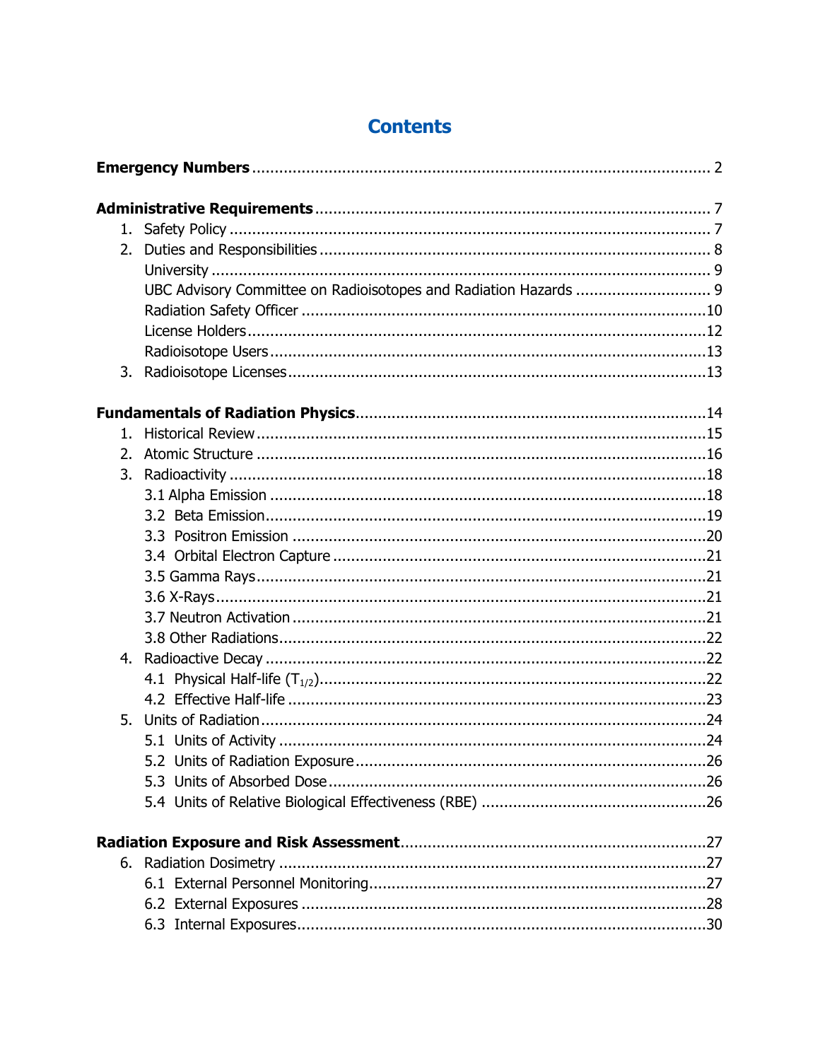# Contents

**Emergency Numbers** ..................................................... 2

**Administrative Requirements** ..................................................... 7

1. Safety Policy ..................................................... 7
2. Duties and Responsibilities ..................................................... 8
   - University ..................................................... 9
   - UBC Advisory Committee on Radioisotopes and Radiation Hazards ..................................................... 9
   - Radiation Safety Officer ..................................................... 10
   - License Holders ..................................................... 12
   - Radioisotope Users ..................................................... 13
3. Radioisotope Licenses ..................................................... 13

**Fundamentals of Radiation Physics** ..................................................... 14

1. Historical Review ..................................................... 15
2. Atomic Structure ..................................................... 16
3. Radioactivity ..................................................... 18
   - 3.1 Alpha Emission ..................................................... 18
   - 3.2 Beta Emission ..................................................... 19
   - 3.3 Positron Emission ..................................................... 20
   - 3.4 Orbital Electron Capture ..................................................... 21
   - 3.5 Gamma Rays ..................................................... 21
   - 3.6 X-Rays ..................................................... 21
   - 3.7 Neutron Activation ..................................................... 21
   - 3.8 Other Radiations ..................................................... 22
4. Radioactive Decay ..................................................... 22
   - 4.1 Physical Half-life ($T_{1/2}$) ..................................................... 22
   - 4.2 Effective Half-life ..................................................... 23
5. Units of Radiation ..................................................... 24
   - 5.1 Units of Activity ..................................................... 24
   - 5.2 Units of Radiation Exposure ..................................................... 26
   - 5.3 Units of Absorbed Dose ..................................................... 26
   - 5.4 Units of Relative Biological Effectiveness (RBE) ..................................................... 26

**Radiation Exposure and Risk Assessment** ..................................................... 27

6. Radiation Dosimetry ..................................................... 27
   - 6.1 External Personnel Monitoring ..................................................... 27
   - 6.2 External Exposures ..................................................... 28
   - 6.3 Internal Exposures ..................................................... 30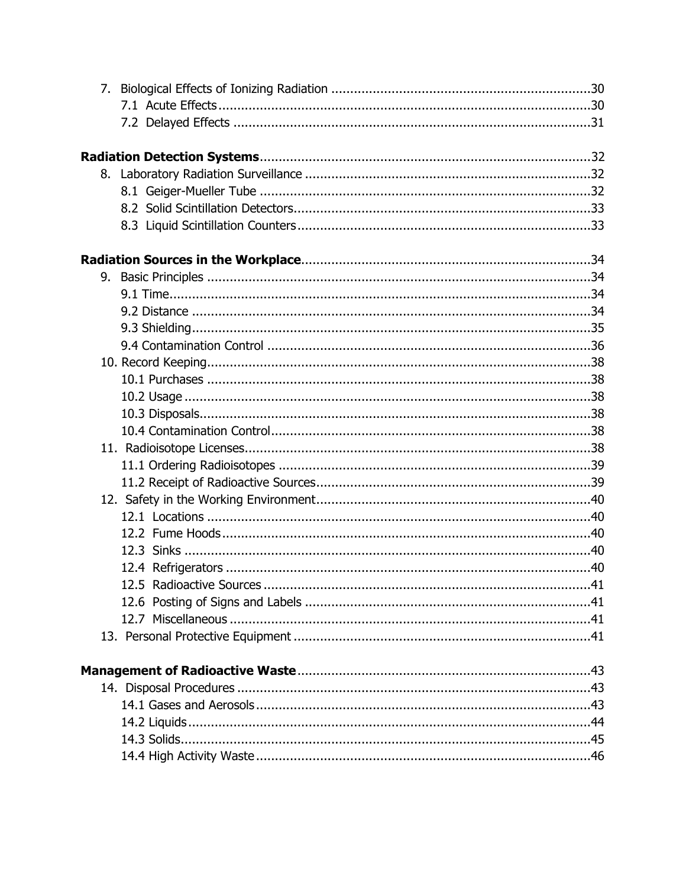7. Biological Effects of Ionizing Radiation ....................................................................30
   - 7.1 Acute Effects ..................................................................................................30
   - 7.2 Delayed Effects .............................................................................................31

**Radiation Detection Systems**.......................................................................................32

8. Laboratory Radiation Surveillance ...........................................................................32
   - 8.1 Geiger-Mueller Tube .......................................................................................32
   - 8.2 Solid Scintillation Detectors.............................................................................33
   - 8.3 Liquid Scintillation Counters ............................................................................33

**Radiation Sources in the Workplace**...........................................................................34

9. Basic Principles .....................................................................................................34
   - 9.1 Time...............................................................................................................34
   - 9.2 Distance .........................................................................................................34
   - 9.3 Shielding.........................................................................................................35
   - 9.4 Contamination Control .....................................................................................36
10. Record Keeping.....................................................................................................38
    - 10.1 Purchases .....................................................................................................38
    - 10.2 Usage ...........................................................................................................38
    - 10.3 Disposals.......................................................................................................38
    - 10.4 Contamination Control....................................................................................38
11. Radioisotope Licenses..........................................................................................38
    - 11.1 Ordering Radioisotopes ..................................................................................39
    - 11.2 Receipt of Radioactive Sources........................................................................39
12. Safety in the Working Environment........................................................................40
    - 12.1 Locations .....................................................................................................40
    - 12.2 Fume Hoods..................................................................................................40
    - 12.3 Sinks ...........................................................................................................40
    - 12.4 Refrigerators ................................................................................................40
    - 12.5 Radioactive Sources ......................................................................................41
    - 12.6 Posting of Signs and Labels ...........................................................................41
    - 12.7 Miscellaneous ...............................................................................................41
13. Personal Protective Equipment ..............................................................................41

**Management of Radioactive Waste**.............................................................................43

14. Disposal Procedures ............................................................................................43
    - 14.1 Gases and Aerosols........................................................................................43
    - 14.2 Liquids..........................................................................................................44
    - 14.3 Solids............................................................................................................45
    - 14.4 High Activity Waste ........................................................................................46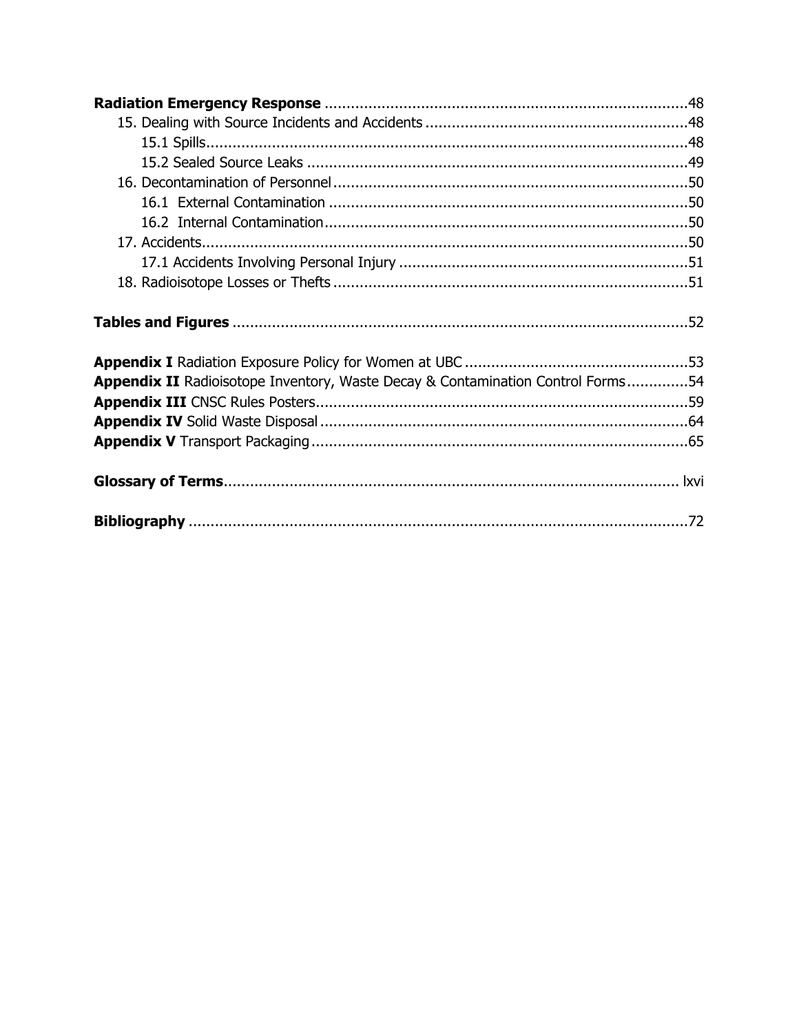**Radiation Emergency Response** .................................................................................. 48

- 15. Dealing with Source Incidents and Accidents ........................................................... 48
  - 15.1 Spills .............................................................................................................. 48
  - 15.2 Sealed Source Leaks ...................................................................................... 49
- 16. Decontamination of Personnel ................................................................................ 50
  - 16.1 External Contamination ................................................................................. 50
  - 16.2 Internal Contamination .................................................................................. 50
- 17. Accidents .............................................................................................................. 50
  - 17.1 Accidents Involving Personal Injury ................................................................. 51
- 18. Radioisotope Losses or Thefts ................................................................................ 51

**Tables and Figures** ....................................................................................................... 52

**Appendix I** Radiation Exposure Policy for Women at UBC .................................................. 53
**Appendix II** Radioisotope Inventory, Waste Decay & Contamination Control Forms ............. 54
**Appendix III** CNSC Rules Posters ..................................................................................... 59
**Appendix IV** Solid Waste Disposal .................................................................................... 64
**Appendix V** Transport Packaging ...................................................................................... 65

**Glossary of Terms** ...................................................................................................... lxvi

**Bibliography** ................................................................................................................ 72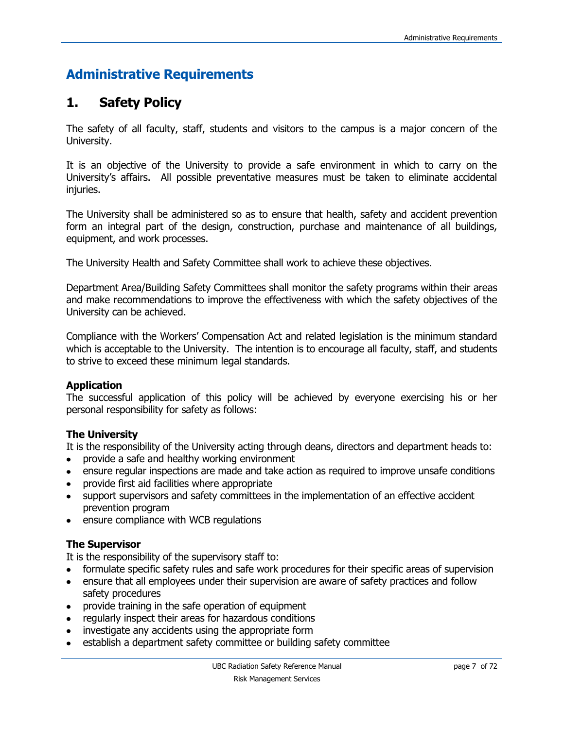# Administrative Requirements

## 1. Safety Policy

The safety of all faculty, staff, students and visitors to the campus is a major concern of the University.

It is an objective of the University to provide a safe environment in which to carry on the University's affairs. All possible preventative measures must be taken to eliminate accidental injuries.

The University shall be administered so as to ensure that health, safety and accident prevention form an integral part of the design, construction, purchase and maintenance of all buildings, equipment, and work processes.

The University Health and Safety Committee shall work to achieve these objectives.

Department Area/Building Safety Committees shall monitor the safety programs within their areas and make recommendations to improve the effectiveness with which the safety objectives of the University can be achieved.

Compliance with the Workers' Compensation Act and related legislation is the minimum standard which is acceptable to the University. The intention is to encourage all faculty, staff, and students to strive to exceed these minimum legal standards.

**Application**
The successful application of this policy will be achieved by everyone exercising his or her personal responsibility for safety as follows:

**The University**
It is the responsibility of the University acting through deans, directors and department heads to:

- provide a safe and healthy working environment
- ensure regular inspections are made and take action as required to improve unsafe conditions
- provide first aid facilities where appropriate
- support supervisors and safety committees in the implementation of an effective accident prevention program
- ensure compliance with WCB regulations

**The Supervisor**
It is the responsibility of the supervisory staff to:

- formulate specific safety rules and safe work procedures for their specific areas of supervision
- ensure that all employees under their supervision are aware of safety practices and follow safety procedures
- provide training in the safe operation of equipment
- regularly inspect their areas for hazardous conditions
- investigate any accidents using the appropriate form
- establish a department safety committee or building safety committee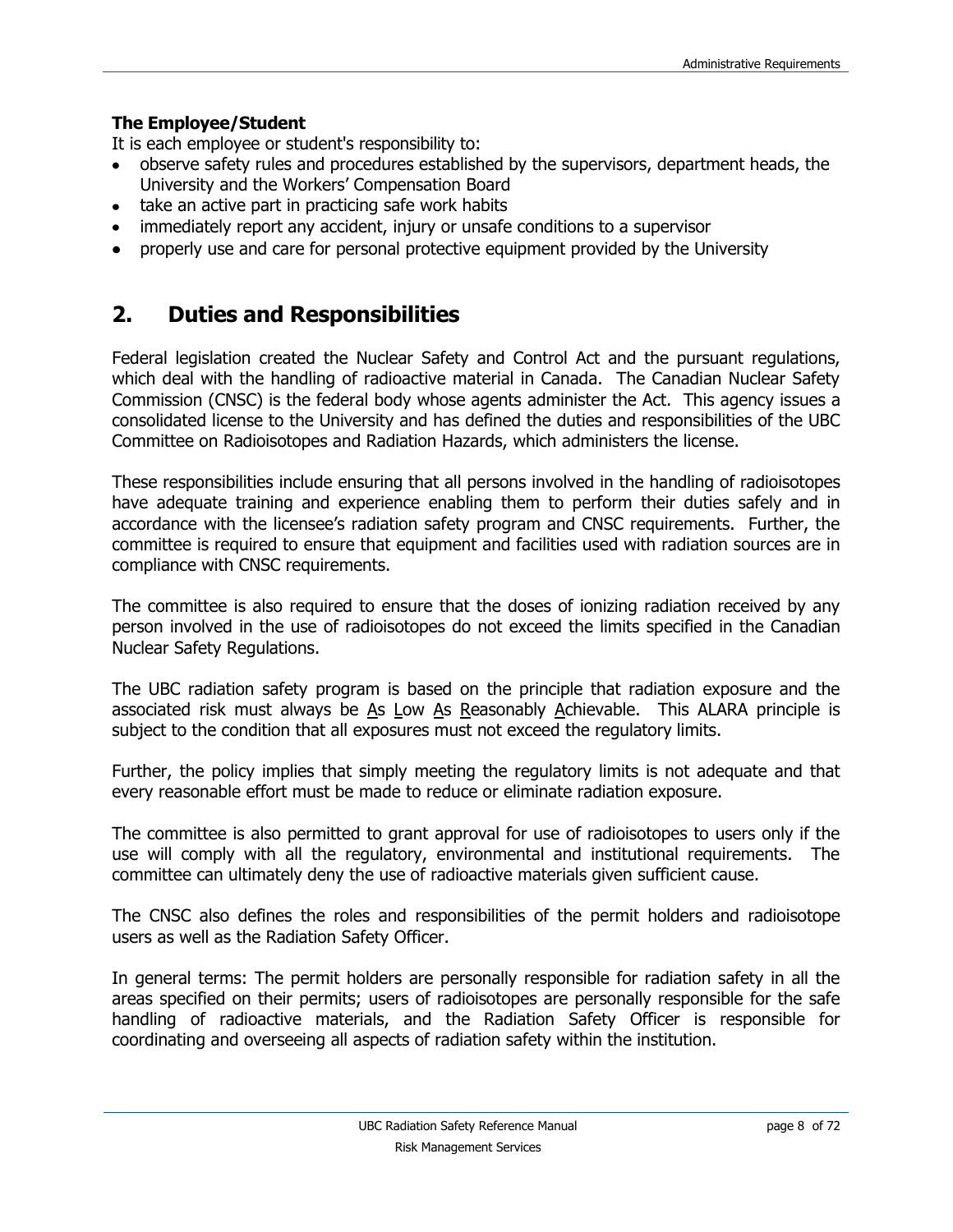**The Employee/Student**

It is each employee or student's responsibility to:

- observe safety rules and procedures established by the supervisors, department heads, the University and the Workers' Compensation Board
- take an active part in practicing safe work habits
- immediately report any accident, injury or unsafe conditions to a supervisor
- properly use and care for personal protective equipment provided by the University

## 2. Duties and Responsibilities

Federal legislation created the Nuclear Safety and Control Act and the pursuant regulations, which deal with the handling of radioactive material in Canada. The Canadian Nuclear Safety Commission (CNSC) is the federal body whose agents administer the Act. This agency issues a consolidated license to the University and has defined the duties and responsibilities of the UBC Committee on Radioisotopes and Radiation Hazards, which administers the license.

These responsibilities include ensuring that all persons involved in the handling of radioisotopes have adequate training and experience enabling them to perform their duties safely and in accordance with the licensee's radiation safety program and CNSC requirements. Further, the committee is required to ensure that equipment and facilities used with radiation sources are in compliance with CNSC requirements.

The committee is also required to ensure that the doses of ionizing radiation received by any person involved in the use of radioisotopes do not exceed the limits specified in the Canadian Nuclear Safety Regulations.

The UBC radiation safety program is based on the principle that radiation exposure and the associated risk must always be As Low As Reasonably Achievable. This ALARA principle is subject to the condition that all exposures must not exceed the regulatory limits.

Further, the policy implies that simply meeting the regulatory limits is not adequate and that every reasonable effort must be made to reduce or eliminate radiation exposure.

The committee is also permitted to grant approval for use of radioisotopes to users only if the use will comply with all the regulatory, environmental and institutional requirements. The committee can ultimately deny the use of radioactive materials given sufficient cause.

The CNSC also defines the roles and responsibilities of the permit holders and radioisotope users as well as the Radiation Safety Officer.

In general terms: The permit holders are personally responsible for radiation safety in all the areas specified on their permits; users of radioisotopes are personally responsible for the safe handling of radioactive materials, and the Radiation Safety Officer is responsible for coordinating and overseeing all aspects of radiation safety within the institution.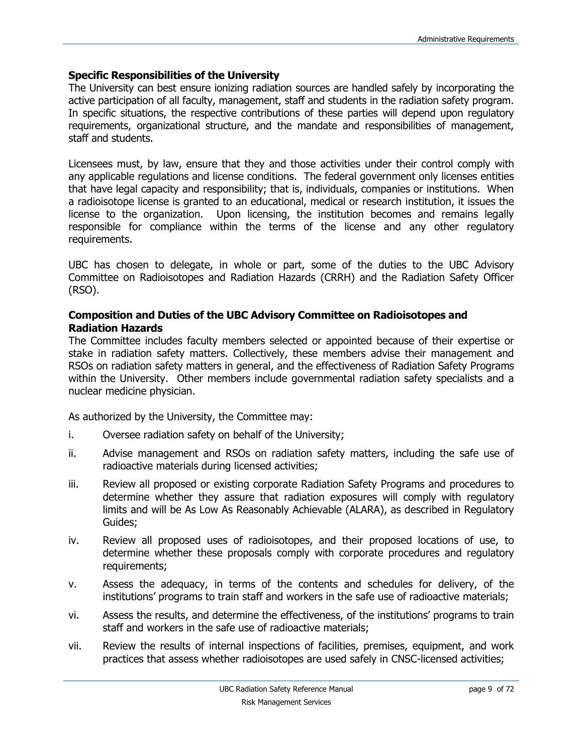**Specific Responsibilities of the University**

The University can best ensure ionizing radiation sources are handled safely by incorporating the active participation of all faculty, management, staff and students in the radiation safety program. In specific situations, the respective contributions of these parties will depend upon regulatory requirements, organizational structure, and the mandate and responsibilities of management, staff and students.

Licensees must, by law, ensure that they and those activities under their control comply with any applicable regulations and license conditions. The federal government only licenses entities that have legal capacity and responsibility; that is, individuals, companies or institutions. When a radioisotope license is granted to an educational, medical or research institution, it issues the license to the organization. Upon licensing, the institution becomes and remains legally responsible for compliance within the terms of the license and any other regulatory requirements.

UBC has chosen to delegate, in whole or part, some of the duties to the UBC Advisory Committee on Radioisotopes and Radiation Hazards (CRRH) and the Radiation Safety Officer (RSO).

**Composition and Duties of the UBC Advisory Committee on Radioisotopes and Radiation Hazards**

The Committee includes faculty members selected or appointed because of their expertise or stake in radiation safety matters. Collectively, these members advise their management and RSOs on radiation safety matters in general, and the effectiveness of Radiation Safety Programs within the University. Other members include governmental radiation safety specialists and a nuclear medicine physician.

As authorized by the University, the Committee may:

i. Oversee radiation safety on behalf of the University;

ii. Advise management and RSOs on radiation safety matters, including the safe use of radioactive materials during licensed activities;

iii. Review all proposed or existing corporate Radiation Safety Programs and procedures to determine whether they assure that radiation exposures will comply with regulatory limits and will be As Low As Reasonably Achievable (ALARA), as described in Regulatory Guides;

iv. Review all proposed uses of radioisotopes, and their proposed locations of use, to determine whether these proposals comply with corporate procedures and regulatory requirements;

v. Assess the adequacy, in terms of the contents and schedules for delivery, of the institutions' programs to train staff and workers in the safe use of radioactive materials;

vi. Assess the results, and determine the effectiveness, of the institutions' programs to train staff and workers in the safe use of radioactive materials;

vii. Review the results of internal inspections of facilities, premises, equipment, and work practices that assess whether radioisotopes are used safely in CNSC-licensed activities;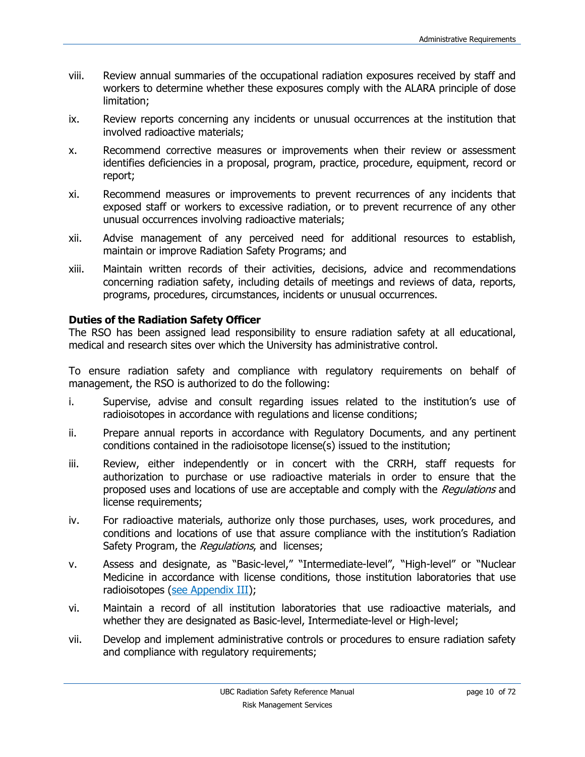viii. Review annual summaries of the occupational radiation exposures received by staff and workers to determine whether these exposures comply with the ALARA principle of dose limitation;

ix. Review reports concerning any incidents or unusual occurrences at the institution that involved radioactive materials;

x. Recommend corrective measures or improvements when their review or assessment identifies deficiencies in a proposal, program, practice, procedure, equipment, record or report;

xi. Recommend measures or improvements to prevent recurrences of any incidents that exposed staff or workers to excessive radiation, or to prevent recurrence of any other unusual occurrences involving radioactive materials;

xii. Advise management of any perceived need for additional resources to establish, maintain or improve Radiation Safety Programs; and

xiii. Maintain written records of their activities, decisions, advice and recommendations concerning radiation safety, including details of meetings and reviews of data, reports, programs, procedures, circumstances, incidents or unusual occurrences.

**Duties of the Radiation Safety Officer**

The RSO has been assigned lead responsibility to ensure radiation safety at all educational, medical and research sites over which the University has administrative control.

To ensure radiation safety and compliance with regulatory requirements on behalf of management, the RSO is authorized to do the following:

i. Supervise, advise and consult regarding issues related to the institution's use of radioisotopes in accordance with regulations and license conditions;

ii. Prepare annual reports in accordance with Regulatory Documents*,* and any pertinent conditions contained in the radioisotope license(s) issued to the institution;

iii. Review, either independently or in concert with the CRRH, staff requests for authorization to purchase or use radioactive materials in order to ensure that the proposed uses and locations of use are acceptable and comply with the *Regulations* and license requirements;

iv. For radioactive materials, authorize only those purchases, uses, work procedures, and conditions and locations of use that assure compliance with the institution's Radiation Safety Program, the *Regulations*, and licenses;

v. Assess and designate, as "Basic-level," "Intermediate-level", "High-level" or "Nuclear Medicine in accordance with license conditions, those institution laboratories that use radioisotopes (see Appendix III);

vi. Maintain a record of all institution laboratories that use radioactive materials, and whether they are designated as Basic-level, Intermediate-level or High-level;

vii. Develop and implement administrative controls or procedures to ensure radiation safety and compliance with regulatory requirements;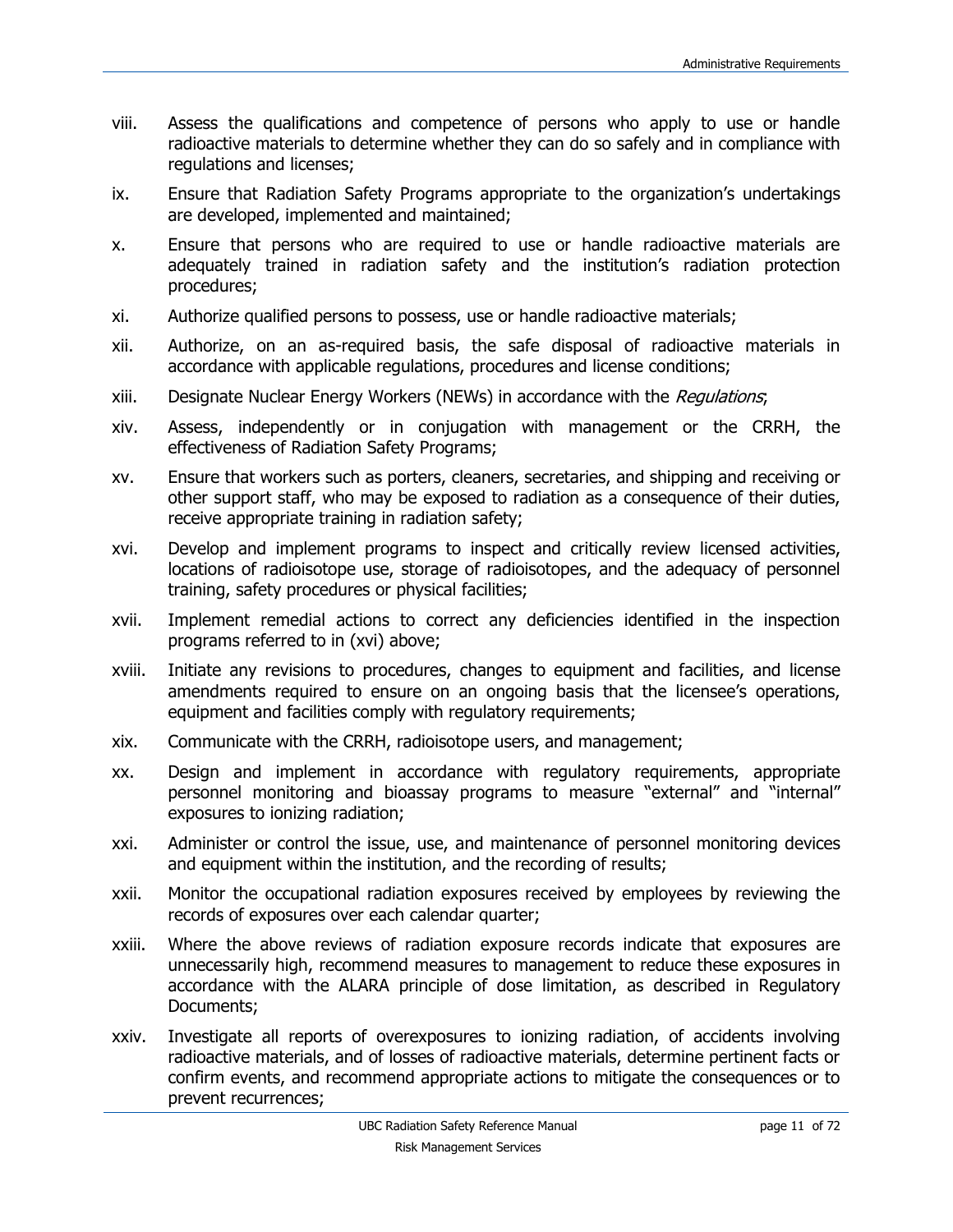viii. Assess the qualifications and competence of persons who apply to use or handle radioactive materials to determine whether they can do so safely and in compliance with regulations and licenses;

ix. Ensure that Radiation Safety Programs appropriate to the organization's undertakings are developed, implemented and maintained;

x. Ensure that persons who are required to use or handle radioactive materials are adequately trained in radiation safety and the institution's radiation protection procedures;

xi. Authorize qualified persons to possess, use or handle radioactive materials;

xii. Authorize, on an as-required basis, the safe disposal of radioactive materials in accordance with applicable regulations, procedures and license conditions;

xiii. Designate Nuclear Energy Workers (NEWs) in accordance with the *Regulations*;

xiv. Assess, independently or in conjugation with management or the CRRH, the effectiveness of Radiation Safety Programs;

xv. Ensure that workers such as porters, cleaners, secretaries, and shipping and receiving or other support staff, who may be exposed to radiation as a consequence of their duties, receive appropriate training in radiation safety;

xvi. Develop and implement programs to inspect and critically review licensed activities, locations of radioisotope use, storage of radioisotopes, and the adequacy of personnel training, safety procedures or physical facilities;

xvii. Implement remedial actions to correct any deficiencies identified in the inspection programs referred to in (xvi) above;

xviii. Initiate any revisions to procedures, changes to equipment and facilities, and license amendments required to ensure on an ongoing basis that the licensee's operations, equipment and facilities comply with regulatory requirements;

xix. Communicate with the CRRH, radioisotope users, and management;

xx. Design and implement in accordance with regulatory requirements, appropriate personnel monitoring and bioassay programs to measure "external" and "internal" exposures to ionizing radiation;

xxi. Administer or control the issue, use, and maintenance of personnel monitoring devices and equipment within the institution, and the recording of results;

xxii. Monitor the occupational radiation exposures received by employees by reviewing the records of exposures over each calendar quarter;

xxiii. Where the above reviews of radiation exposure records indicate that exposures are unnecessarily high, recommend measures to management to reduce these exposures in accordance with the ALARA principle of dose limitation, as described in Regulatory Documents;

xxiv. Investigate all reports of overexposures to ionizing radiation, of accidents involving radioactive materials, and of losses of radioactive materials, determine pertinent facts or confirm events, and recommend appropriate actions to mitigate the consequences or to prevent recurrences;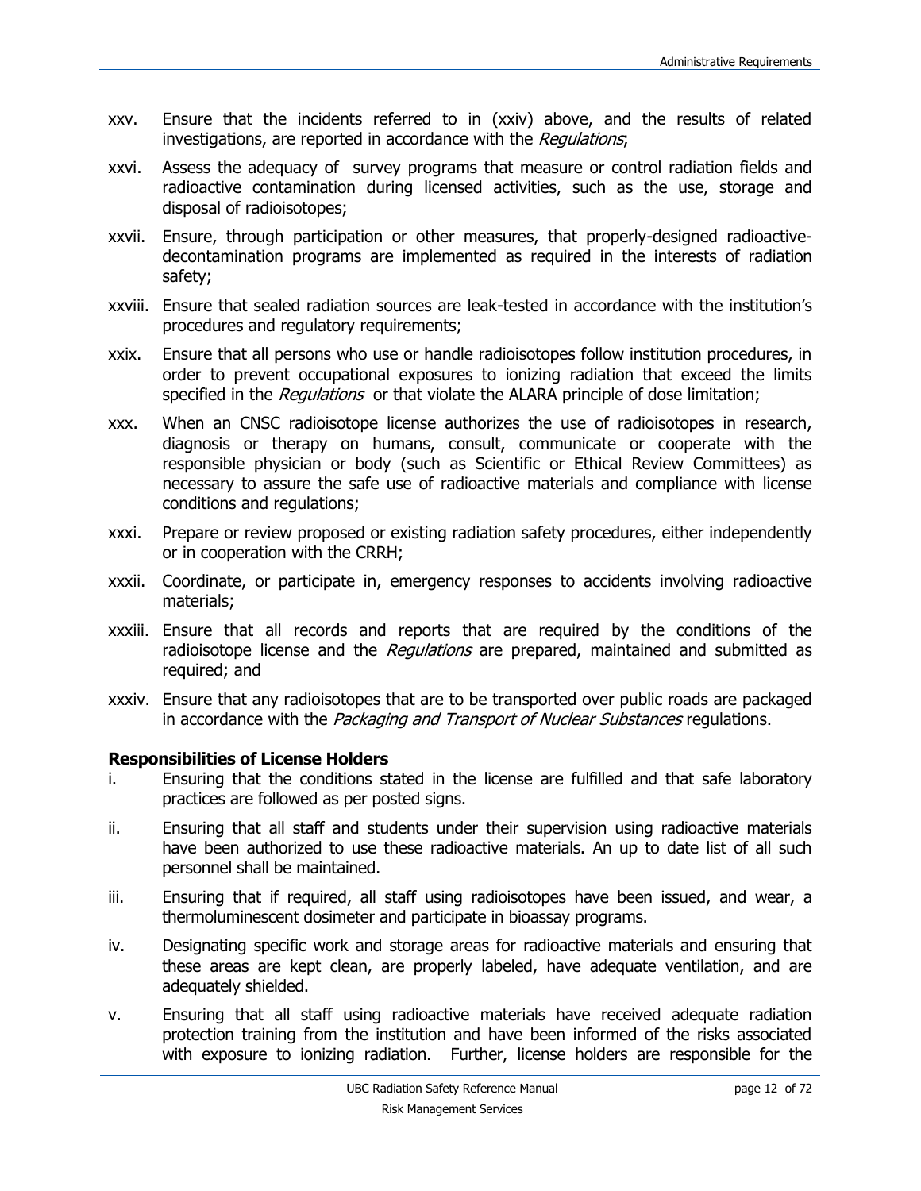xxv. Ensure that the incidents referred to in (xxiv) above, and the results of related investigations, are reported in accordance with the *Regulations*;

xxvi. Assess the adequacy of survey programs that measure or control radiation fields and radioactive contamination during licensed activities, such as the use, storage and disposal of radioisotopes;

xxvii. Ensure, through participation or other measures, that properly-designed radioactive-decontamination programs are implemented as required in the interests of radiation safety;

xxviii. Ensure that sealed radiation sources are leak-tested in accordance with the institution's procedures and regulatory requirements;

xxix. Ensure that all persons who use or handle radioisotopes follow institution procedures, in order to prevent occupational exposures to ionizing radiation that exceed the limits specified in the *Regulations* or that violate the ALARA principle of dose limitation;

xxx. When an CNSC radioisotope license authorizes the use of radioisotopes in research, diagnosis or therapy on humans, consult, communicate or cooperate with the responsible physician or body (such as Scientific or Ethical Review Committees) as necessary to assure the safe use of radioactive materials and compliance with license conditions and regulations;

xxxi. Prepare or review proposed or existing radiation safety procedures, either independently or in cooperation with the CRRH;

xxxii. Coordinate, or participate in, emergency responses to accidents involving radioactive materials;

xxxiii. Ensure that all records and reports that are required by the conditions of the radioisotope license and the *Regulations* are prepared, maintained and submitted as required; and

xxxiv. Ensure that any radioisotopes that are to be transported over public roads are packaged in accordance with the *Packaging and Transport of Nuclear Substances* regulations.

**Responsibilities of License Holders**

i. Ensuring that the conditions stated in the license are fulfilled and that safe laboratory practices are followed as per posted signs.

ii. Ensuring that all staff and students under their supervision using radioactive materials have been authorized to use these radioactive materials. An up to date list of all such personnel shall be maintained.

iii. Ensuring that if required, all staff using radioisotopes have been issued, and wear, a thermoluminescent dosimeter and participate in bioassay programs.

iv. Designating specific work and storage areas for radioactive materials and ensuring that these areas are kept clean, are properly labeled, have adequate ventilation, and are adequately shielded.

v. Ensuring that all staff using radioactive materials have received adequate radiation protection training from the institution and have been informed of the risks associated with exposure to ionizing radiation. Further, license holders are responsible for the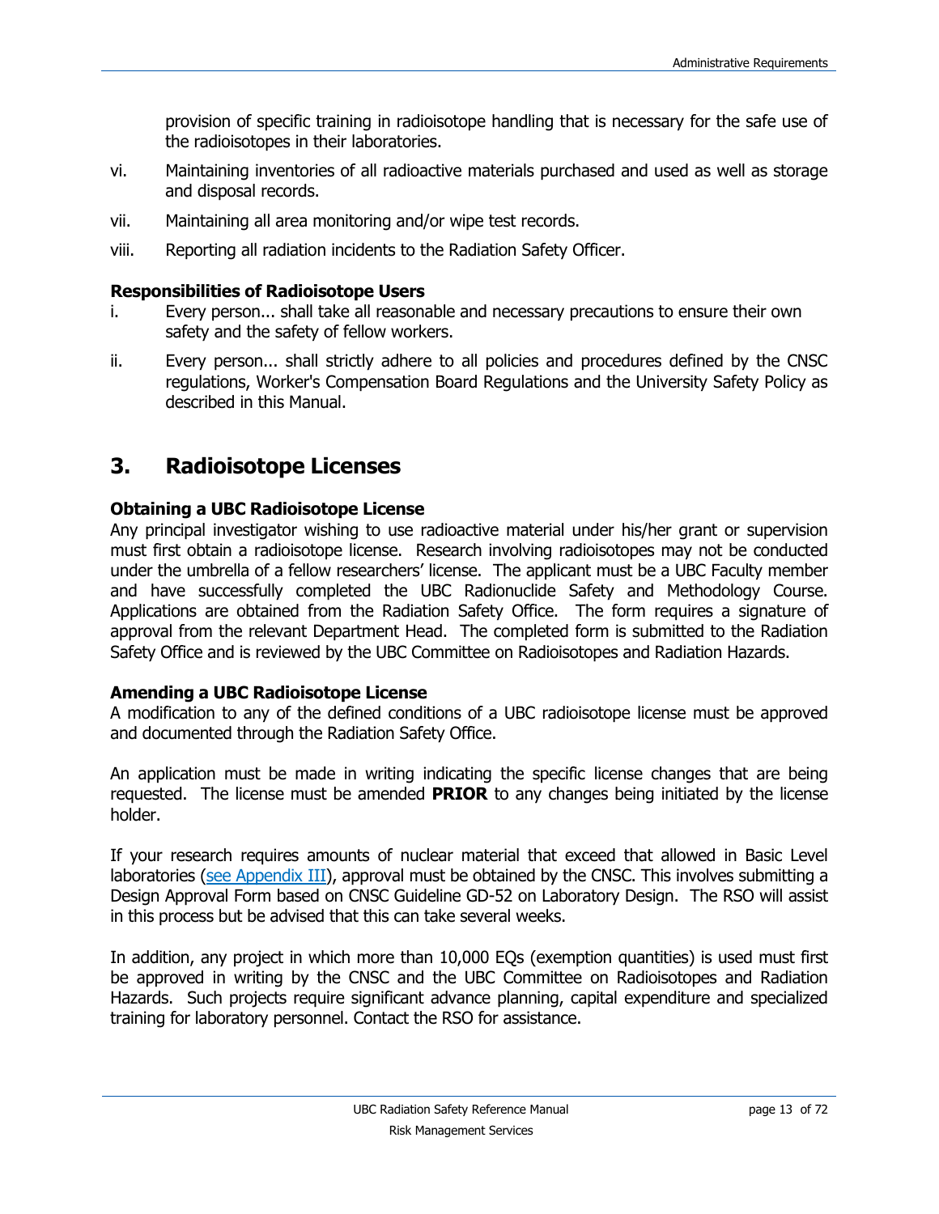provision of specific training in radioisotope handling that is necessary for the safe use of the radioisotopes in their laboratories.

vi. Maintaining inventories of all radioactive materials purchased and used as well as storage and disposal records.

vii. Maintaining all area monitoring and/or wipe test records.

viii. Reporting all radiation incidents to the Radiation Safety Officer.

**Responsibilities of Radioisotope Users**

i. Every person... shall take all reasonable and necessary precautions to ensure their own safety and the safety of fellow workers.

ii. Every person... shall strictly adhere to all policies and procedures defined by the CNSC regulations, Worker's Compensation Board Regulations and the University Safety Policy as described in this Manual.

# 3. Radioisotope Licenses

**Obtaining a UBC Radioisotope License**

Any principal investigator wishing to use radioactive material under his/her grant or supervision must first obtain a radioisotope license. Research involving radioisotopes may not be conducted under the umbrella of a fellow researchers' license. The applicant must be a UBC Faculty member and have successfully completed the UBC Radionuclide Safety and Methodology Course. Applications are obtained from the Radiation Safety Office. The form requires a signature of approval from the relevant Department Head. The completed form is submitted to the Radiation Safety Office and is reviewed by the UBC Committee on Radioisotopes and Radiation Hazards.

**Amending a UBC Radioisotope License**

A modification to any of the defined conditions of a UBC radioisotope license must be approved and documented through the Radiation Safety Office.

An application must be made in writing indicating the specific license changes that are being requested. The license must be amended **PRIOR** to any changes being initiated by the license holder.

If your research requires amounts of nuclear material that exceed that allowed in Basic Level laboratories (see Appendix III), approval must be obtained by the CNSC. This involves submitting a Design Approval Form based on CNSC Guideline GD-52 on Laboratory Design. The RSO will assist in this process but be advised that this can take several weeks.

In addition, any project in which more than 10,000 EQs (exemption quantities) is used must first be approved in writing by the CNSC and the UBC Committee on Radioisotopes and Radiation Hazards. Such projects require significant advance planning, capital expenditure and specialized training for laboratory personnel. Contact the RSO for assistance.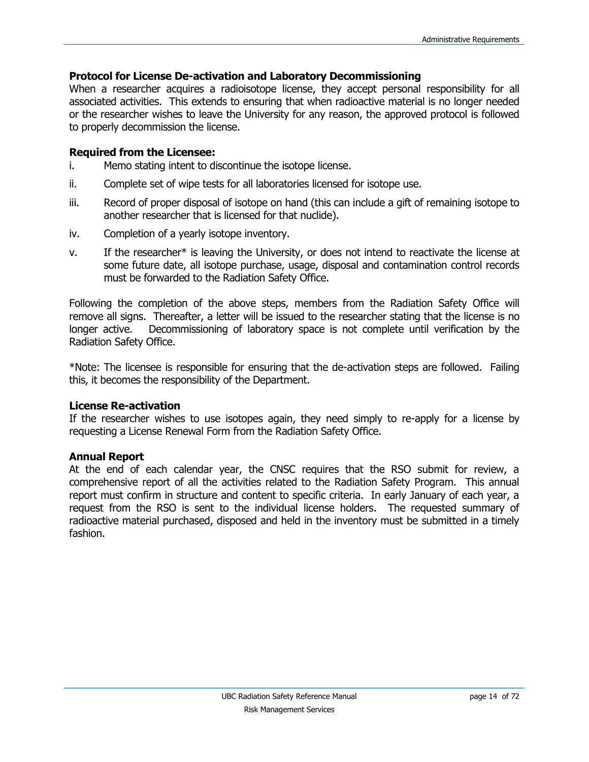### Protocol for License De-activation and Laboratory Decommissioning

When a researcher acquires a radioisotope license, they accept personal responsibility for all associated activities. This extends to ensuring that when radioactive material is no longer needed or the researcher wishes to leave the University for any reason, the approved protocol is followed to properly decommission the license.

### Required from the Licensee:

i. Memo stating intent to discontinue the isotope license.

ii. Complete set of wipe tests for all laboratories licensed for isotope use.

iii. Record of proper disposal of isotope on hand (this can include a gift of remaining isotope to another researcher that is licensed for that nuclide).

iv. Completion of a yearly isotope inventory.

v. If the researcher* is leaving the University, or does not intend to reactivate the license at some future date, all isotope purchase, usage, disposal and contamination control records must be forwarded to the Radiation Safety Office.

Following the completion of the above steps, members from the Radiation Safety Office will remove all signs. Thereafter, a letter will be issued to the researcher stating that the license is no longer active. Decommissioning of laboratory space is not complete until verification by the Radiation Safety Office.

*Note: The licensee is responsible for ensuring that the de-activation steps are followed. Failing this, it becomes the responsibility of the Department.

### License Re-activation

If the researcher wishes to use isotopes again, they need simply to re-apply for a license by requesting a License Renewal Form from the Radiation Safety Office.

### Annual Report

At the end of each calendar year, the CNSC requires that the RSO submit for review, a comprehensive report of all the activities related to the Radiation Safety Program. This annual report must confirm in structure and content to specific criteria. In early January of each year, a request from the RSO is sent to the individual license holders. The requested summary of radioactive material purchased, disposed and held in the inventory must be submitted in a timely fashion.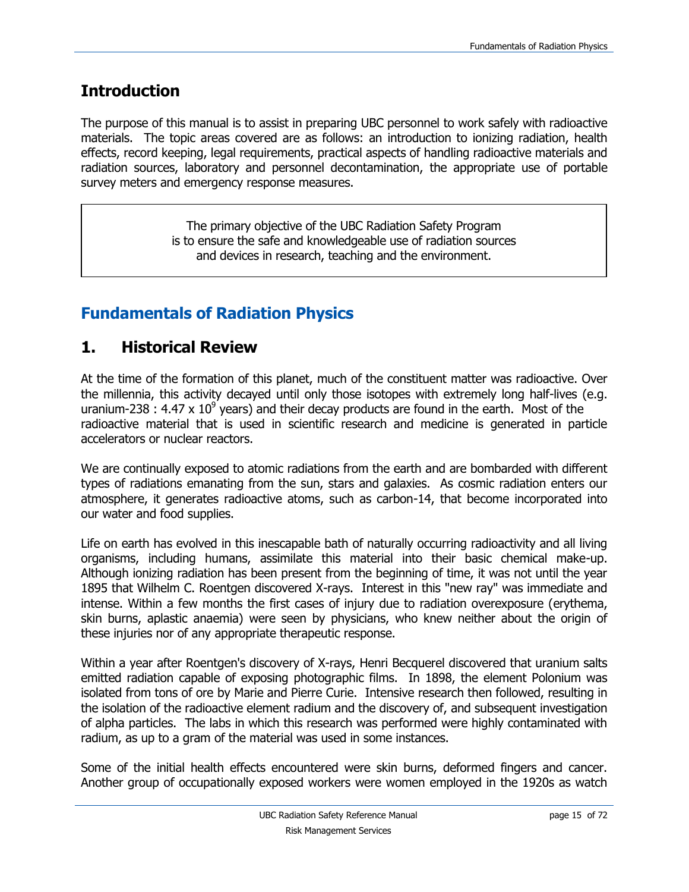# Introduction

The purpose of this manual is to assist in preparing UBC personnel to work safely with radioactive materials. The topic areas covered are as follows: an introduction to ionizing radiation, health effects, record keeping, legal requirements, practical aspects of handling radioactive materials and radiation sources, laboratory and personnel decontamination, the appropriate use of portable survey meters and emergency response measures.

> The primary objective of the UBC Radiation Safety Program is to ensure the safe and knowledgeable use of radiation sources and devices in research, teaching and the environment.

# Fundamentals of Radiation Physics

## 1. Historical Review

At the time of the formation of this planet, much of the constituent matter was radioactive. Over the millennia, this activity decayed until only those isotopes with extremely long half-lives (e.g. uranium-238 : $4.47 \times 10^9$ years) and their decay products are found in the earth. Most of the radioactive material that is used in scientific research and medicine is generated in particle accelerators or nuclear reactors.

We are continually exposed to atomic radiations from the earth and are bombarded with different types of radiations emanating from the sun, stars and galaxies. As cosmic radiation enters our atmosphere, it generates radioactive atoms, such as carbon-14, that become incorporated into our water and food supplies.

Life on earth has evolved in this inescapable bath of naturally occurring radioactivity and all living organisms, including humans, assimilate this material into their basic chemical make-up. Although ionizing radiation has been present from the beginning of time, it was not until the year 1895 that Wilhelm C. Roentgen discovered X-rays. Interest in this "new ray" was immediate and intense. Within a few months the first cases of injury due to radiation overexposure (erythema, skin burns, aplastic anaemia) were seen by physicians, who knew neither about the origin of these injuries nor of any appropriate therapeutic response.

Within a year after Roentgen's discovery of X-rays, Henri Becquerel discovered that uranium salts emitted radiation capable of exposing photographic films. In 1898, the element Polonium was isolated from tons of ore by Marie and Pierre Curie. Intensive research then followed, resulting in the isolation of the radioactive element radium and the discovery of, and subsequent investigation of alpha particles. The labs in which this research was performed were highly contaminated with radium, as up to a gram of the material was used in some instances.

Some of the initial health effects encountered were skin burns, deformed fingers and cancer. Another group of occupationally exposed workers were women employed in the 1920s as watch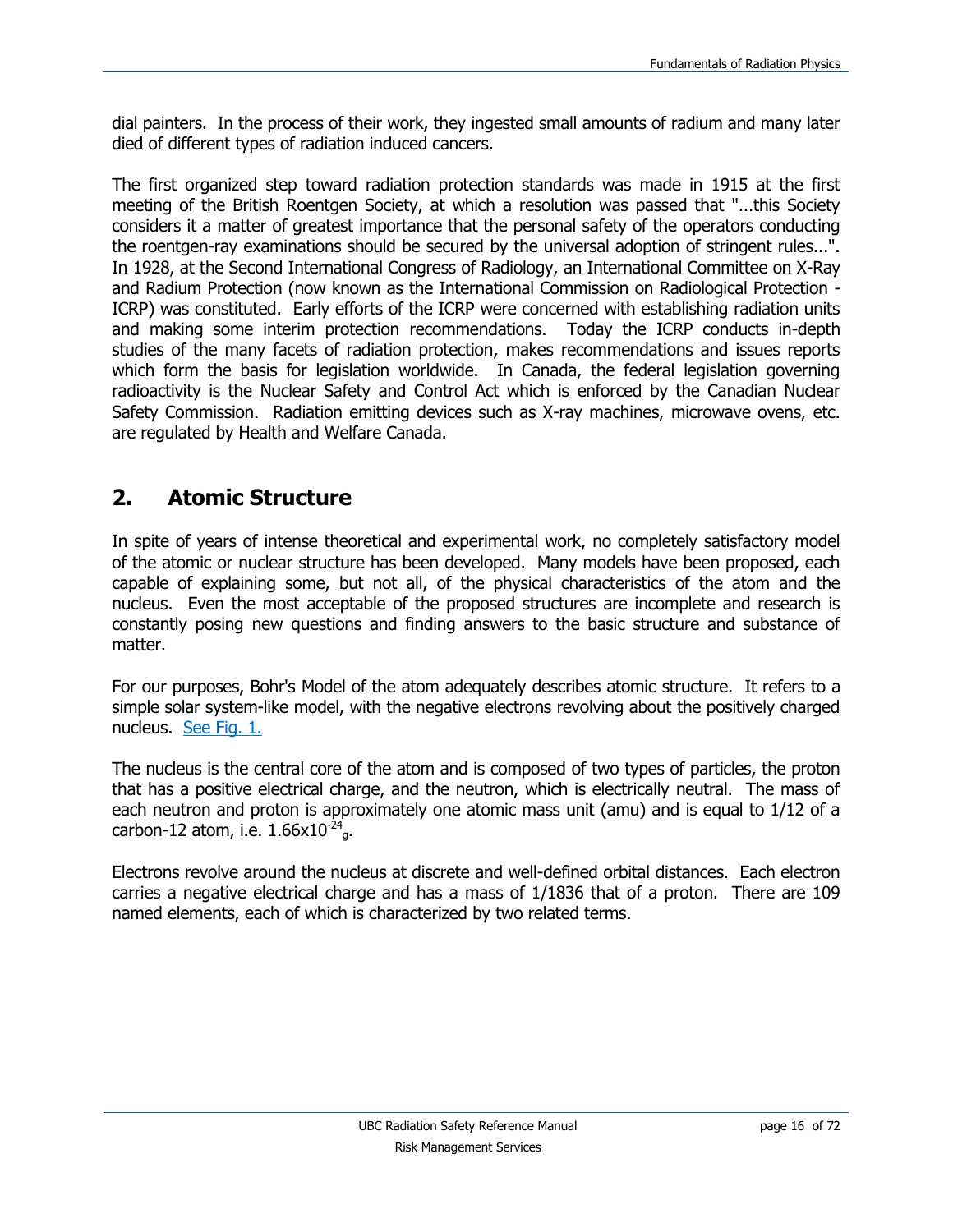dial painters. In the process of their work, they ingested small amounts of radium and many later died of different types of radiation induced cancers.

The first organized step toward radiation protection standards was made in 1915 at the first meeting of the British Roentgen Society, at which a resolution was passed that "...this Society considers it a matter of greatest importance that the personal safety of the operators conducting the roentgen-ray examinations should be secured by the universal adoption of stringent rules...". In 1928, at the Second International Congress of Radiology, an International Committee on X-Ray and Radium Protection (now known as the International Commission on Radiological Protection - ICRP) was constituted. Early efforts of the ICRP were concerned with establishing radiation units and making some interim protection recommendations. Today the ICRP conducts in-depth studies of the many facets of radiation protection, makes recommendations and issues reports which form the basis for legislation worldwide. In Canada, the federal legislation governing radioactivity is the Nuclear Safety and Control Act which is enforced by the Canadian Nuclear Safety Commission. Radiation emitting devices such as X-ray machines, microwave ovens, etc. are regulated by Health and Welfare Canada.

## 2. Atomic Structure

In spite of years of intense theoretical and experimental work, no completely satisfactory model of the atomic or nuclear structure has been developed. Many models have been proposed, each capable of explaining some, but not all, of the physical characteristics of the atom and the nucleus. Even the most acceptable of the proposed structures are incomplete and research is constantly posing new questions and finding answers to the basic structure and substance of matter.

For our purposes, Bohr's Model of the atom adequately describes atomic structure. It refers to a simple solar system-like model, with the negative electrons revolving about the positively charged nucleus. See Fig. 1.

The nucleus is the central core of the atom and is composed of two types of particles, the proton that has a positive electrical charge, and the neutron, which is electrically neutral. The mass of each neutron and proton is approximately one atomic mass unit (amu) and is equal to 1/12 of a carbon-12 atom, i.e. $1.66\text{x}10^{-24}$ g.

Electrons revolve around the nucleus at discrete and well-defined orbital distances. Each electron carries a negative electrical charge and has a mass of 1/1836 that of a proton. There are 109 named elements, each of which is characterized by two related terms.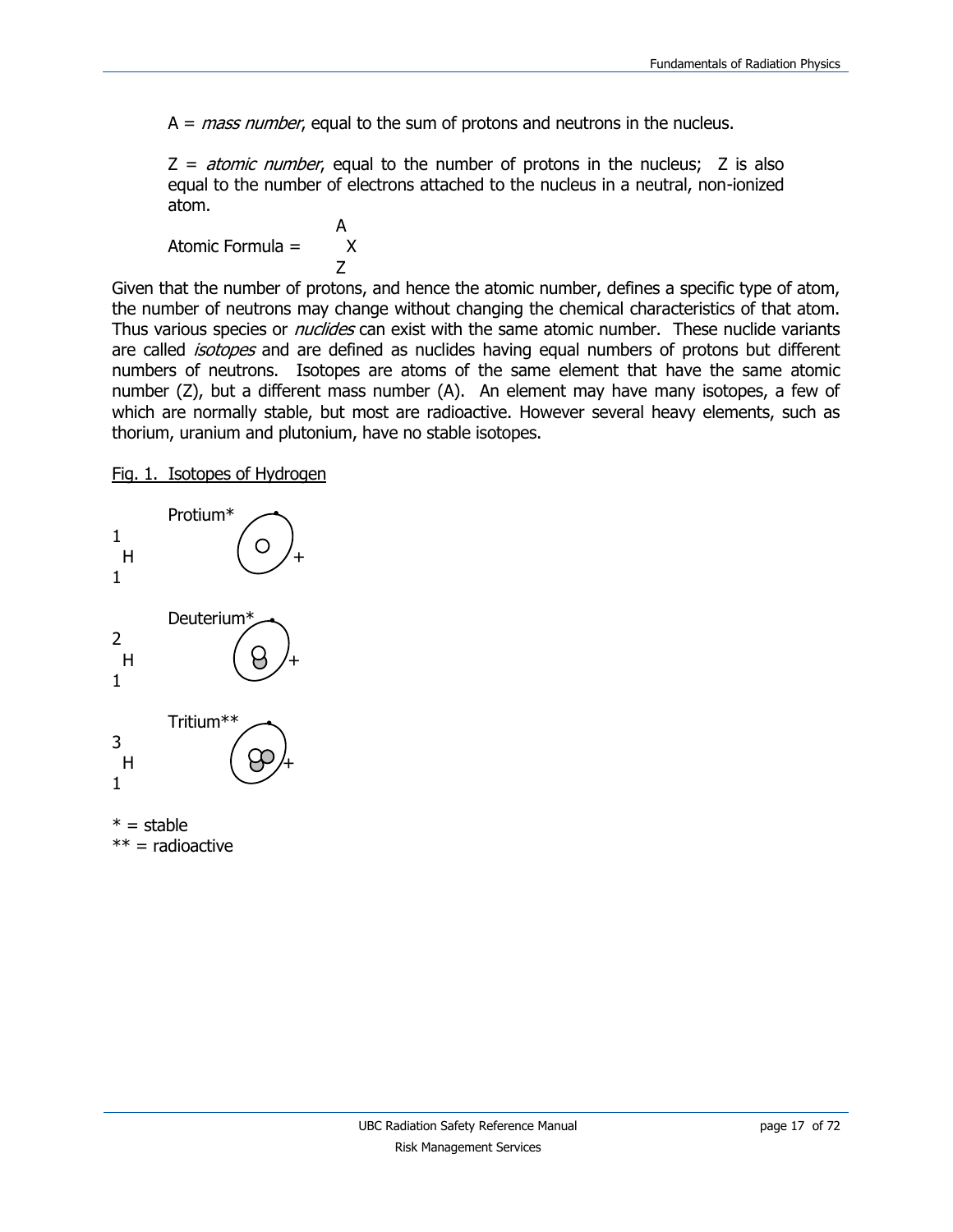A = *mass number*, equal to the sum of protons and neutrons in the nucleus.

Z = *atomic number*, equal to the number of protons in the nucleus; Z is also equal to the number of electrons attached to the nucleus in a neutral, non-ionized atom.

Atomic Formula = $^{A}_{Z}X$

Given that the number of protons, and hence the atomic number, defines a specific type of atom, the number of neutrons may change without changing the chemical characteristics of that atom. Thus various species or *nuclides* can exist with the same atomic number. These nuclide variants are called *isotopes* and are defined as nuclides having equal numbers of protons but different numbers of neutrons. Isotopes are atoms of the same element that have the same atomic number (Z), but a different mass number (A). An element may have many isotopes, a few of which are normally stable, but most are radioactive. However several heavy elements, such as thorium, uranium and plutonium, have no stable isotopes.

Fig. 1. Isotopes of Hydrogen

$^{1}_{1}H$ Protium*

$^{2}_{1}H$ Deuterium*

$^{3}_{1}H$ Tritium**

* = stable
** = radioactive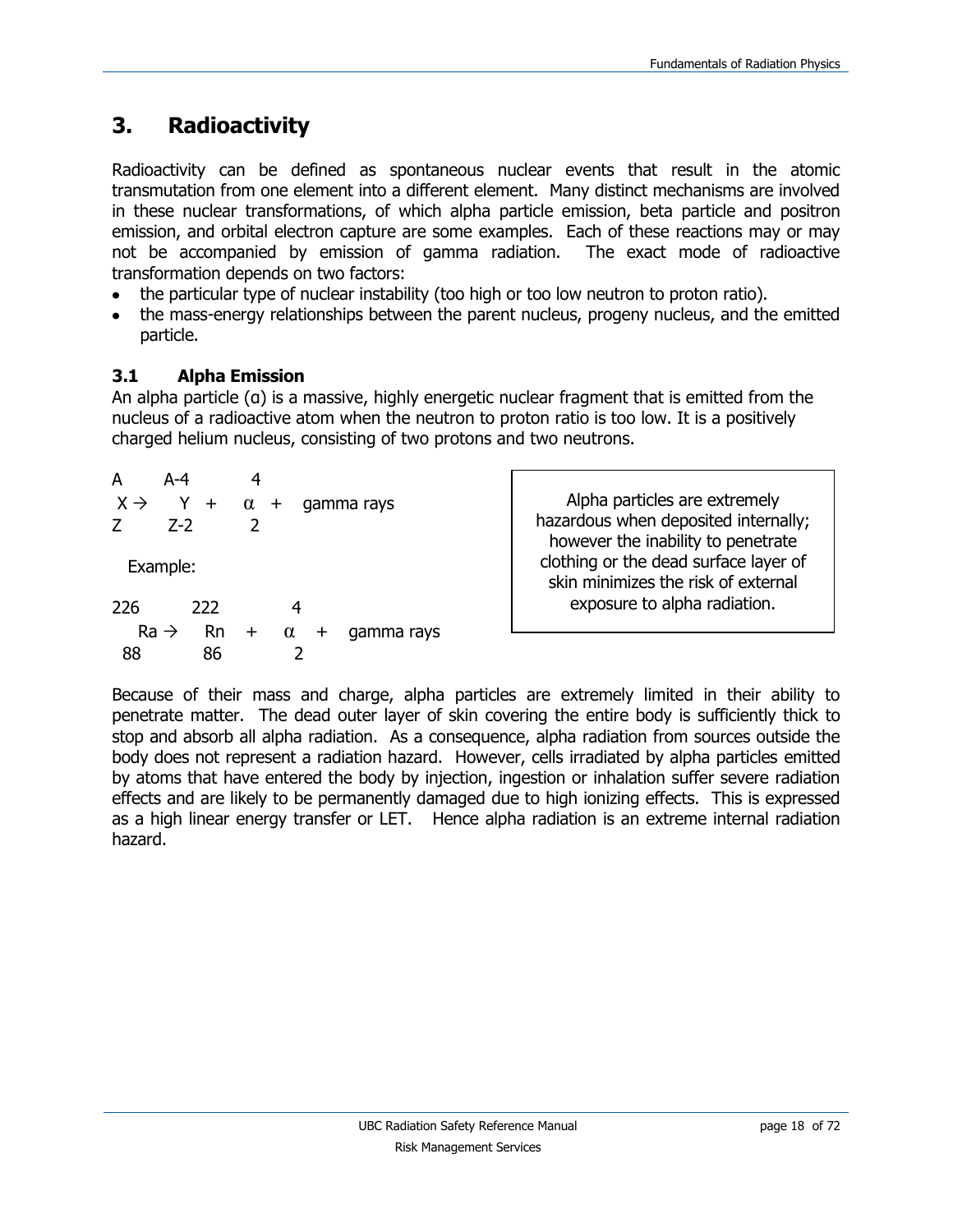# 3. Radioactivity

Radioactivity can be defined as spontaneous nuclear events that result in the atomic transmutation from one element into a different element. Many distinct mechanisms are involved in these nuclear transformations, of which alpha particle emission, beta particle and positron emission, and orbital electron capture are some examples. Each of these reactions may or may not be accompanied by emission of gamma radiation. The exact mode of radioactive transformation depends on two factors:

- the particular type of nuclear instability (too high or too low neutron to proton ratio).
- the mass-energy relationships between the parent nucleus, progeny nucleus, and the emitted particle.

## 3.1 Alpha Emission

An alpha particle (α) is a massive, highly energetic nuclear fragment that is emitted from the nucleus of a radioactive atom when the neutron to proton ratio is too low. It is a positively charged helium nucleus, consisting of two protons and two neutrons.

$$^{A}_{Z}X \rightarrow \; ^{A-4}_{Z-2}Y + \; ^{4}_{2}\alpha + \text{gamma rays}$$

Example:

$$^{226}_{88}Ra \rightarrow \; ^{222}_{86}Rn + \; ^{4}_{2}\alpha + \text{gamma rays}$$

> Alpha particles are extremely hazardous when deposited internally; however the inability to penetrate clothing or the dead surface layer of skin minimizes the risk of external exposure to alpha radiation.

Because of their mass and charge, alpha particles are extremely limited in their ability to penetrate matter. The dead outer layer of skin covering the entire body is sufficiently thick to stop and absorb all alpha radiation. As a consequence, alpha radiation from sources outside the body does not represent a radiation hazard. However, cells irradiated by alpha particles emitted by atoms that have entered the body by injection, ingestion or inhalation suffer severe radiation effects and are likely to be permanently damaged due to high ionizing effects. This is expressed as a high linear energy transfer or LET. Hence alpha radiation is an extreme internal radiation hazard.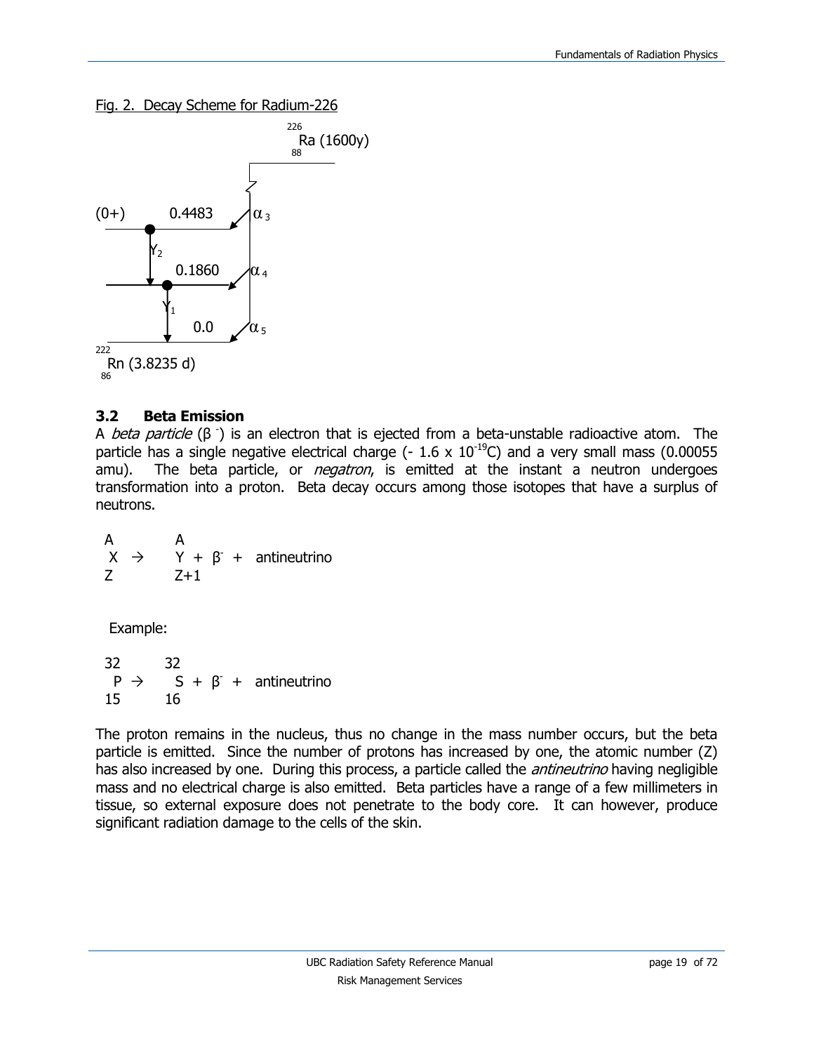Fig. 2. Decay Scheme for Radium-226

$^{226}_{88}$Ra (1600y)

(0+) 0.4483 $\alpha_3$

$\gamma_2$

0.1860 $\alpha_4$

$\gamma_1$

0.0 $\alpha_5$

$^{222}_{86}$Rn (3.8235 d)

### 3.2 Beta Emission

A *beta particle* ($\beta^-$) is an electron that is ejected from a beta-unstable radioactive atom. The particle has a single negative electrical charge ($-1.6 \times 10^{-19}$C) and a very small mass (0.00055 amu). The beta particle, or *negatron*, is emitted at the instant a neutron undergoes transformation into a proton. Beta decay occurs among those isotopes that have a surplus of neutrons.

$$^{A}_{Z}X \rightarrow \, ^{A}_{Z+1}Y + \beta^- + \text{antineutrino}$$

Example:

$$^{32}_{15}P \rightarrow \, ^{32}_{16}S + \beta^- + \text{antineutrino}$$

The proton remains in the nucleus, thus no change in the mass number occurs, but the beta particle is emitted. Since the number of protons has increased by one, the atomic number (Z) has also increased by one. During this process, a particle called the *antineutrino* having negligible mass and no electrical charge is also emitted. Beta particles have a range of a few millimeters in tissue, so external exposure does not penetrate to the body core. It can however, produce significant radiation damage to the cells of the skin.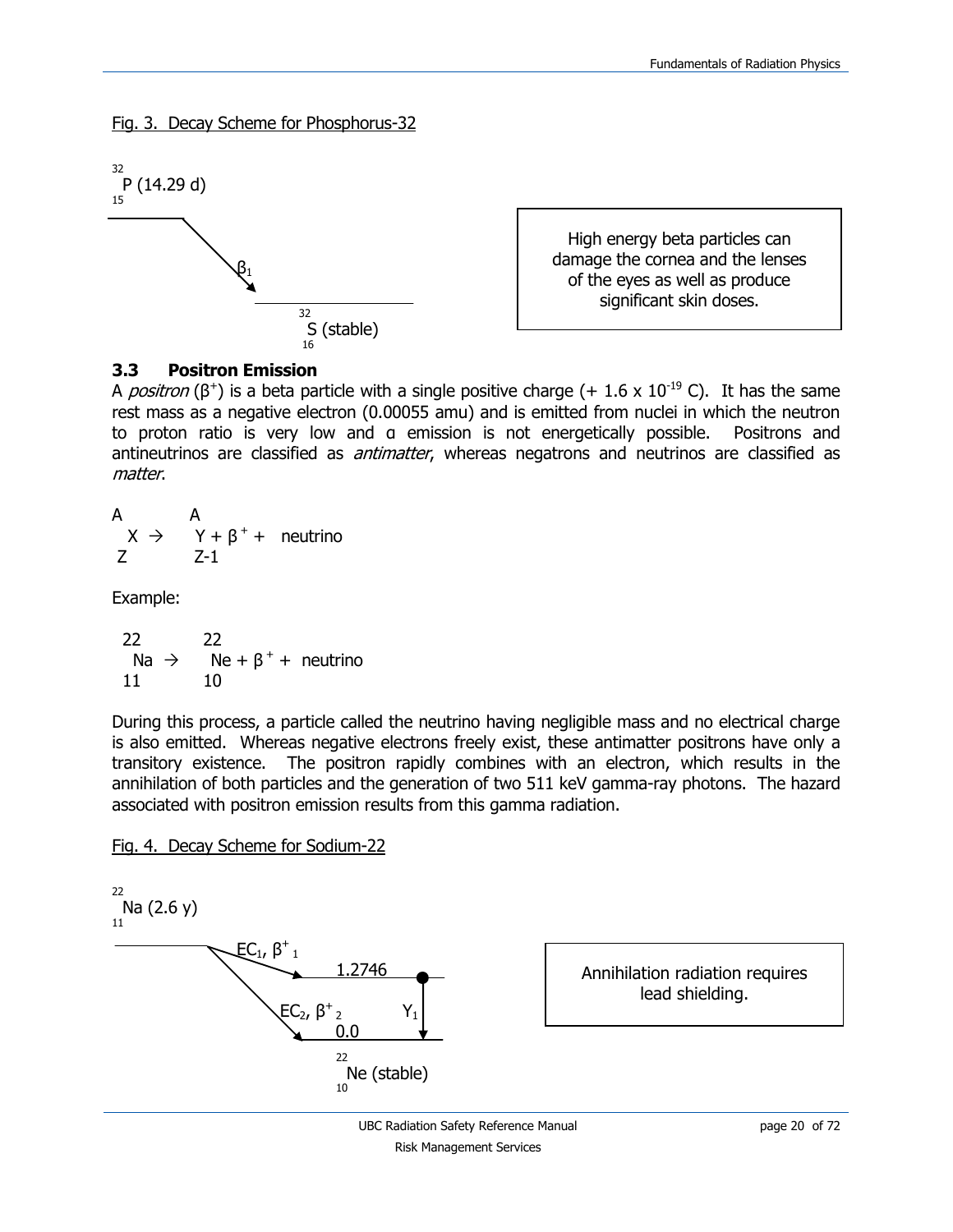Fig. 3. Decay Scheme for Phosphorus-32

$^{32}_{15}P$ (14.29 d)

$\beta_1$

$^{32}_{16}S$ (stable)

High energy beta particles can damage the cornea and the lenses of the eyes as well as produce significant skin doses.

### 3.3 Positron Emission

A *positron* ($\beta^+$) is a beta particle with a single positive charge (+ 1.6 x $10^{-19}$ C). It has the same rest mass as a negative electron (0.00055 amu) and is emitted from nuclei in which the neutron to proton ratio is very low and α emission is not energetically possible. Positrons and antineutrinos are classified as *antimatter*, whereas negatrons and neutrinos are classified as *matter*.

$$^{A}_{Z}X \rightarrow \, ^{A}_{Z-1}Y + \beta^+ + \text{neutrino}$$

Example:

$$^{22}_{11}Na \rightarrow \, ^{22}_{10}Ne + \beta^+ + \text{neutrino}$$

During this process, a particle called the neutrino having negligible mass and no electrical charge is also emitted. Whereas negative electrons freely exist, these antimatter positrons have only a transitory existence. The positron rapidly combines with an electron, which results in the annihilation of both particles and the generation of two 511 keV gamma-ray photons. The hazard associated with positron emission results from this gamma radiation.

Fig. 4. Decay Scheme for Sodium-22

$^{22}_{11}Na$ (2.6 y)

$EC_1$, $\beta^+_1$ — 1.2746

$EC_2$, $\beta^+_2$ — 0.0

$Y_1$

$^{22}_{10}Ne$ (stable)

Annihilation radiation requires lead shielding.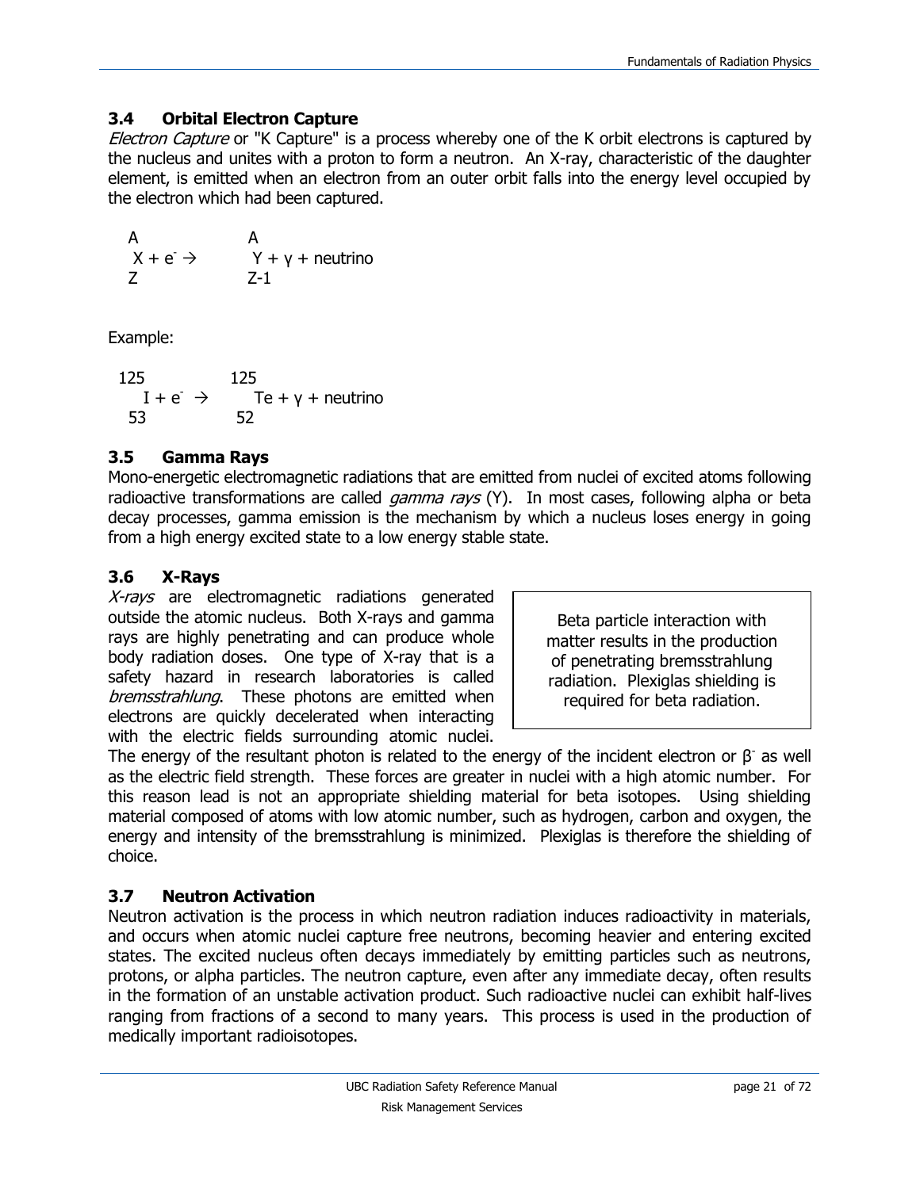## 3.4 Orbital Electron Capture

*Electron Capture* or "K Capture" is a process whereby one of the K orbit electrons is captured by the nucleus and unites with a proton to form a neutron. An X-ray, characteristic of the daughter element, is emitted when an electron from an outer orbit falls into the energy level occupied by the electron which had been captured.

$$^{A}_{Z}X + e^{-} \rightarrow \; ^{A}_{Z-1}Y + \gamma + \text{neutrino}$$

Example:

$$^{125}_{53}I + e^{-} \rightarrow \; ^{125}_{52}Te + \gamma + \text{neutrino}$$

## 3.5 Gamma Rays

Mono-energetic electromagnetic radiations that are emitted from nuclei of excited atoms following radioactive transformations are called *gamma rays* (Y). In most cases, following alpha or beta decay processes, gamma emission is the mechanism by which a nucleus loses energy in going from a high energy excited state to a low energy stable state.

## 3.6 X-Rays

*X-rays* are electromagnetic radiations generated outside the atomic nucleus. Both X-rays and gamma rays are highly penetrating and can produce whole body radiation doses. One type of X-ray that is a safety hazard in research laboratories is called *bremsstrahlung*. These photons are emitted when electrons are quickly decelerated when interacting with the electric fields surrounding atomic nuclei. The energy of the resultant photon is related to the energy of the incident electron or $\beta^{-}$ as well as the electric field strength. These forces are greater in nuclei with a high atomic number. For this reason lead is not an appropriate shielding material for beta isotopes. Using shielding material composed of atoms with low atomic number, such as hydrogen, carbon and oxygen, the energy and intensity of the bremsstrahlung is minimized. Plexiglas is therefore the shielding of choice.

> Beta particle interaction with matter results in the production of penetrating bremsstrahlung radiation. Plexiglas shielding is required for beta radiation.

## 3.7 Neutron Activation

Neutron activation is the process in which neutron radiation induces radioactivity in materials, and occurs when atomic nuclei capture free neutrons, becoming heavier and entering excited states. The excited nucleus often decays immediately by emitting particles such as neutrons, protons, or alpha particles. The neutron capture, even after any immediate decay, often results in the formation of an unstable activation product. Such radioactive nuclei can exhibit half-lives ranging from fractions of a second to many years. This process is used in the production of medically important radioisotopes.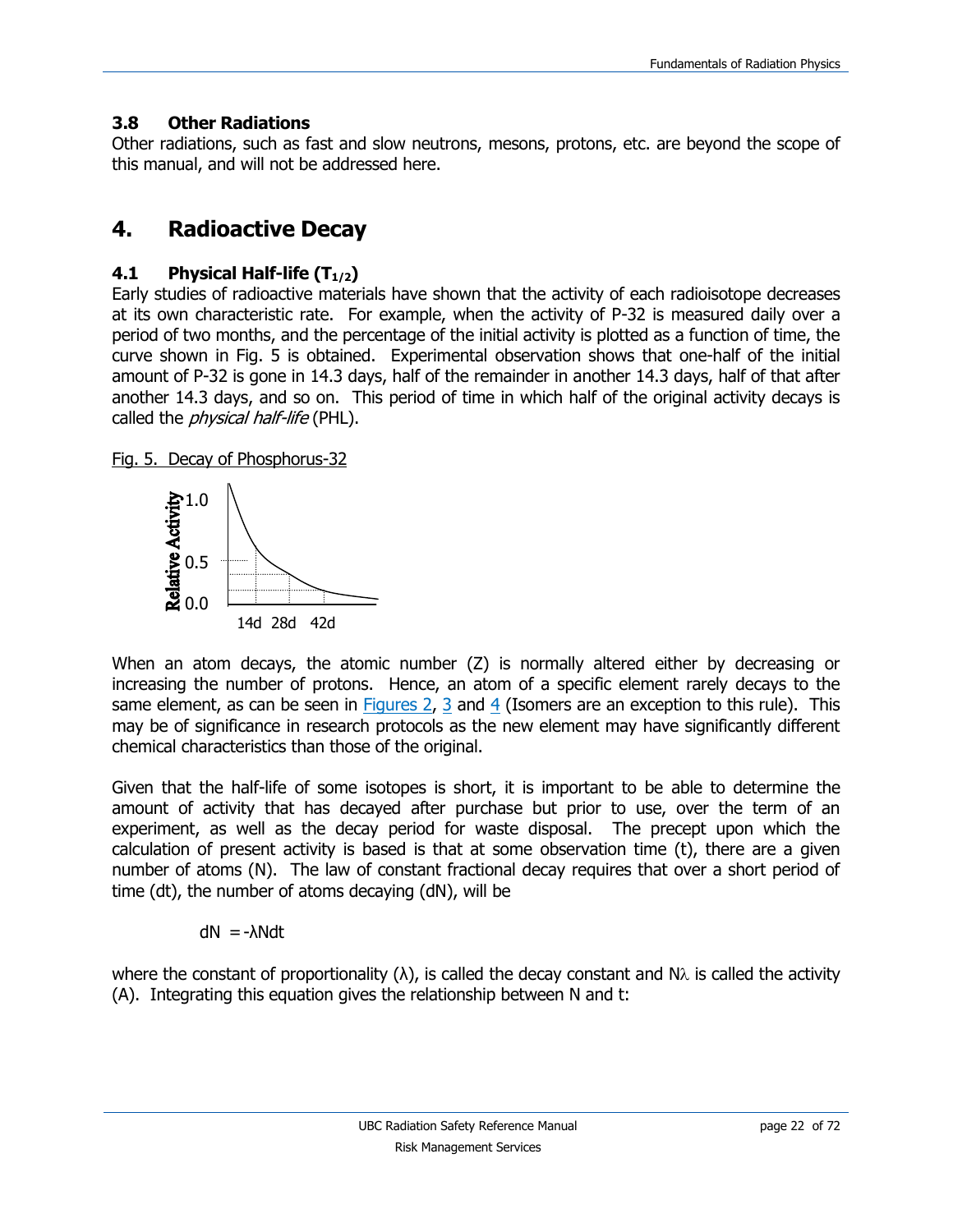### 3.8 Other Radiations

Other radiations, such as fast and slow neutrons, mesons, protons, etc. are beyond the scope of this manual, and will not be addressed here.

## 4. Radioactive Decay

### 4.1 Physical Half-life ($T_{1/2}$)

Early studies of radioactive materials have shown that the activity of each radioisotope decreases at its own characteristic rate. For example, when the activity of P-32 is measured daily over a period of two months, and the percentage of the initial activity is plotted as a function of time, the curve shown in Fig. 5 is obtained. Experimental observation shows that one-half of the initial amount of P-32 is gone in 14.3 days, half of the remainder in another 14.3 days, half of that after another 14.3 days, and so on. This period of time in which half of the original activity decays is called the *physical half-life* (PHL).

Fig. 5. Decay of Phosphorus-32

When an atom decays, the atomic number (Z) is normally altered either by decreasing or increasing the number of protons. Hence, an atom of a specific element rarely decays to the same element, as can be seen in Figures 2, 3 and 4 (Isomers are an exception to this rule). This may be of significance in research protocols as the new element may have significantly different chemical characteristics than those of the original.

Given that the half-life of some isotopes is short, it is important to be able to determine the amount of activity that has decayed after purchase but prior to use, over the term of an experiment, as well as the decay period for waste disposal. The precept upon which the calculation of present activity is based is that at some observation time (t), there are a given number of atoms (N). The law of constant fractional decay requires that over a short period of time (dt), the number of atoms decaying (dN), will be

$$dN = -\lambda N dt$$

where the constant of proportionality ($\lambda$), is called the decay constant and $N\lambda$ is called the activity (A). Integrating this equation gives the relationship between N and t: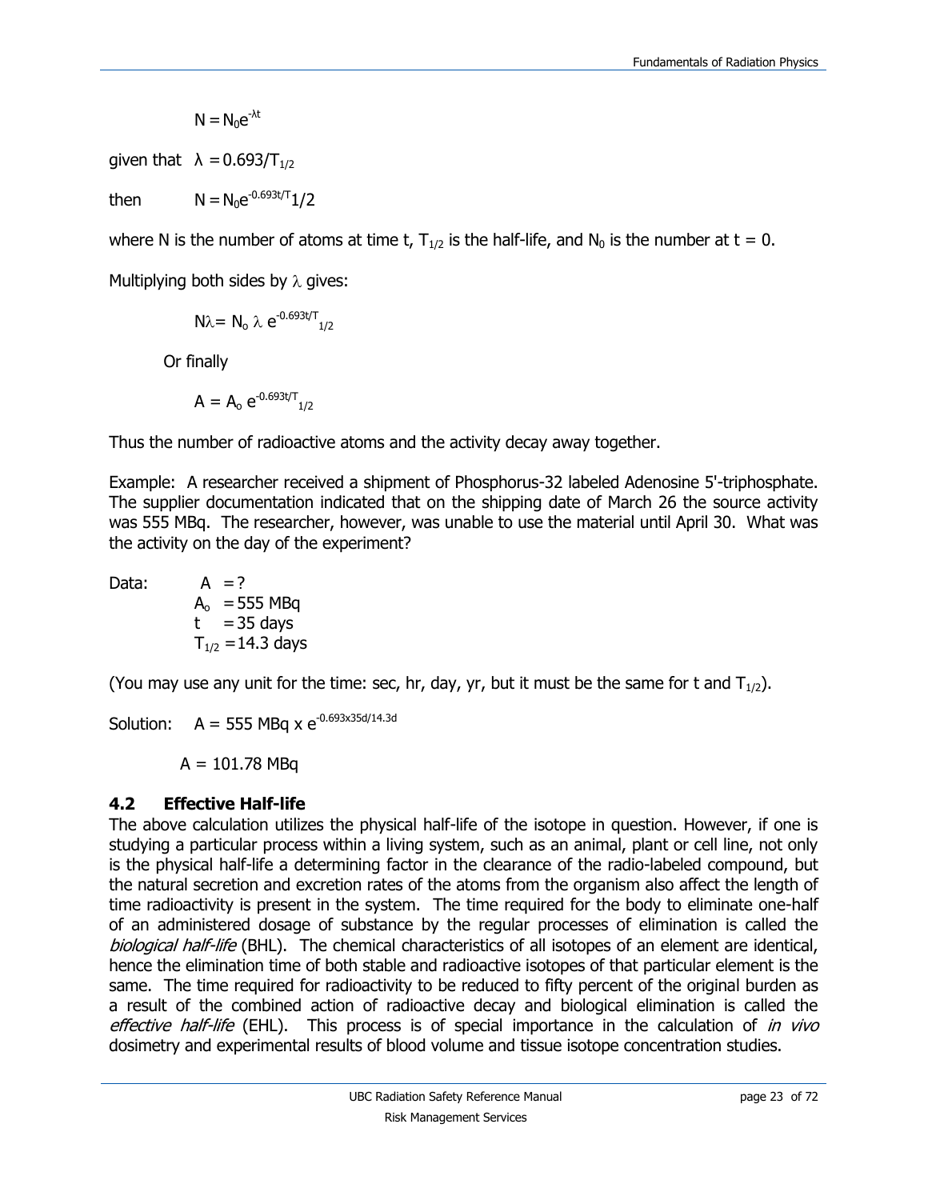$$N = N_0 e^{-\lambda t}$$

given that $\lambda = 0.693/T_{1/2}$

then $N = N_0 e^{-0.693t/T_{1/2}}$

where N is the number of atoms at time t, $T_{1/2}$ is the half-life, and $N_0$ is the number at t = 0.

Multiplying both sides by $\lambda$ gives:

$$N\lambda = N_o \lambda e^{-0.693t/T_{1/2}}$$

Or finally

$$A = A_o e^{-0.693t/T_{1/2}}$$

Thus the number of radioactive atoms and the activity decay away together.

Example: A researcher received a shipment of Phosphorus-32 labeled Adenosine 5'-triphosphate. The supplier documentation indicated that on the shipping date of March 26 the source activity was 555 MBq. The researcher, however, was unable to use the material until April 30. What was the activity on the day of the experiment?

Data:
$A$ = ?
$A_o$ = 555 MBq
$t$ = 35 days
$T_{1/2}$ = 14.3 days

(You may use any unit for the time: sec, hr, day, yr, but it must be the same for t and $T_{1/2}$).

Solution: $A = 555 \text{ MBq} \times e^{-0.693 \times 35d/14.3d}$

$A = 101.78$ MBq

## 4.2 Effective Half-life

The above calculation utilizes the physical half-life of the isotope in question. However, if one is studying a particular process within a living system, such as an animal, plant or cell line, not only is the physical half-life a determining factor in the clearance of the radio-labeled compound, but the natural secretion and excretion rates of the atoms from the organism also affect the length of time radioactivity is present in the system. The time required for the body to eliminate one-half of an administered dosage of substance by the regular processes of elimination is called the *biological half-life* (BHL). The chemical characteristics of all isotopes of an element are identical, hence the elimination time of both stable and radioactive isotopes of that particular element is the same. The time required for radioactivity to be reduced to fifty percent of the original burden as a result of the combined action of radioactive decay and biological elimination is called the *effective half-life* (EHL). This process is of special importance in the calculation of *in vivo* dosimetry and experimental results of blood volume and tissue isotope concentration studies.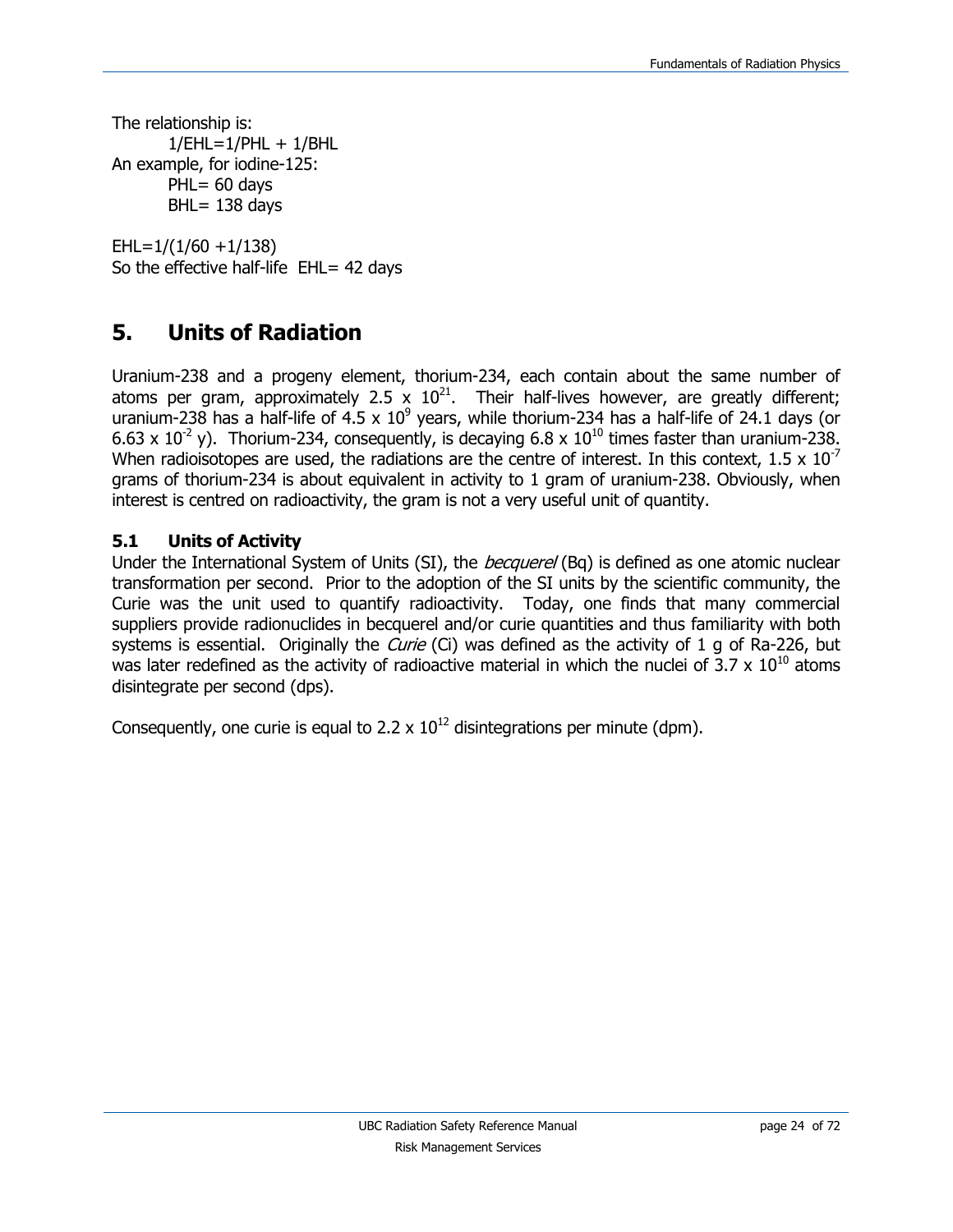The relationship is:

$1/EHL=1/PHL + 1/BHL$

An example, for iodine-125:

PHL= 60 days

BHL= 138 days

$EHL=1/(1/60 +1/138)$

So the effective half-life EHL= 42 days

# 5. Units of Radiation

Uranium-238 and a progeny element, thorium-234, each contain about the same number of atoms per gram, approximately $2.5 \times 10^{21}$. Their half-lives however, are greatly different; uranium-238 has a half-life of $4.5 \times 10^{9}$ years, while thorium-234 has a half-life of 24.1 days (or $6.63 \times 10^{-2}$ y). Thorium-234, consequently, is decaying $6.8 \times 10^{10}$ times faster than uranium-238. When radioisotopes are used, the radiations are the centre of interest. In this context, $1.5 \times 10^{-7}$ grams of thorium-234 is about equivalent in activity to 1 gram of uranium-238. Obviously, when interest is centred on radioactivity, the gram is not a very useful unit of quantity.

## 5.1 Units of Activity

Under the International System of Units (SI), the *becquerel* (Bq) is defined as one atomic nuclear transformation per second. Prior to the adoption of the SI units by the scientific community, the Curie was the unit used to quantify radioactivity. Today, one finds that many commercial suppliers provide radionuclides in becquerel and/or curie quantities and thus familiarity with both systems is essential. Originally the *Curie* (Ci) was defined as the activity of 1 g of Ra-226, but was later redefined as the activity of radioactive material in which the nuclei of $3.7 \times 10^{10}$ atoms disintegrate per second (dps).

Consequently, one curie is equal to $2.2 \times 10^{12}$ disintegrations per minute (dpm).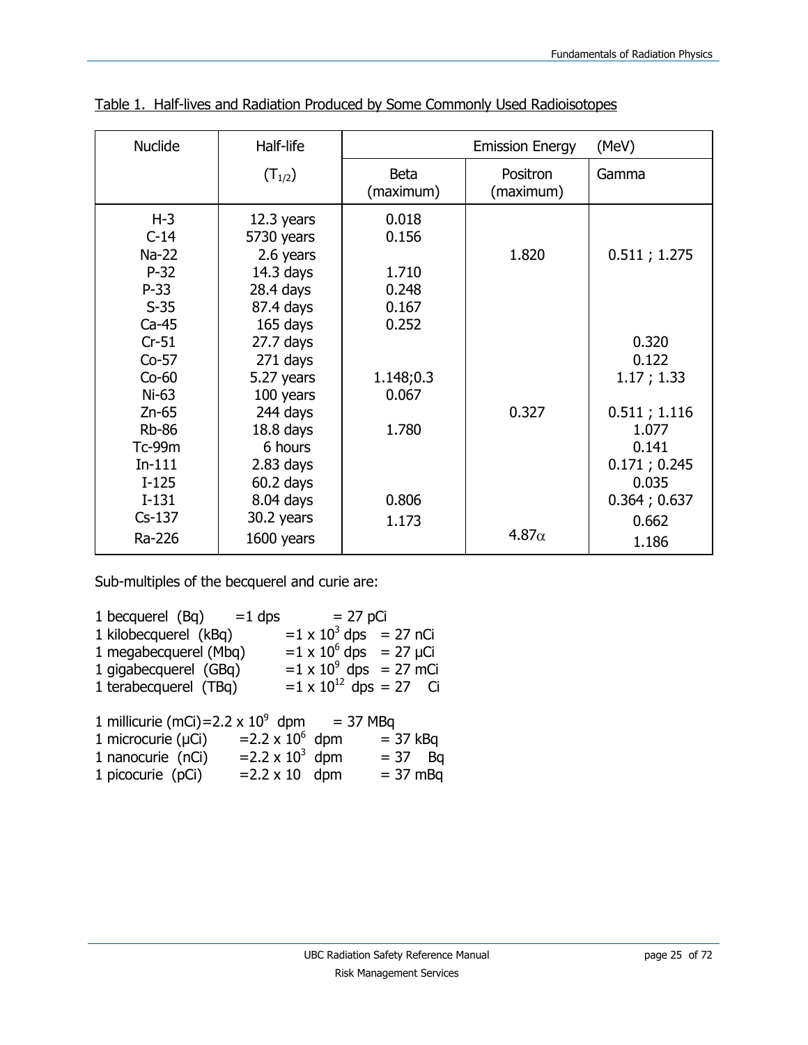Table 1. Half-lives and Radiation Produced by Some Commonly Used Radioisotopes

| Nuclide | Half-life | Emission Energy (MeV) | | |
|---|---|---|---|---|
| | $(T_{1/2})$ | Beta (maximum) | Positron (maximum) | Gamma |
| H-3 | 12.3 years | 0.018 | | |
| C-14 | 5730 years | 0.156 | | |
| Na-22 | 2.6 years | | 1.820 | 0.511 ; 1.275 |
| P-32 | 14.3 days | 1.710 | | |
| P-33 | 28.4 days | 0.248 | | |
| S-35 | 87.4 days | 0.167 | | |
| Ca-45 | 165 days | 0.252 | | |
| Cr-51 | 27.7 days | | | 0.320 |
| Co-57 | 271 days | | | 0.122 |
| Co-60 | 5.27 years | 1.148;0.3 | | 1.17 ; 1.33 |
| Ni-63 | 100 years | 0.067 | | |
| Zn-65 | 244 days | | 0.327 | 0.511 ; 1.116 |
| Rb-86 | 18.8 days | 1.780 | | 1.077 |
| Tc-99m | 6 hours | | | 0.141 |
| In-111 | 2.83 days | | | 0.171 ; 0.245 |
| I-125 | 60.2 days | | | 0.035 |
| I-131 | 8.04 days | 0.806 | | 0.364 ; 0.637 |
| Cs-137 | 30.2 years | 1.173 | | 0.662 |
| Ra-226 | 1600 years | | 4.87$\alpha$ | 1.186 |

Sub-multiples of the becquerel and curie are:

1 becquerel (Bq) = 1 dps = 27 pCi
1 kilobecquerel (kBq) = $1 \times 10^3$ dps = 27 nCi
1 megabecquerel (Mbq) = $1 \times 10^6$ dps = 27 μCi
1 gigabecquerel (GBq) = $1 \times 10^9$ dps = 27 mCi
1 terabecquerel (TBq) = $1 \times 10^{12}$ dps = 27 Ci

1 millicurie (mCi) = $2.2 \times 10^9$ dpm = 37 MBq
1 microcurie (μCi) = $2.2 \times 10^6$ dpm = 37 kBq
1 nanocurie (nCi) = $2.2 \times 10^3$ dpm = 37 Bq
1 picocurie (pCi) = $2.2 \times 10$ dpm = 37 mBq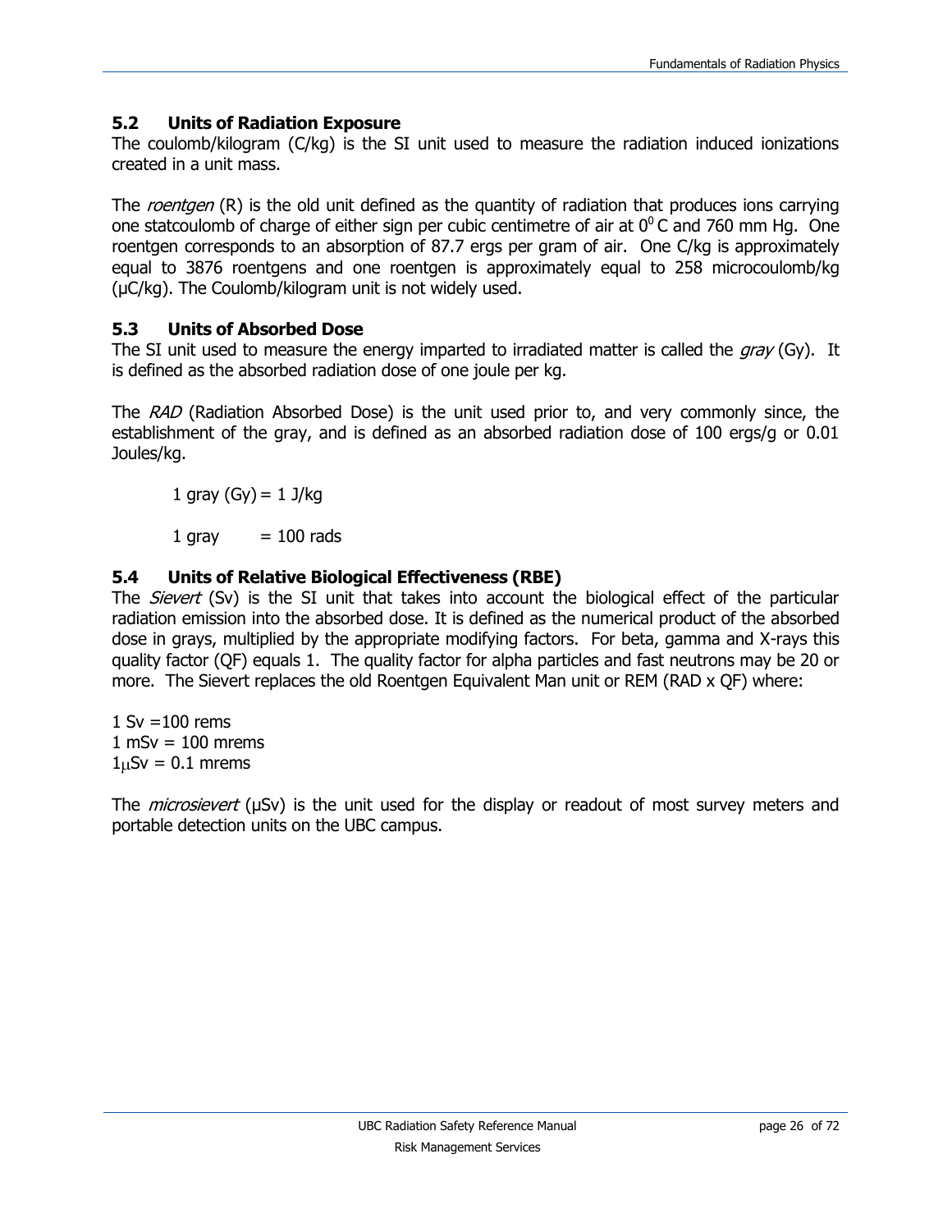## 5.2 Units of Radiation Exposure

The coulomb/kilogram (C/kg) is the SI unit used to measure the radiation induced ionizations created in a unit mass.

The *roentgen* (R) is the old unit defined as the quantity of radiation that produces ions carrying one statcoulomb of charge of either sign per cubic centimetre of air at $0^0$ C and 760 mm Hg. One roentgen corresponds to an absorption of 87.7 ergs per gram of air. One C/kg is approximately equal to 3876 roentgens and one roentgen is approximately equal to 258 microcoulomb/kg (μC/kg). The Coulomb/kilogram unit is not widely used.

## 5.3 Units of Absorbed Dose

The SI unit used to measure the energy imparted to irradiated matter is called the *gray* (Gy). It is defined as the absorbed radiation dose of one joule per kg.

The *RAD* (Radiation Absorbed Dose) is the unit used prior to, and very commonly since, the establishment of the gray, and is defined as an absorbed radiation dose of 100 ergs/g or 0.01 Joules/kg.

1 gray (Gy) = 1 J/kg

1 gray = 100 rads

## 5.4 Units of Relative Biological Effectiveness (RBE)

The *Sievert* (Sv) is the SI unit that takes into account the biological effect of the particular radiation emission into the absorbed dose. It is defined as the numerical product of the absorbed dose in grays, multiplied by the appropriate modifying factors. For beta, gamma and X-rays this quality factor (QF) equals 1. The quality factor for alpha particles and fast neutrons may be 20 or more. The Sievert replaces the old Roentgen Equivalent Man unit or REM (RAD x QF) where:

1 Sv =100 rems
1 mSv = 100 mrems
1μSv = 0.1 mrems

The *microsievert* (μSv) is the unit used for the display or readout of most survey meters and portable detection units on the UBC campus.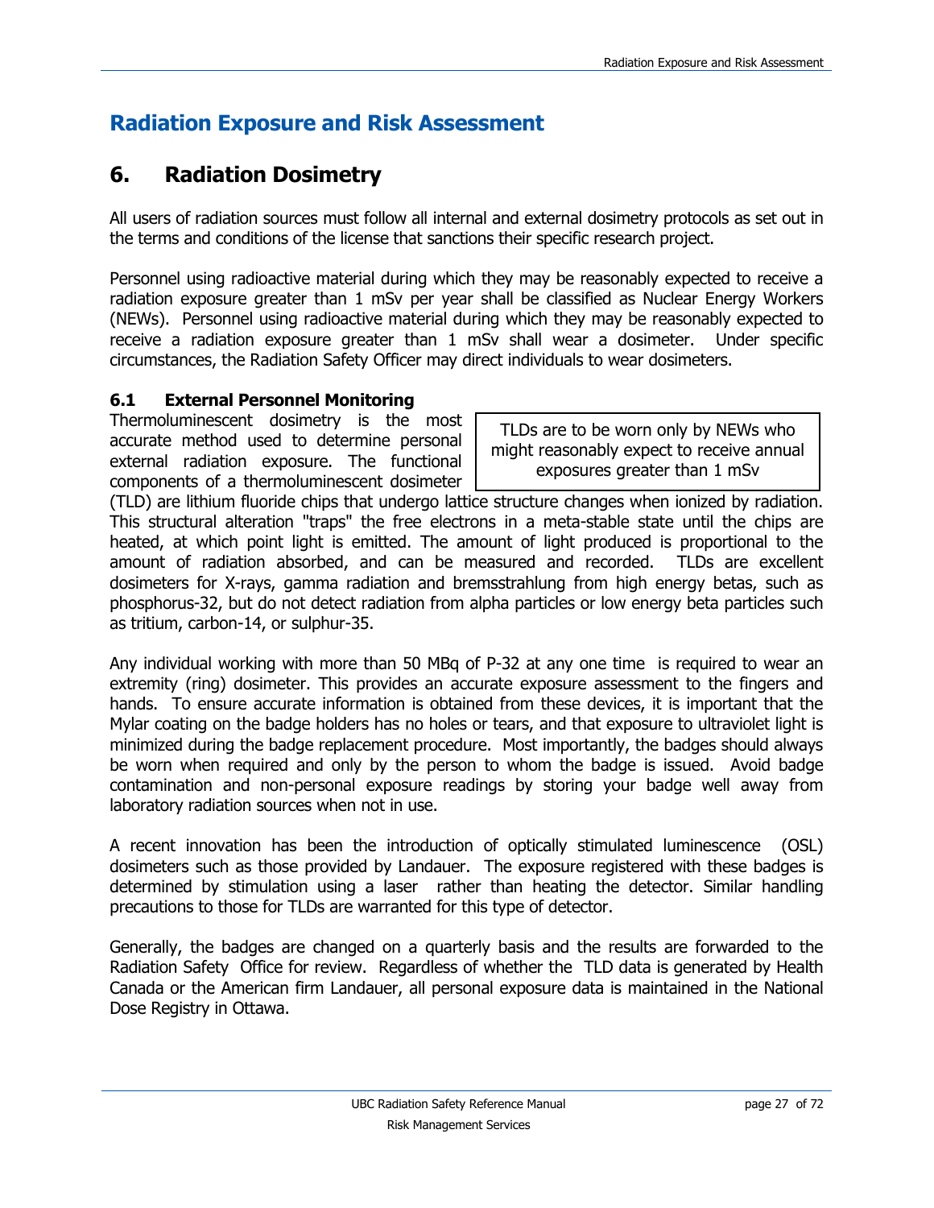# Radiation Exposure and Risk Assessment

## 6. Radiation Dosimetry

All users of radiation sources must follow all internal and external dosimetry protocols as set out in the terms and conditions of the license that sanctions their specific research project.

Personnel using radioactive material during which they may be reasonably expected to receive a radiation exposure greater than 1 mSv per year shall be classified as Nuclear Energy Workers (NEWs). Personnel using radioactive material during which they may be reasonably expected to receive a radiation exposure greater than 1 mSv shall wear a dosimeter. Under specific circumstances, the Radiation Safety Officer may direct individuals to wear dosimeters.

### 6.1 External Personnel Monitoring

> TLDs are to be worn only by NEWs who might reasonably expect to receive annual exposures greater than 1 mSv

Thermoluminescent dosimetry is the most accurate method used to determine personal external radiation exposure. The functional components of a thermoluminescent dosimeter (TLD) are lithium fluoride chips that undergo lattice structure changes when ionized by radiation. This structural alteration "traps" the free electrons in a meta-stable state until the chips are heated, at which point light is emitted. The amount of light produced is proportional to the amount of radiation absorbed, and can be measured and recorded. TLDs are excellent dosimeters for X-rays, gamma radiation and bremsstrahlung from high energy betas, such as phosphorus-32, but do not detect radiation from alpha particles or low energy beta particles such as tritium, carbon-14, or sulphur-35.

Any individual working with more than 50 MBq of P-32 at any one time is required to wear an extremity (ring) dosimeter. This provides an accurate exposure assessment to the fingers and hands. To ensure accurate information is obtained from these devices, it is important that the Mylar coating on the badge holders has no holes or tears, and that exposure to ultraviolet light is minimized during the badge replacement procedure. Most importantly, the badges should always be worn when required and only by the person to whom the badge is issued. Avoid badge contamination and non-personal exposure readings by storing your badge well away from laboratory radiation sources when not in use.

A recent innovation has been the introduction of optically stimulated luminescence (OSL) dosimeters such as those provided by Landauer. The exposure registered with these badges is determined by stimulation using a laser rather than heating the detector. Similar handling precautions to those for TLDs are warranted for this type of detector.

Generally, the badges are changed on a quarterly basis and the results are forwarded to the Radiation Safety Office for review. Regardless of whether the TLD data is generated by Health Canada or the American firm Landauer, all personal exposure data is maintained in the National Dose Registry in Ottawa.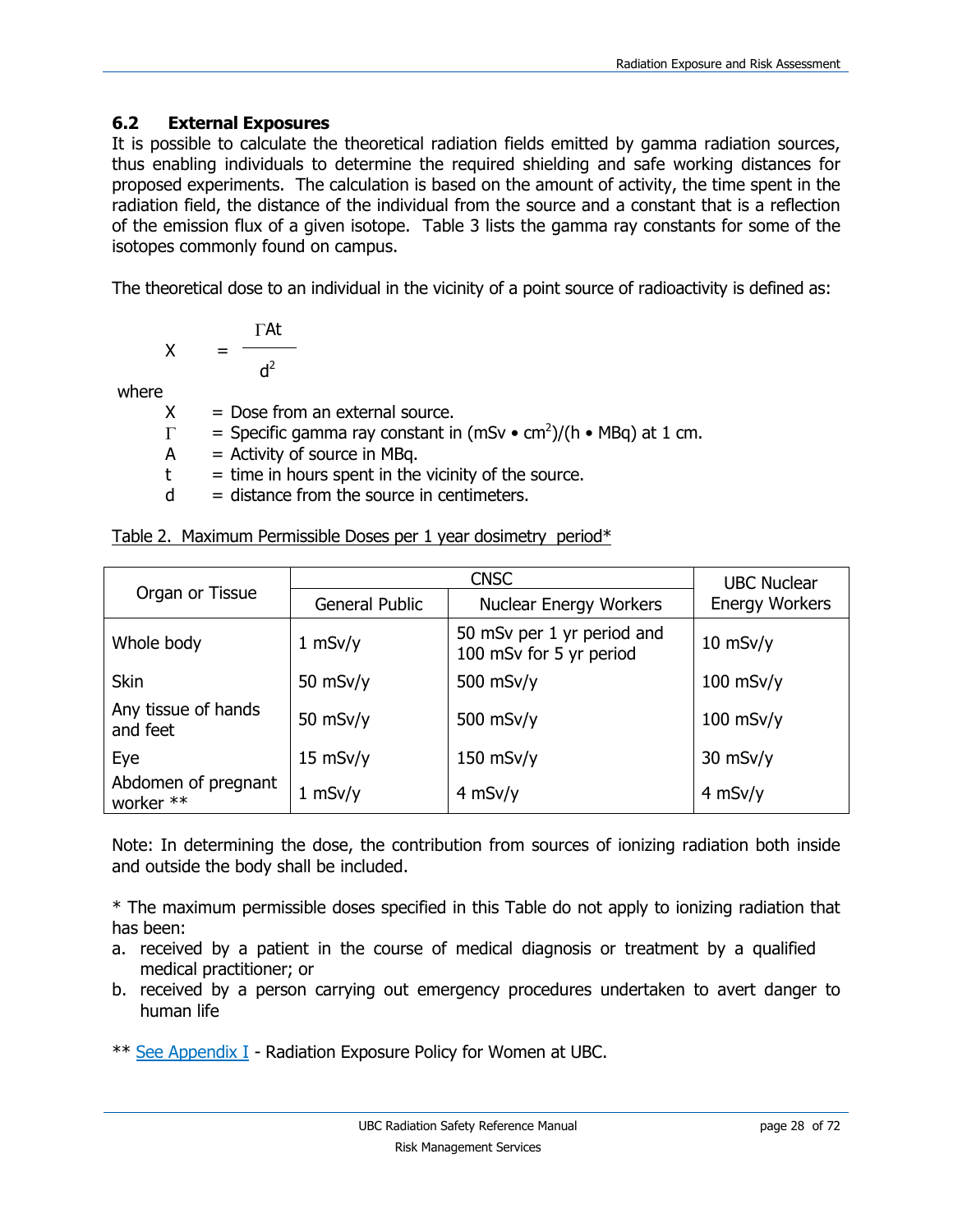## 6.2 External Exposures

It is possible to calculate the theoretical radiation fields emitted by gamma radiation sources, thus enabling individuals to determine the required shielding and safe working distances for proposed experiments. The calculation is based on the amount of activity, the time spent in the radiation field, the distance of the individual from the source and a constant that is a reflection of the emission flux of a given isotope. Table 3 lists the gamma ray constants for some of the isotopes commonly found on campus.

The theoretical dose to an individual in the vicinity of a point source of radioactivity is defined as:

$$X = \frac{\Gamma A t}{d^2}$$

where

- $X$ = Dose from an external source.
- $\Gamma$ = Specific gamma ray constant in $(\text{mSv} \bullet \text{cm}^2)/(\text{h} \bullet \text{MBq})$ at 1 cm.
- $A$ = Activity of source in MBq.
- $t$ = time in hours spent in the vicinity of the source.
- $d$ = distance from the source in centimeters.

Table 2. Maximum Permissible Doses per 1 year dosimetry period*

| Organ or Tissue | CNSC | | UBC Nuclear Energy Workers |
|---|---|---|---|
| | General Public | Nuclear Energy Workers | |
| Whole body | 1 mSv/y | 50 mSv per 1 yr period and 100 mSv for 5 yr period | 10 mSv/y |
| Skin | 50 mSv/y | 500 mSv/y | 100 mSv/y |
| Any tissue of hands and feet | 50 mSv/y | 500 mSv/y | 100 mSv/y |
| Eye | 15 mSv/y | 150 mSv/y | 30 mSv/y |
| Abdomen of pregnant worker ** | 1 mSv/y | 4 mSv/y | 4 mSv/y |

Note: In determining the dose, the contribution from sources of ionizing radiation both inside and outside the body shall be included.

* The maximum permissible doses specified in this Table do not apply to ionizing radiation that has been:

a. received by a patient in the course of medical diagnosis or treatment by a qualified medical practitioner; or
b. received by a person carrying out emergency procedures undertaken to avert danger to human life

** See Appendix I - Radiation Exposure Policy for Women at UBC.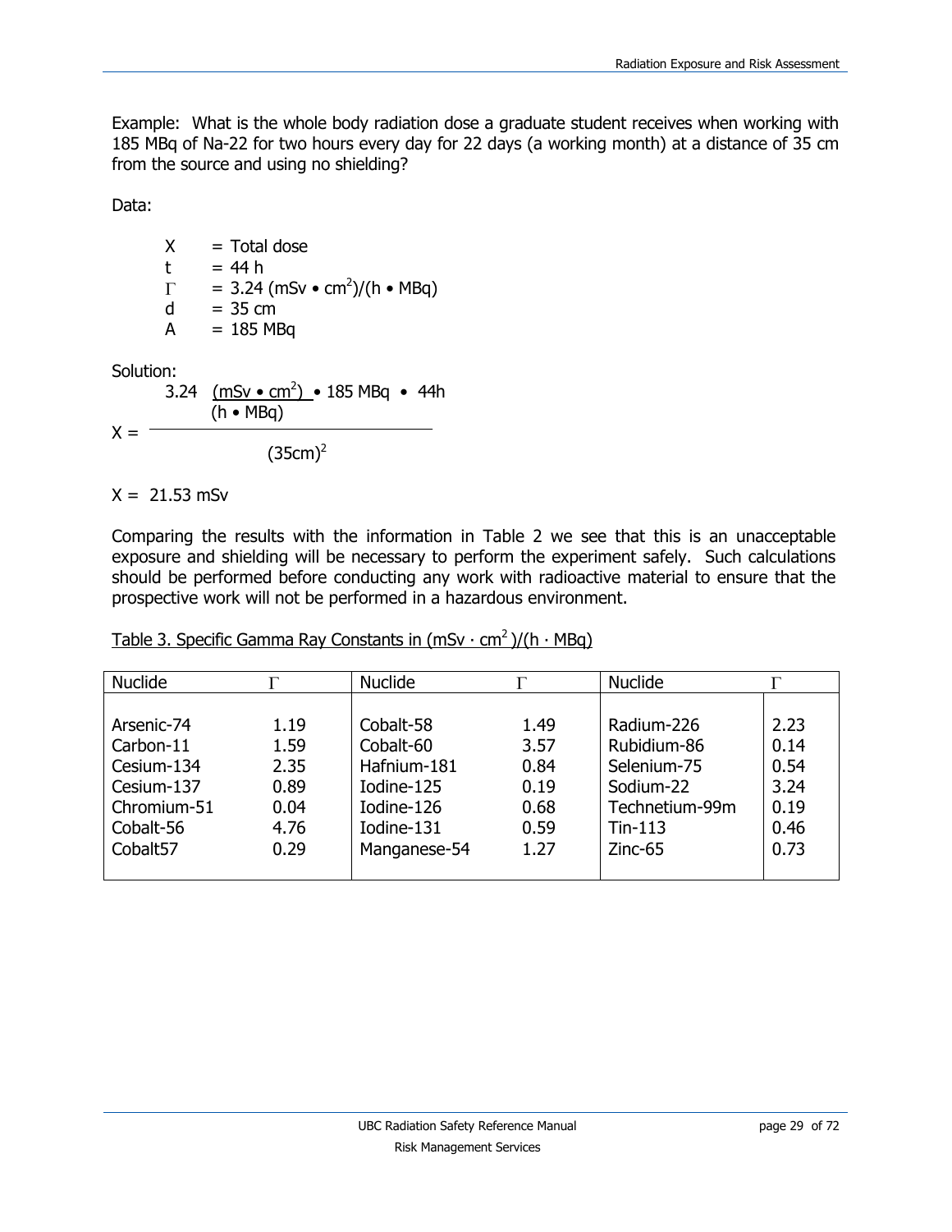Example: What is the whole body radiation dose a graduate student receives when working with 185 MBq of Na-22 for two hours every day for 22 days (a working month) at a distance of 35 cm from the source and using no shielding?

Data:

$X$ = Total dose
$t$ = 44 h
$\Gamma$ = 3.24 (mSv • cm$^2$)/(h • MBq)
$d$ = 35 cm
$A$ = 185 MBq

Solution:

$$X = \frac{3.24 \ \frac{(\text{mSv} \bullet \text{cm}^2)}{(\text{h} \bullet \text{MBq})} \bullet 185 \text{ MBq} \bullet 44\text{h}}{(35\text{cm})^2}$$

$X$ = 21.53 mSv

Comparing the results with the information in Table 2 we see that this is an unacceptable exposure and shielding will be necessary to perform the experiment safely. Such calculations should be performed before conducting any work with radioactive material to ensure that the prospective work will not be performed in a hazardous environment.

Table 3. Specific Gamma Ray Constants in (mSv · cm$^2$ )/(h · MBq)

| Nuclide | $\Gamma$ | Nuclide | $\Gamma$ | Nuclide | $\Gamma$ |
|---|---|---|---|---|---|
| Arsenic-74 | 1.19 | Cobalt-58 | 1.49 | Radium-226 | 2.23 |
| Carbon-11 | 1.59 | Cobalt-60 | 3.57 | Rubidium-86 | 0.14 |
| Cesium-134 | 2.35 | Hafnium-181 | 0.84 | Selenium-75 | 0.54 |
| Cesium-137 | 0.89 | Iodine-125 | 0.19 | Sodium-22 | 3.24 |
| Chromium-51 | 0.04 | Iodine-126 | 0.68 | Technetium-99m | 0.19 |
| Cobalt-56 | 4.76 | Iodine-131 | 0.59 | Tin-113 | 0.46 |
| Cobalt57 | 0.29 | Manganese-54 | 1.27 | Zinc-65 | 0.73 |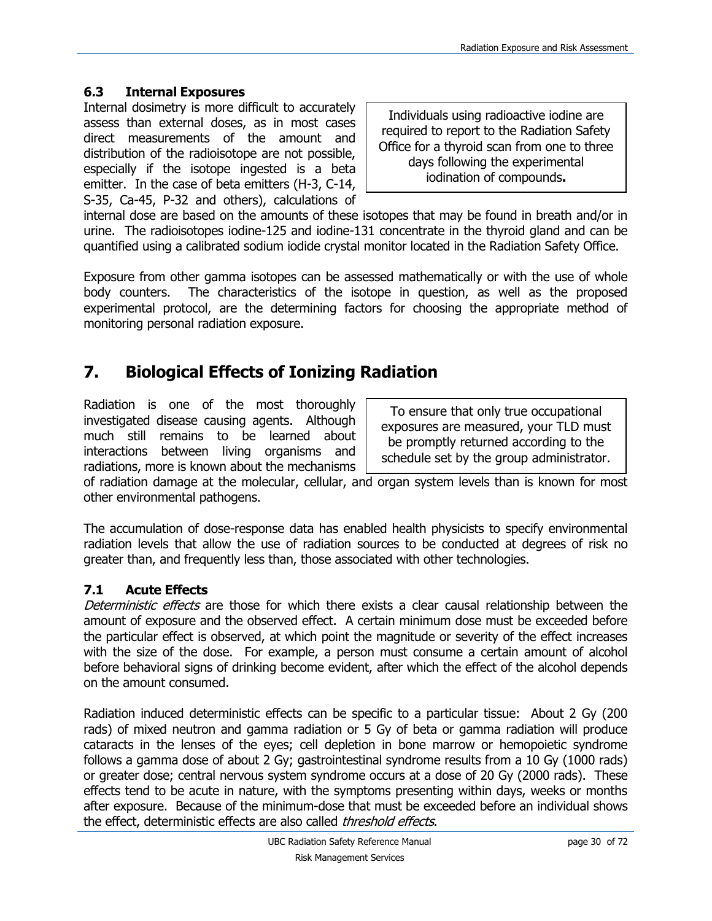### 6.3 Internal Exposures

Internal dosimetry is more difficult to accurately assess than external doses, as in most cases direct measurements of the amount and distribution of the radioisotope are not possible, especially if the isotope ingested is a beta emitter. In the case of beta emitters (H-3, C-14, S-35, Ca-45, P-32 and others), calculations of internal dose are based on the amounts of these isotopes that may be found in breath and/or in urine. The radioisotopes iodine-125 and iodine-131 concentrate in the thyroid gland and can be quantified using a calibrated sodium iodide crystal monitor located in the Radiation Safety Office.

> Individuals using radioactive iodine are required to report to the Radiation Safety Office for a thyroid scan from one to three days following the experimental iodination of compounds**.**

Exposure from other gamma isotopes can be assessed mathematically or with the use of whole body counters. The characteristics of the isotope in question, as well as the proposed experimental protocol, are the determining factors for choosing the appropriate method of monitoring personal radiation exposure.

## 7. Biological Effects of Ionizing Radiation

Radiation is one of the most thoroughly investigated disease causing agents. Although much still remains to be learned about interactions between living organisms and radiations, more is known about the mechanisms of radiation damage at the molecular, cellular, and organ system levels than is known for most other environmental pathogens.

> To ensure that only true occupational exposures are measured, your TLD must be promptly returned according to the schedule set by the group administrator.

The accumulation of dose-response data has enabled health physicists to specify environmental radiation levels that allow the use of radiation sources to be conducted at degrees of risk no greater than, and frequently less than, those associated with other technologies.

### 7.1 Acute Effects

*Deterministic effects* are those for which there exists a clear causal relationship between the amount of exposure and the observed effect. A certain minimum dose must be exceeded before the particular effect is observed, at which point the magnitude or severity of the effect increases with the size of the dose. For example, a person must consume a certain amount of alcohol before behavioral signs of drinking become evident, after which the effect of the alcohol depends on the amount consumed.

Radiation induced deterministic effects can be specific to a particular tissue: About 2 Gy (200 rads) of mixed neutron and gamma radiation or 5 Gy of beta or gamma radiation will produce cataracts in the lenses of the eyes; cell depletion in bone marrow or hemopoietic syndrome follows a gamma dose of about 2 Gy; gastrointestinal syndrome results from a 10 Gy (1000 rads) or greater dose; central nervous system syndrome occurs at a dose of 20 Gy (2000 rads). These effects tend to be acute in nature, with the symptoms presenting within days, weeks or months after exposure. Because of the minimum-dose that must be exceeded before an individual shows the effect, deterministic effects are also called *threshold effects*.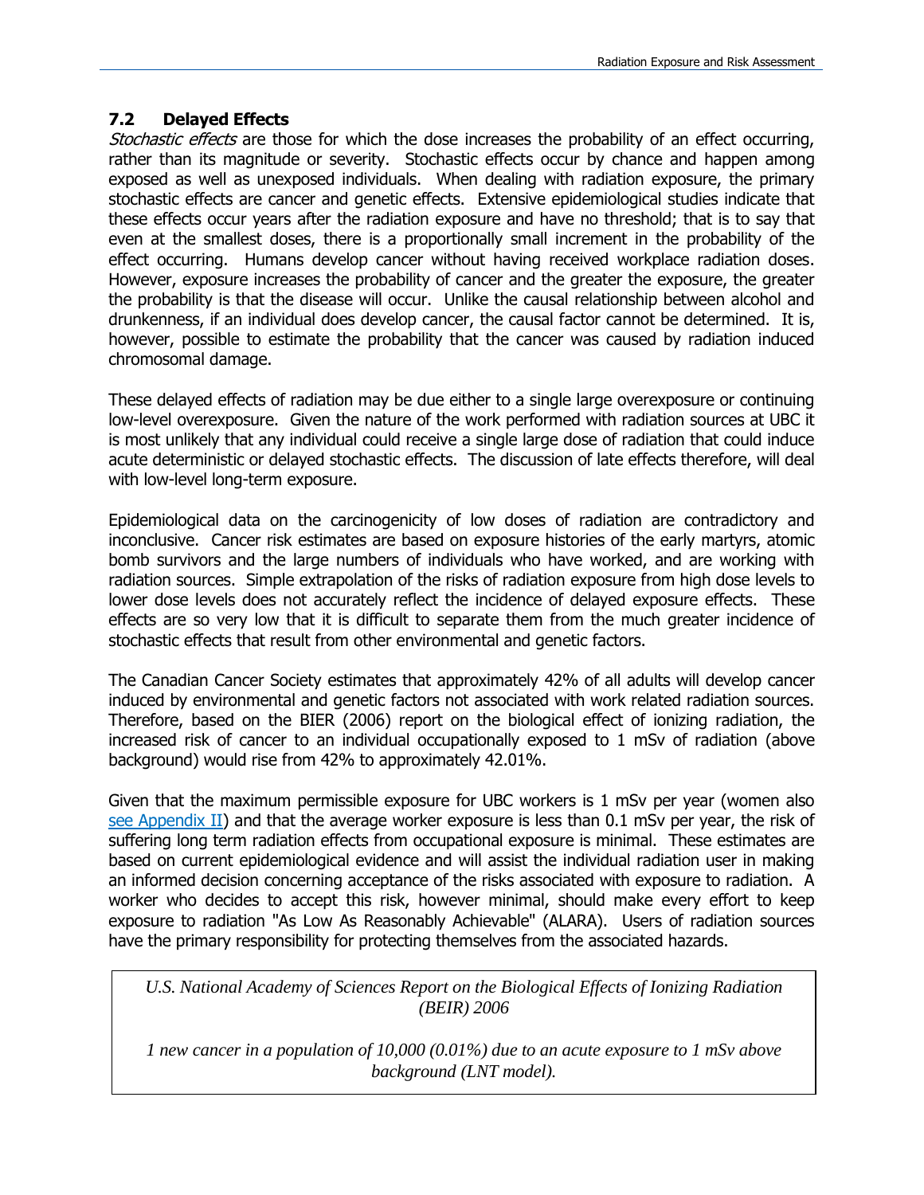## 7.2 Delayed Effects

*Stochastic effects* are those for which the dose increases the probability of an effect occurring, rather than its magnitude or severity. Stochastic effects occur by chance and happen among exposed as well as unexposed individuals. When dealing with radiation exposure, the primary stochastic effects are cancer and genetic effects. Extensive epidemiological studies indicate that these effects occur years after the radiation exposure and have no threshold; that is to say that even at the smallest doses, there is a proportionally small increment in the probability of the effect occurring. Humans develop cancer without having received workplace radiation doses. However, exposure increases the probability of cancer and the greater the exposure, the greater the probability is that the disease will occur. Unlike the causal relationship between alcohol and drunkenness, if an individual does develop cancer, the causal factor cannot be determined. It is, however, possible to estimate the probability that the cancer was caused by radiation induced chromosomal damage.

These delayed effects of radiation may be due either to a single large overexposure or continuing low-level overexposure. Given the nature of the work performed with radiation sources at UBC it is most unlikely that any individual could receive a single large dose of radiation that could induce acute deterministic or delayed stochastic effects. The discussion of late effects therefore, will deal with low-level long-term exposure.

Epidemiological data on the carcinogenicity of low doses of radiation are contradictory and inconclusive. Cancer risk estimates are based on exposure histories of the early martyrs, atomic bomb survivors and the large numbers of individuals who have worked, and are working with radiation sources. Simple extrapolation of the risks of radiation exposure from high dose levels to lower dose levels does not accurately reflect the incidence of delayed exposure effects. These effects are so very low that it is difficult to separate them from the much greater incidence of stochastic effects that result from other environmental and genetic factors.

The Canadian Cancer Society estimates that approximately 42% of all adults will develop cancer induced by environmental and genetic factors not associated with work related radiation sources. Therefore, based on the BIER (2006) report on the biological effect of ionizing radiation, the increased risk of cancer to an individual occupationally exposed to 1 mSv of radiation (above background) would rise from 42% to approximately 42.01%.

Given that the maximum permissible exposure for UBC workers is 1 mSv per year (women also [see Appendix II]) and that the average worker exposure is less than 0.1 mSv per year, the risk of suffering long term radiation effects from occupational exposure is minimal. These estimates are based on current epidemiological evidence and will assist the individual radiation user in making an informed decision concerning acceptance of the risks associated with exposure to radiation. A worker who decides to accept this risk, however minimal, should make every effort to keep exposure to radiation "As Low As Reasonably Achievable" (ALARA). Users of radiation sources have the primary responsibility for protecting themselves from the associated hazards.

> *U.S. National Academy of Sciences Report on the Biological Effects of Ionizing Radiation (BEIR) 2006*
>
> *1 new cancer in a population of 10,000 (0.01%) due to an acute exposure to 1 mSv above background (LNT model).*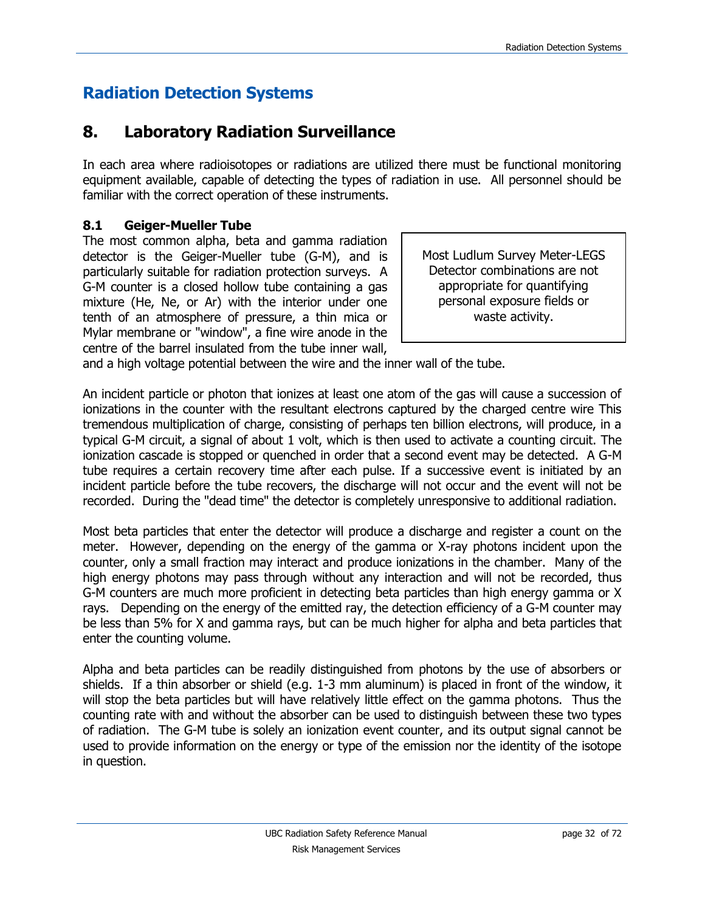# Radiation Detection Systems

## 8. Laboratory Radiation Surveillance

In each area where radioisotopes or radiations are utilized there must be functional monitoring equipment available, capable of detecting the types of radiation in use. All personnel should be familiar with the correct operation of these instruments.

### 8.1 Geiger-Mueller Tube

The most common alpha, beta and gamma radiation detector is the Geiger-Mueller tube (G-M), and is particularly suitable for radiation protection surveys. A G-M counter is a closed hollow tube containing a gas mixture (He, Ne, or Ar) with the interior under one tenth of an atmosphere of pressure, a thin mica or Mylar membrane or "window", a fine wire anode in the centre of the barrel insulated from the tube inner wall, and a high voltage potential between the wire and the inner wall of the tube.

> Most Ludlum Survey Meter-LEGS Detector combinations are not appropriate for quantifying personal exposure fields or waste activity.

An incident particle or photon that ionizes at least one atom of the gas will cause a succession of ionizations in the counter with the resultant electrons captured by the charged centre wire This tremendous multiplication of charge, consisting of perhaps ten billion electrons, will produce, in a typical G-M circuit, a signal of about 1 volt, which is then used to activate a counting circuit. The ionization cascade is stopped or quenched in order that a second event may be detected. A G-M tube requires a certain recovery time after each pulse. If a successive event is initiated by an incident particle before the tube recovers, the discharge will not occur and the event will not be recorded. During the "dead time" the detector is completely unresponsive to additional radiation.

Most beta particles that enter the detector will produce a discharge and register a count on the meter. However, depending on the energy of the gamma or X-ray photons incident upon the counter, only a small fraction may interact and produce ionizations in the chamber. Many of the high energy photons may pass through without any interaction and will not be recorded, thus G-M counters are much more proficient in detecting beta particles than high energy gamma or X rays. Depending on the energy of the emitted ray, the detection efficiency of a G-M counter may be less than 5% for X and gamma rays, but can be much higher for alpha and beta particles that enter the counting volume.

Alpha and beta particles can be readily distinguished from photons by the use of absorbers or shields. If a thin absorber or shield (e.g. 1-3 mm aluminum) is placed in front of the window, it will stop the beta particles but will have relatively little effect on the gamma photons. Thus the counting rate with and without the absorber can be used to distinguish between these two types of radiation. The G-M tube is solely an ionization event counter, and its output signal cannot be used to provide information on the energy or type of the emission nor the identity of the isotope in question.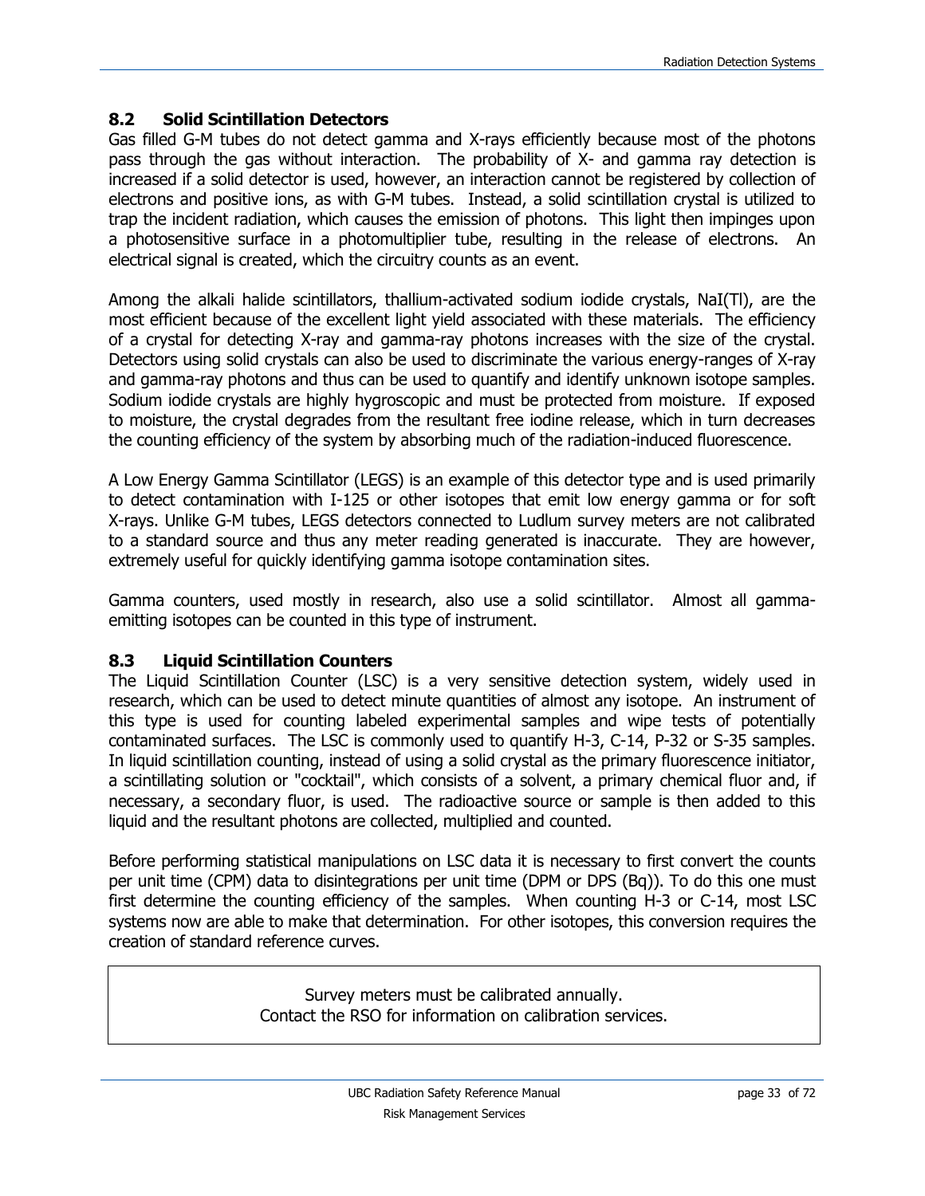## 8.2 Solid Scintillation Detectors

Gas filled G-M tubes do not detect gamma and X-rays efficiently because most of the photons pass through the gas without interaction. The probability of X- and gamma ray detection is increased if a solid detector is used, however, an interaction cannot be registered by collection of electrons and positive ions, as with G-M tubes. Instead, a solid scintillation crystal is utilized to trap the incident radiation, which causes the emission of photons. This light then impinges upon a photosensitive surface in a photomultiplier tube, resulting in the release of electrons. An electrical signal is created, which the circuitry counts as an event.

Among the alkali halide scintillators, thallium-activated sodium iodide crystals, NaI(Tl), are the most efficient because of the excellent light yield associated with these materials. The efficiency of a crystal for detecting X-ray and gamma-ray photons increases with the size of the crystal. Detectors using solid crystals can also be used to discriminate the various energy-ranges of X-ray and gamma-ray photons and thus can be used to quantify and identify unknown isotope samples. Sodium iodide crystals are highly hygroscopic and must be protected from moisture. If exposed to moisture, the crystal degrades from the resultant free iodine release, which in turn decreases the counting efficiency of the system by absorbing much of the radiation-induced fluorescence.

A Low Energy Gamma Scintillator (LEGS) is an example of this detector type and is used primarily to detect contamination with I-125 or other isotopes that emit low energy gamma or for soft X-rays. Unlike G-M tubes, LEGS detectors connected to Ludlum survey meters are not calibrated to a standard source and thus any meter reading generated is inaccurate. They are however, extremely useful for quickly identifying gamma isotope contamination sites.

Gamma counters, used mostly in research, also use a solid scintillator. Almost all gamma-emitting isotopes can be counted in this type of instrument.

## 8.3 Liquid Scintillation Counters

The Liquid Scintillation Counter (LSC) is a very sensitive detection system, widely used in research, which can be used to detect minute quantities of almost any isotope. An instrument of this type is used for counting labeled experimental samples and wipe tests of potentially contaminated surfaces. The LSC is commonly used to quantify H-3, C-14, P-32 or S-35 samples. In liquid scintillation counting, instead of using a solid crystal as the primary fluorescence initiator, a scintillating solution or "cocktail", which consists of a solvent, a primary chemical fluor and, if necessary, a secondary fluor, is used. The radioactive source or sample is then added to this liquid and the resultant photons are collected, multiplied and counted.

Before performing statistical manipulations on LSC data it is necessary to first convert the counts per unit time (CPM) data to disintegrations per unit time (DPM or DPS (Bq)). To do this one must first determine the counting efficiency of the samples. When counting H-3 or C-14, most LSC systems now are able to make that determination. For other isotopes, this conversion requires the creation of standard reference curves.

> Survey meters must be calibrated annually.
> Contact the RSO for information on calibration services.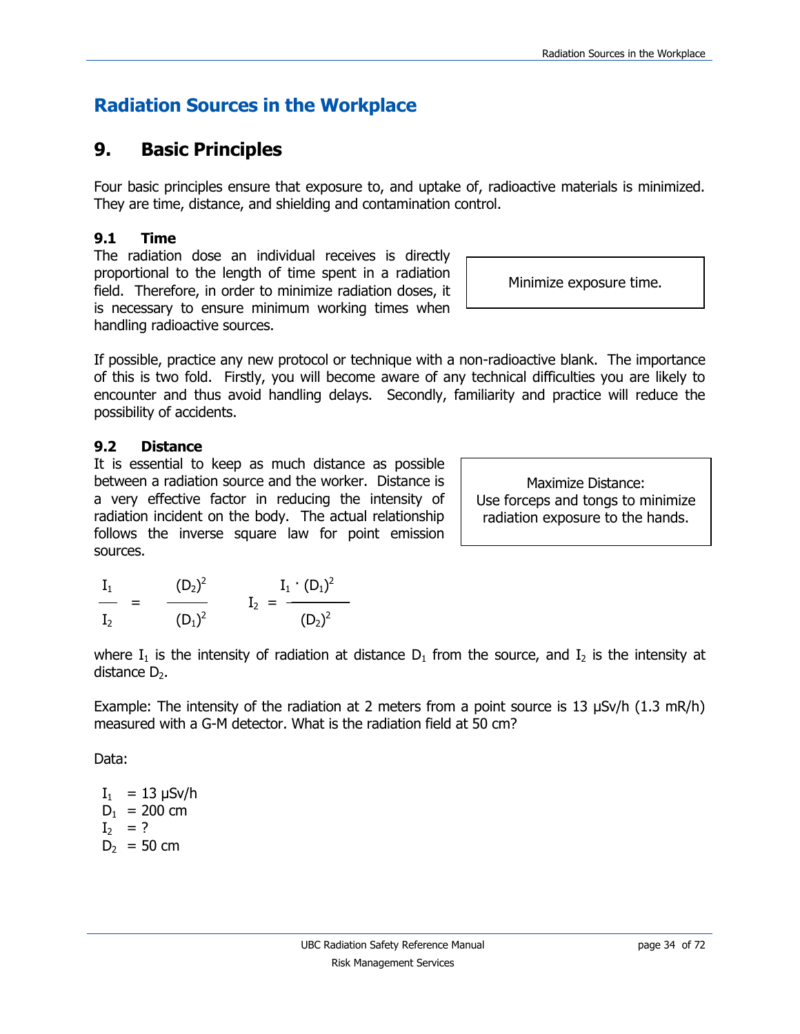# Radiation Sources in the Workplace

## 9. Basic Principles

Four basic principles ensure that exposure to, and uptake of, radioactive materials is minimized. They are time, distance, and shielding and contamination control.

### 9.1 Time

The radiation dose an individual receives is directly proportional to the length of time spent in a radiation field. Therefore, in order to minimize radiation doses, it is necessary to ensure minimum working times when handling radioactive sources.

> Minimize exposure time.

If possible, practice any new protocol or technique with a non-radioactive blank. The importance of this is two fold. Firstly, you will become aware of any technical difficulties you are likely to encounter and thus avoid handling delays. Secondly, familiarity and practice will reduce the possibility of accidents.

### 9.2 Distance

It is essential to keep as much distance as possible between a radiation source and the worker. Distance is a very effective factor in reducing the intensity of radiation incident on the body. The actual relationship follows the inverse square law for point emission sources.

> Maximize Distance:
> Use forceps and tongs to minimize radiation exposure to the hands.

$$\frac{I_1}{I_2} = \frac{(D_2)^2}{(D_1)^2} \qquad I_2 = \frac{I_1 \cdot (D_1)^2}{(D_2)^2}$$

where $I_1$ is the intensity of radiation at distance $D_1$ from the source, and $I_2$ is the intensity at distance $D_2$.

Example: The intensity of the radiation at 2 meters from a point source is 13 μSv/h (1.3 mR/h) measured with a G-M detector. What is the radiation field at 50 cm?

Data:

$I_1$ = 13 μSv/h
$D_1$ = 200 cm
$I_2$ = ?
$D_2$ = 50 cm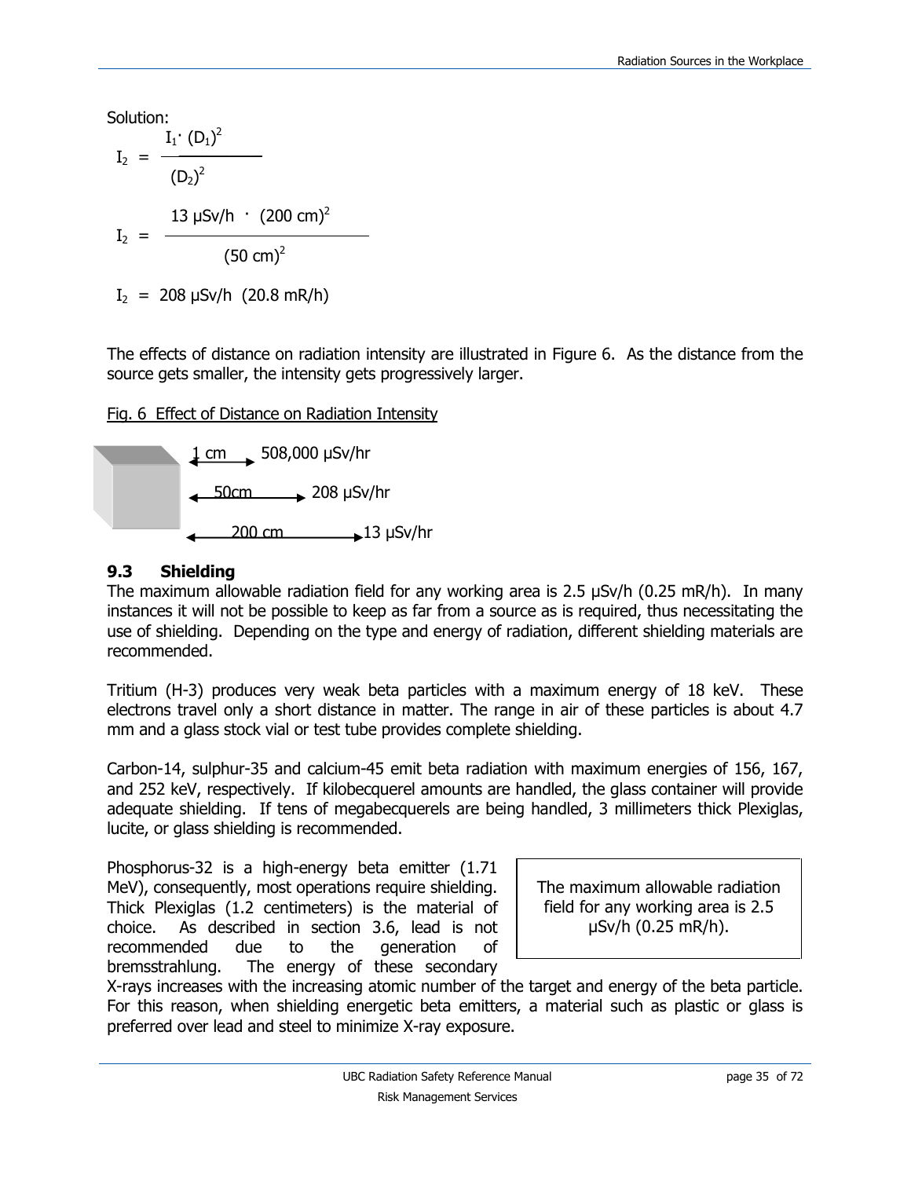Solution:

$$I_2 = \frac{I_1 \cdot (D_1)^2}{(D_2)^2}$$

$$I_2 = \frac{13 \text{ μSv/h} \cdot (200 \text{ cm})^2}{(50 \text{ cm})^2}$$

$$I_2 = 208 \text{ μSv/h} \ (20.8 \text{ mR/h})$$

The effects of distance on radiation intensity are illustrated in Figure 6. As the distance from the source gets smaller, the intensity gets progressively larger.

Fig. 6 Effect of Distance on Radiation Intensity

| Distance | Intensity |
| --- | --- |
| 1 cm | 508,000 μSv/hr |
| 50cm | 208 μSv/hr |
| 200 cm | 13 μSv/hr |

### 9.3 Shielding

The maximum allowable radiation field for any working area is 2.5 μSv/h (0.25 mR/h). In many instances it will not be possible to keep as far from a source as is required, thus necessitating the use of shielding. Depending on the type and energy of radiation, different shielding materials are recommended.

Tritium (H-3) produces very weak beta particles with a maximum energy of 18 keV. These electrons travel only a short distance in matter. The range in air of these particles is about 4.7 mm and a glass stock vial or test tube provides complete shielding.

Carbon-14, sulphur-35 and calcium-45 emit beta radiation with maximum energies of 156, 167, and 252 keV, respectively. If kilobecquerel amounts are handled, the glass container will provide adequate shielding. If tens of megabecquerels are being handled, 3 millimeters thick Plexiglas, lucite, or glass shielding is recommended.

> The maximum allowable radiation field for any working area is 2.5 μSv/h (0.25 mR/h).

Phosphorus-32 is a high-energy beta emitter (1.71 MeV), consequently, most operations require shielding. Thick Plexiglas (1.2 centimeters) is the material of choice. As described in section 3.6, lead is not recommended due to the generation of bremsstrahlung. The energy of these secondary X-rays increases with the increasing atomic number of the target and energy of the beta particle. For this reason, when shielding energetic beta emitters, a material such as plastic or glass is preferred over lead and steel to minimize X-ray exposure.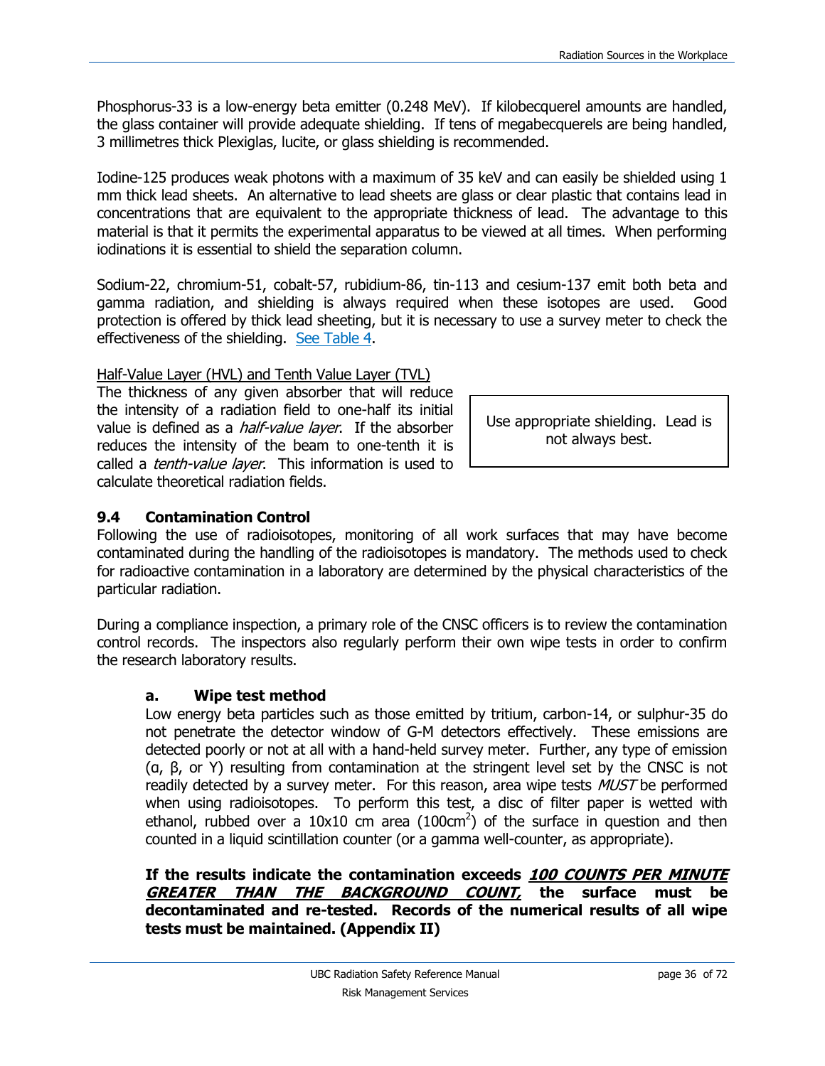Phosphorus-33 is a low-energy beta emitter (0.248 MeV). If kilobecquerel amounts are handled, the glass container will provide adequate shielding. If tens of megabecquerels are being handled, 3 millimetres thick Plexiglas, lucite, or glass shielding is recommended.

Iodine-125 produces weak photons with a maximum of 35 keV and can easily be shielded using 1 mm thick lead sheets. An alternative to lead sheets are glass or clear plastic that contains lead in concentrations that are equivalent to the appropriate thickness of lead. The advantage to this material is that it permits the experimental apparatus to be viewed at all times. When performing iodinations it is essential to shield the separation column.

Sodium-22, chromium-51, cobalt-57, rubidium-86, tin-113 and cesium-137 emit both beta and gamma radiation, and shielding is always required when these isotopes are used. Good protection is offered by thick lead sheeting, but it is necessary to use a survey meter to check the effectiveness of the shielding. See Table 4.

Half-Value Layer (HVL) and Tenth Value Layer (TVL)

The thickness of any given absorber that will reduce the intensity of a radiation field to one-half its initial value is defined as a *half-value layer*. If the absorber reduces the intensity of the beam to one-tenth it is called a *tenth-value layer*. This information is used to calculate theoretical radiation fields.

> Use appropriate shielding. Lead is not always best.

## 9.4 Contamination Control

Following the use of radioisotopes, monitoring of all work surfaces that may have become contaminated during the handling of the radioisotopes is mandatory. The methods used to check for radioactive contamination in a laboratory are determined by the physical characteristics of the particular radiation.

During a compliance inspection, a primary role of the CNSC officers is to review the contamination control records. The inspectors also regularly perform their own wipe tests in order to confirm the research laboratory results.

### a. Wipe test method

Low energy beta particles such as those emitted by tritium, carbon-14, or sulphur-35 do not penetrate the detector window of G-M detectors effectively. These emissions are detected poorly or not at all with a hand-held survey meter. Further, any type of emission (α, β, or Y) resulting from contamination at the stringent level set by the CNSC is not readily detected by a survey meter. For this reason, area wipe tests *MUST* be performed when using radioisotopes. To perform this test, a disc of filter paper is wetted with ethanol, rubbed over a 10x10 cm area ($100 cm^2$) of the surface in question and then counted in a liquid scintillation counter (or a gamma well-counter, as appropriate).

**If the results indicate the contamination exceeds *100 COUNTS PER MINUTE GREATER THAN THE BACKGROUND COUNT,* the surface must be decontaminated and re-tested. Records of the numerical results of all wipe tests must be maintained. (Appendix II)**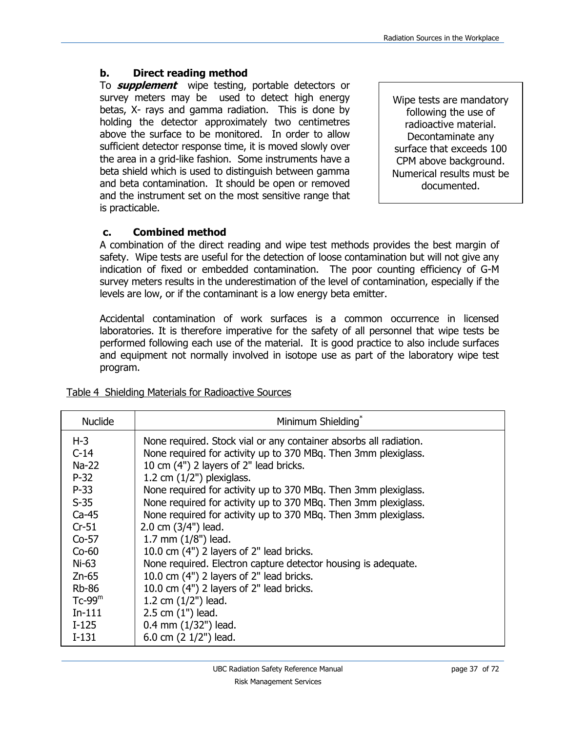### b. Direct reading method

To ***supplement*** wipe testing, portable detectors or survey meters may be used to detect high energy betas, X- rays and gamma radiation. This is done by holding the detector approximately two centimetres above the surface to be monitored. In order to allow sufficient detector response time, it is moved slowly over the area in a grid-like fashion. Some instruments have a beta shield which is used to distinguish between gamma and beta contamination. It should be open or removed and the instrument set on the most sensitive range that is practicable.

> Wipe tests are mandatory following the use of radioactive material. Decontaminate any surface that exceeds 100 CPM above background. Numerical results must be documented.

### c. Combined method

A combination of the direct reading and wipe test methods provides the best margin of safety. Wipe tests are useful for the detection of loose contamination but will not give any indication of fixed or embedded contamination. The poor counting efficiency of G-M survey meters results in the underestimation of the level of contamination, especially if the levels are low, or if the contaminant is a low energy beta emitter.

Accidental contamination of work surfaces is a common occurrence in licensed laboratories. It is therefore imperative for the safety of all personnel that wipe tests be performed following each use of the material. It is good practice to also include surfaces and equipment not normally involved in isotope use as part of the laboratory wipe test program.

Table 4 Shielding Materials for Radioactive Sources

| Nuclide | Minimum Shielding* |
|---|---|
| H-3 | None required. Stock vial or any container absorbs all radiation. |
| C-14 | None required for activity up to 370 MBq. Then 3mm plexiglass. |
| Na-22 | 10 cm (4") 2 layers of 2" lead bricks. |
| P-32 | 1.2 cm (1/2") plexiglass. |
| P-33 | None required for activity up to 370 MBq. Then 3mm plexiglass. |
| S-35 | None required for activity up to 370 MBq. Then 3mm plexiglass. |
| Ca-45 | None required for activity up to 370 MBq. Then 3mm plexiglass. |
| Cr-51 | 2.0 cm (3/4") lead. |
| Co-57 | 1.7 mm (1/8") lead. |
| Co-60 | 10.0 cm (4") 2 layers of 2" lead bricks. |
| Ni-63 | None required. Electron capture detector housing is adequate. |
| Zn-65 | 10.0 cm (4") 2 layers of 2" lead bricks. |
| Rb-86 | 10.0 cm (4") 2 layers of 2" lead bricks. |
| $Tc-99^m$ | 1.2 cm (1/2") lead. |
| In-111 | 2.5 cm (1") lead. |
| I-125 | 0.4 mm (1/32") lead. |
| I-131 | 6.0 cm (2 1/2") lead. |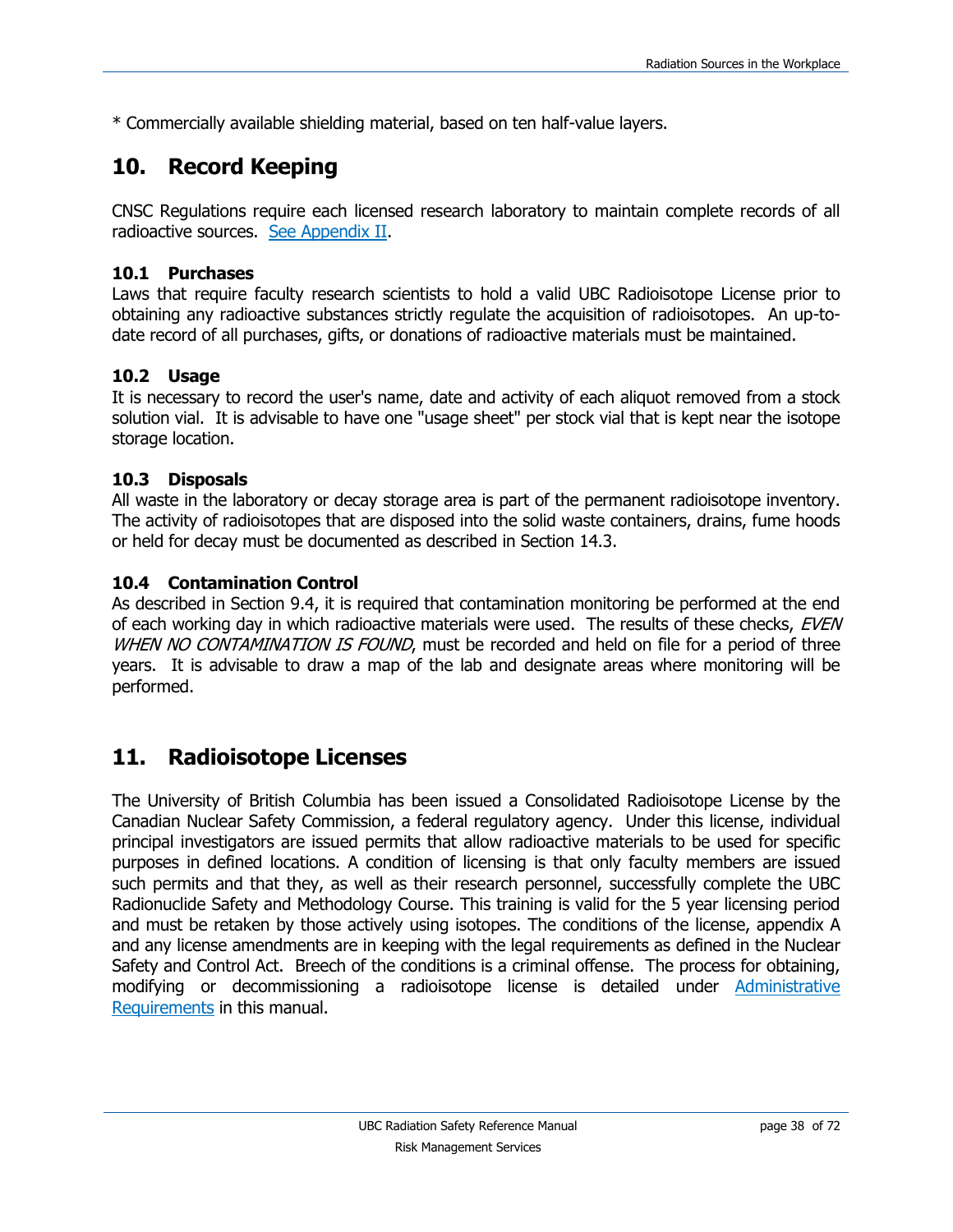* Commercially available shielding material, based on ten half-value layers.

## 10. Record Keeping

CNSC Regulations require each licensed research laboratory to maintain complete records of all radioactive sources. [See Appendix II](#).

### 10.1 Purchases

Laws that require faculty research scientists to hold a valid UBC Radioisotope License prior to obtaining any radioactive substances strictly regulate the acquisition of radioisotopes. An up-to-date record of all purchases, gifts, or donations of radioactive materials must be maintained.

### 10.2 Usage

It is necessary to record the user's name, date and activity of each aliquot removed from a stock solution vial. It is advisable to have one "usage sheet" per stock vial that is kept near the isotope storage location.

### 10.3 Disposals

All waste in the laboratory or decay storage area is part of the permanent radioisotope inventory. The activity of radioisotopes that are disposed into the solid waste containers, drains, fume hoods or held for decay must be documented as described in Section 14.3.

### 10.4 Contamination Control

As described in Section 9.4, it is required that contamination monitoring be performed at the end of each working day in which radioactive materials were used. The results of these checks, *EVEN WHEN NO CONTAMINATION IS FOUND*, must be recorded and held on file for a period of three years. It is advisable to draw a map of the lab and designate areas where monitoring will be performed.

## 11. Radioisotope Licenses

The University of British Columbia has been issued a Consolidated Radioisotope License by the Canadian Nuclear Safety Commission, a federal regulatory agency. Under this license, individual principal investigators are issued permits that allow radioactive materials to be used for specific purposes in defined locations. A condition of licensing is that only faculty members are issued such permits and that they, as well as their research personnel, successfully complete the UBC Radionuclide Safety and Methodology Course. This training is valid for the 5 year licensing period and must be retaken by those actively using isotopes. The conditions of the license, appendix A and any license amendments are in keeping with the legal requirements as defined in the Nuclear Safety and Control Act. Breech of the conditions is a criminal offense. The process for obtaining, modifying or decommissioning a radioisotope license is detailed under [Administrative Requirements](#) in this manual.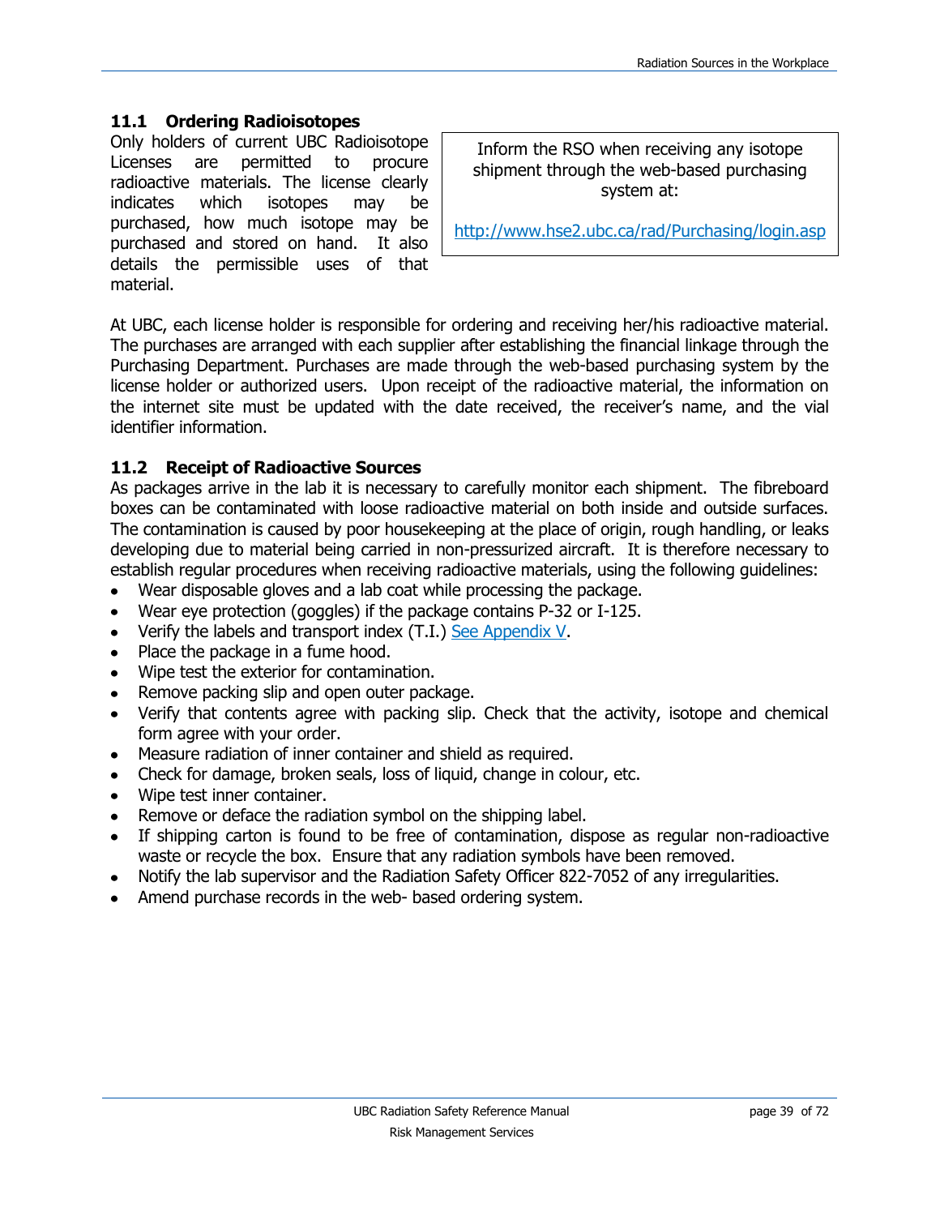## 11.1 Ordering Radioisotopes

Only holders of current UBC Radioisotope Licenses are permitted to procure radioactive materials. The license clearly indicates which isotopes may be purchased, how much isotope may be purchased and stored on hand. It also details the permissible uses of that material.

> Inform the RSO when receiving any isotope shipment through the web-based purchasing system at:
>
> [http://www.hse2.ubc.ca/rad/Purchasing/login.asp](http://www.hse2.ubc.ca/rad/Purchasing/login.asp)

At UBC, each license holder is responsible for ordering and receiving her/his radioactive material. The purchases are arranged with each supplier after establishing the financial linkage through the Purchasing Department. Purchases are made through the web-based purchasing system by the license holder or authorized users. Upon receipt of the radioactive material, the information on the internet site must be updated with the date received, the receiver's name, and the vial identifier information.

## 11.2 Receipt of Radioactive Sources

As packages arrive in the lab it is necessary to carefully monitor each shipment. The fibreboard boxes can be contaminated with loose radioactive material on both inside and outside surfaces. The contamination is caused by poor housekeeping at the place of origin, rough handling, or leaks developing due to material being carried in non-pressurized aircraft. It is therefore necessary to establish regular procedures when receiving radioactive materials, using the following guidelines:

- Wear disposable gloves and a lab coat while processing the package.
- Wear eye protection (goggles) if the package contains P-32 or I-125.
- Verify the labels and transport index (T.I.) See Appendix V.
- Place the package in a fume hood.
- Wipe test the exterior for contamination.
- Remove packing slip and open outer package.
- Verify that contents agree with packing slip. Check that the activity, isotope and chemical form agree with your order.
- Measure radiation of inner container and shield as required.
- Check for damage, broken seals, loss of liquid, change in colour, etc.
- Wipe test inner container.
- Remove or deface the radiation symbol on the shipping label.
- If shipping carton is found to be free of contamination, dispose as regular non-radioactive waste or recycle the box. Ensure that any radiation symbols have been removed.
- Notify the lab supervisor and the Radiation Safety Officer 822-7052 of any irregularities.
- Amend purchase records in the web- based ordering system.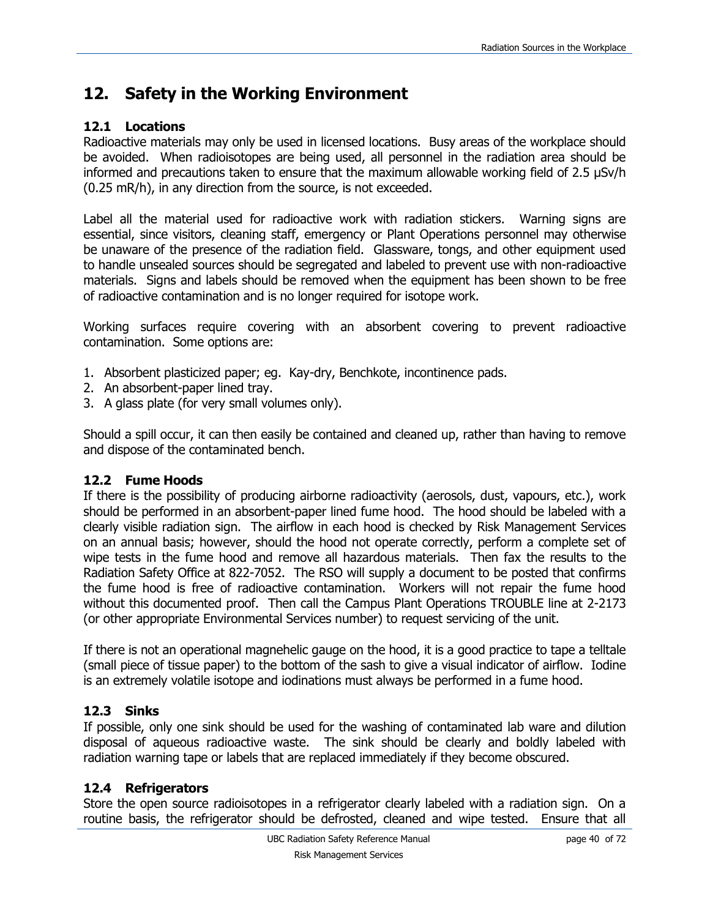# 12. Safety in the Working Environment

## 12.1 Locations

Radioactive materials may only be used in licensed locations. Busy areas of the workplace should be avoided. When radioisotopes are being used, all personnel in the radiation area should be informed and precautions taken to ensure that the maximum allowable working field of 2.5 μSv/h (0.25 mR/h), in any direction from the source, is not exceeded.

Label all the material used for radioactive work with radiation stickers. Warning signs are essential, since visitors, cleaning staff, emergency or Plant Operations personnel may otherwise be unaware of the presence of the radiation field. Glassware, tongs, and other equipment used to handle unsealed sources should be segregated and labeled to prevent use with non-radioactive materials. Signs and labels should be removed when the equipment has been shown to be free of radioactive contamination and is no longer required for isotope work.

Working surfaces require covering with an absorbent covering to prevent radioactive contamination. Some options are:

1. Absorbent plasticized paper; eg. Kay-dry, Benchkote, incontinence pads.
2. An absorbent-paper lined tray.
3. A glass plate (for very small volumes only).

Should a spill occur, it can then easily be contained and cleaned up, rather than having to remove and dispose of the contaminated bench.

## 12.2 Fume Hoods

If there is the possibility of producing airborne radioactivity (aerosols, dust, vapours, etc.), work should be performed in an absorbent-paper lined fume hood. The hood should be labeled with a clearly visible radiation sign. The airflow in each hood is checked by Risk Management Services on an annual basis; however, should the hood not operate correctly, perform a complete set of wipe tests in the fume hood and remove all hazardous materials. Then fax the results to the Radiation Safety Office at 822-7052. The RSO will supply a document to be posted that confirms the fume hood is free of radioactive contamination. Workers will not repair the fume hood without this documented proof. Then call the Campus Plant Operations TROUBLE line at 2-2173 (or other appropriate Environmental Services number) to request servicing of the unit.

If there is not an operational magnehelic gauge on the hood, it is a good practice to tape a telltale (small piece of tissue paper) to the bottom of the sash to give a visual indicator of airflow. Iodine is an extremely volatile isotope and iodinations must always be performed in a fume hood.

## 12.3 Sinks

If possible, only one sink should be used for the washing of contaminated lab ware and dilution disposal of aqueous radioactive waste. The sink should be clearly and boldly labeled with radiation warning tape or labels that are replaced immediately if they become obscured.

## 12.4 Refrigerators

Store the open source radioisotopes in a refrigerator clearly labeled with a radiation sign. On a routine basis, the refrigerator should be defrosted, cleaned and wipe tested. Ensure that all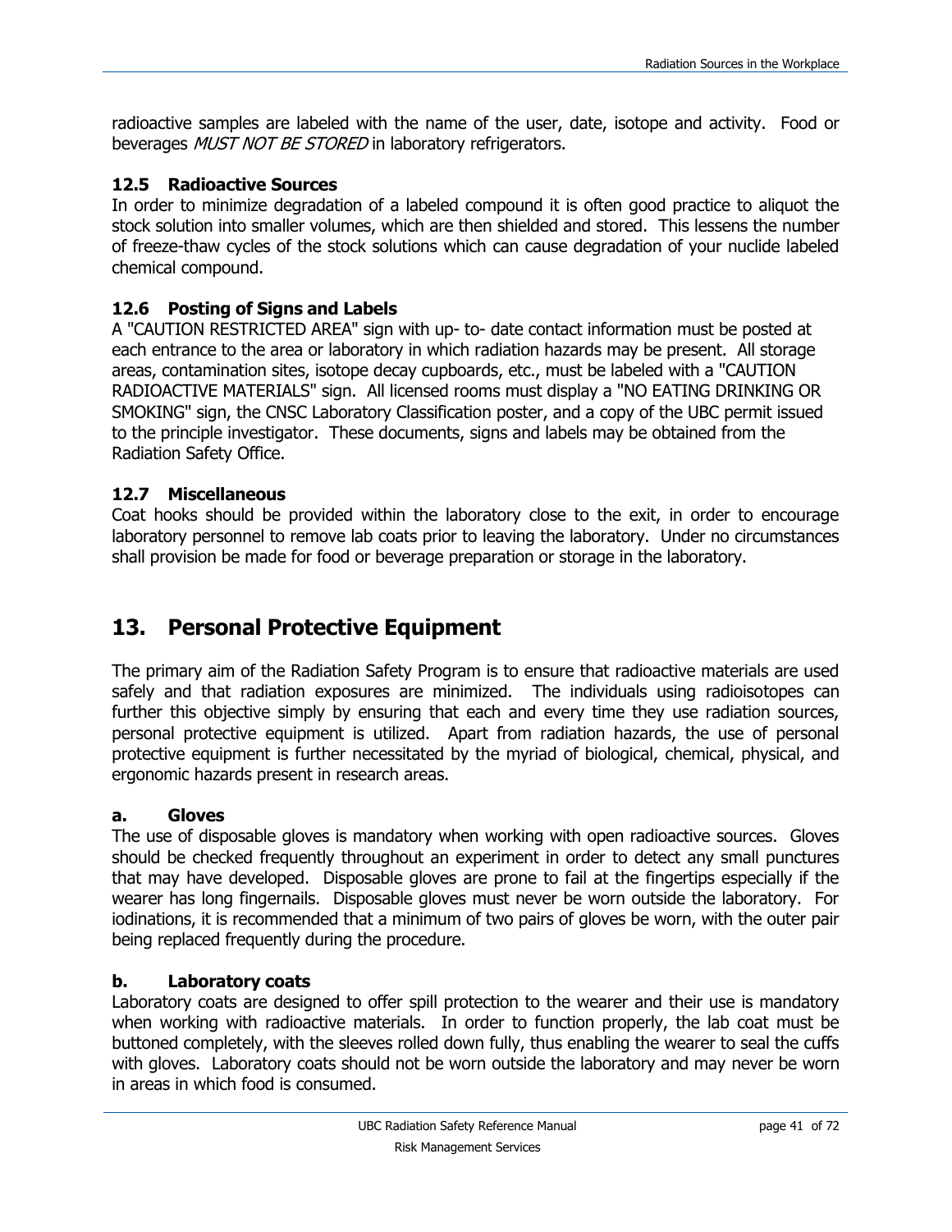radioactive samples are labeled with the name of the user, date, isotope and activity. Food or beverages *MUST NOT BE STORED* in laboratory refrigerators.

### 12.5 Radioactive Sources

In order to minimize degradation of a labeled compound it is often good practice to aliquot the stock solution into smaller volumes, which are then shielded and stored. This lessens the number of freeze-thaw cycles of the stock solutions which can cause degradation of your nuclide labeled chemical compound.

### 12.6 Posting of Signs and Labels

A "CAUTION RESTRICTED AREA" sign with up- to- date contact information must be posted at each entrance to the area or laboratory in which radiation hazards may be present. All storage areas, contamination sites, isotope decay cupboards, etc., must be labeled with a "CAUTION RADIOACTIVE MATERIALS" sign. All licensed rooms must display a "NO EATING DRINKING OR SMOKING" sign, the CNSC Laboratory Classification poster, and a copy of the UBC permit issued to the principle investigator. These documents, signs and labels may be obtained from the Radiation Safety Office.

### 12.7 Miscellaneous

Coat hooks should be provided within the laboratory close to the exit, in order to encourage laboratory personnel to remove lab coats prior to leaving the laboratory. Under no circumstances shall provision be made for food or beverage preparation or storage in the laboratory.

## 13. Personal Protective Equipment

The primary aim of the Radiation Safety Program is to ensure that radioactive materials are used safely and that radiation exposures are minimized. The individuals using radioisotopes can further this objective simply by ensuring that each and every time they use radiation sources, personal protective equipment is utilized. Apart from radiation hazards, the use of personal protective equipment is further necessitated by the myriad of biological, chemical, physical, and ergonomic hazards present in research areas.

### a. Gloves

The use of disposable gloves is mandatory when working with open radioactive sources. Gloves should be checked frequently throughout an experiment in order to detect any small punctures that may have developed. Disposable gloves are prone to fail at the fingertips especially if the wearer has long fingernails. Disposable gloves must never be worn outside the laboratory. For iodinations, it is recommended that a minimum of two pairs of gloves be worn, with the outer pair being replaced frequently during the procedure.

### b. Laboratory coats

Laboratory coats are designed to offer spill protection to the wearer and their use is mandatory when working with radioactive materials. In order to function properly, the lab coat must be buttoned completely, with the sleeves rolled down fully, thus enabling the wearer to seal the cuffs with gloves. Laboratory coats should not be worn outside the laboratory and may never be worn in areas in which food is consumed.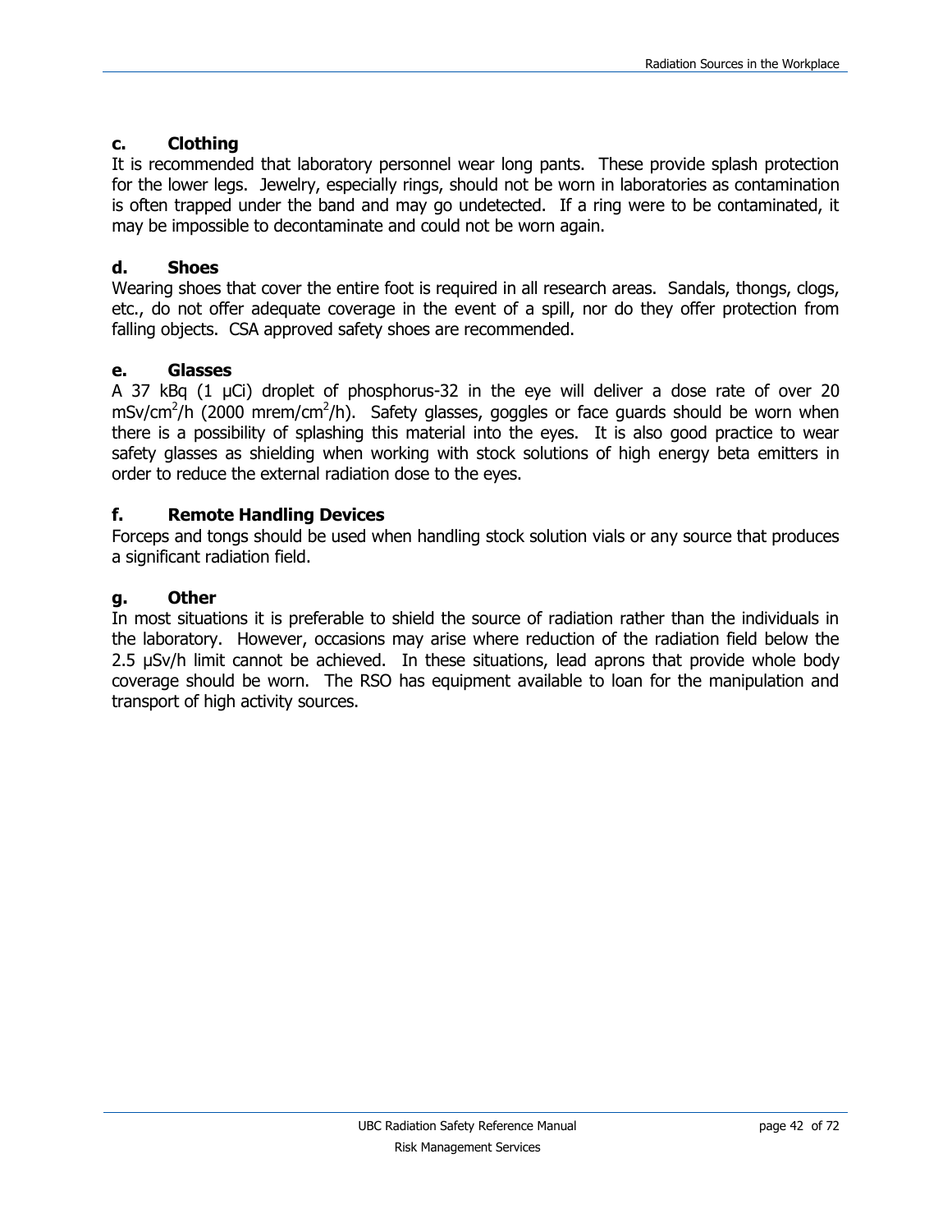### c. Clothing

It is recommended that laboratory personnel wear long pants. These provide splash protection for the lower legs. Jewelry, especially rings, should not be worn in laboratories as contamination is often trapped under the band and may go undetected. If a ring were to be contaminated, it may be impossible to decontaminate and could not be worn again.

### d. Shoes

Wearing shoes that cover the entire foot is required in all research areas. Sandals, thongs, clogs, etc., do not offer adequate coverage in the event of a spill, nor do they offer protection from falling objects. CSA approved safety shoes are recommended.

### e. Glasses

A 37 kBq (1 µCi) droplet of phosphorus-32 in the eye will deliver a dose rate of over 20 $mSv/cm^2/h$ (2000 $mrem/cm^2/h$). Safety glasses, goggles or face guards should be worn when there is a possibility of splashing this material into the eyes. It is also good practice to wear safety glasses as shielding when working with stock solutions of high energy beta emitters in order to reduce the external radiation dose to the eyes.

### f. Remote Handling Devices

Forceps and tongs should be used when handling stock solution vials or any source that produces a significant radiation field.

### g. Other

In most situations it is preferable to shield the source of radiation rather than the individuals in the laboratory. However, occasions may arise where reduction of the radiation field below the 2.5 µSv/h limit cannot be achieved. In these situations, lead aprons that provide whole body coverage should be worn. The RSO has equipment available to loan for the manipulation and transport of high activity sources.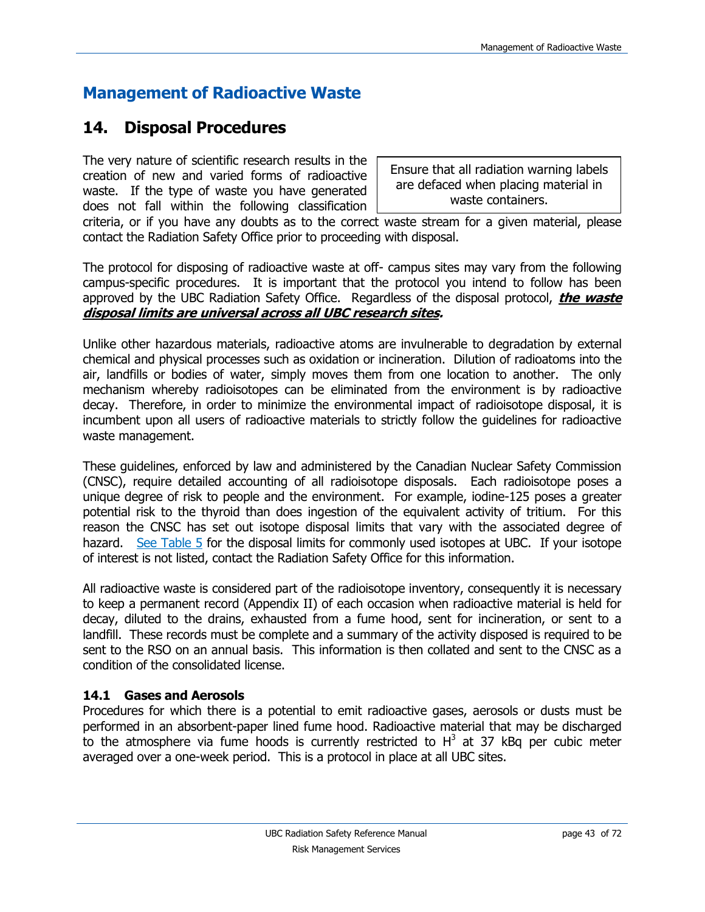# Management of Radioactive Waste

## 14. Disposal Procedures

> Ensure that all radiation warning labels are defaced when placing material in waste containers.

The very nature of scientific research results in the creation of new and varied forms of radioactive waste. If the type of waste you have generated does not fall within the following classification criteria, or if you have any doubts as to the correct waste stream for a given material, please contact the Radiation Safety Office prior to proceeding with disposal.

The protocol for disposing of radioactive waste at off- campus sites may vary from the following campus-specific procedures. It is important that the protocol you intend to follow has been approved by the UBC Radiation Safety Office. Regardless of the disposal protocol, ***the waste disposal limits are universal across all UBC research sites.***

Unlike other hazardous materials, radioactive atoms are invulnerable to degradation by external chemical and physical processes such as oxidation or incineration. Dilution of radioatoms into the air, landfills or bodies of water, simply moves them from one location to another. The only mechanism whereby radioisotopes can be eliminated from the environment is by radioactive decay. Therefore, in order to minimize the environmental impact of radioisotope disposal, it is incumbent upon all users of radioactive materials to strictly follow the guidelines for radioactive waste management.

These guidelines, enforced by law and administered by the Canadian Nuclear Safety Commission (CNSC), require detailed accounting of all radioisotope disposals. Each radioisotope poses a unique degree of risk to people and the environment. For example, iodine-125 poses a greater potential risk to the thyroid than does ingestion of the equivalent activity of tritium. For this reason the CNSC has set out isotope disposal limits that vary with the associated degree of hazard. See Table 5 for the disposal limits for commonly used isotopes at UBC. If your isotope of interest is not listed, contact the Radiation Safety Office for this information.

All radioactive waste is considered part of the radioisotope inventory, consequently it is necessary to keep a permanent record (Appendix II) of each occasion when radioactive material is held for decay, diluted to the drains, exhausted from a fume hood, sent for incineration, or sent to a landfill. These records must be complete and a summary of the activity disposed is required to be sent to the RSO on an annual basis. This information is then collated and sent to the CNSC as a condition of the consolidated license.

### 14.1 Gases and Aerosols

Procedures for which there is a potential to emit radioactive gases, aerosols or dusts must be performed in an absorbent-paper lined fume hood. Radioactive material that may be discharged to the atmosphere via fume hoods is currently restricted to $H^3$ at 37 kBq per cubic meter averaged over a one-week period. This is a protocol in place at all UBC sites.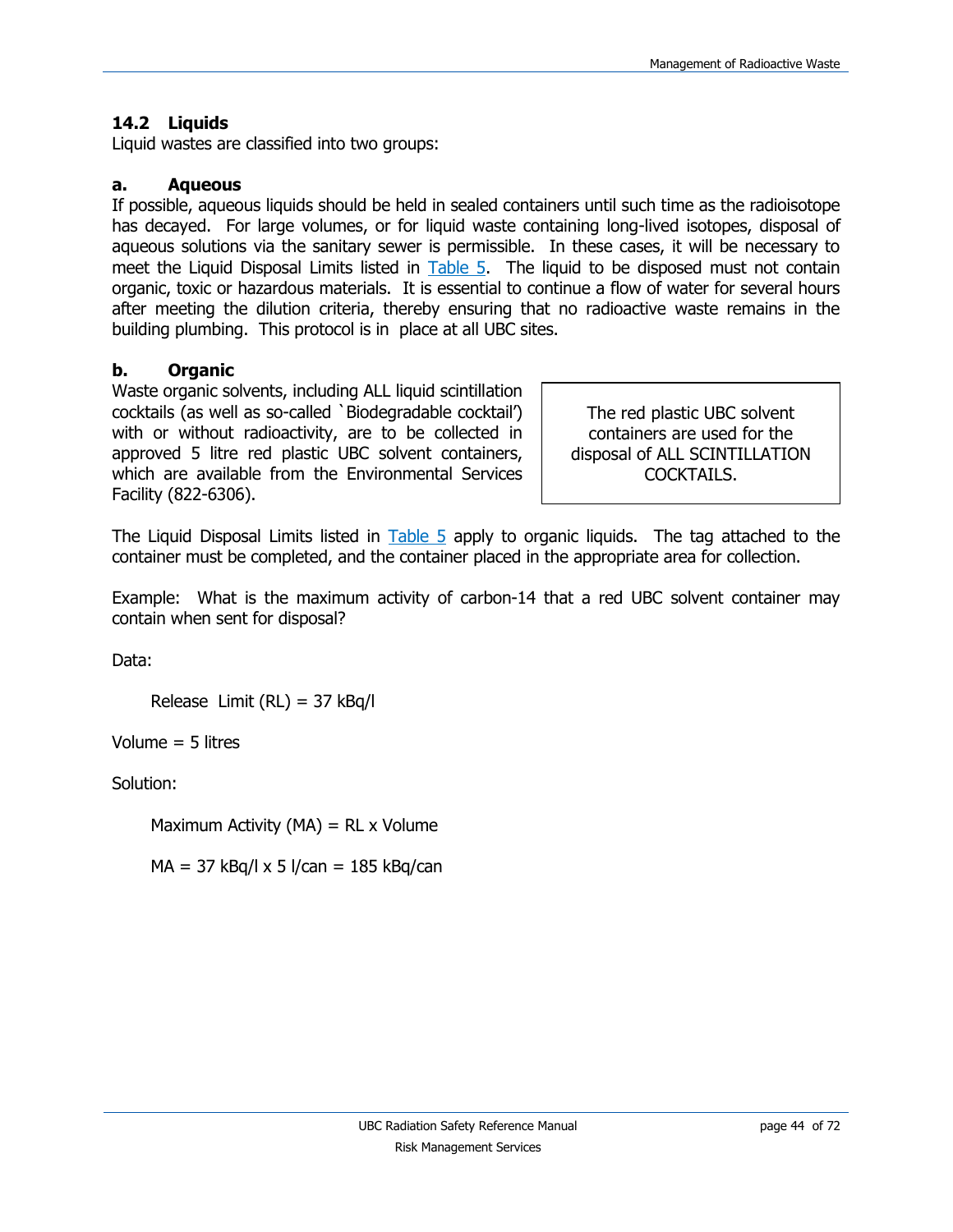## 14.2 Liquids

Liquid wastes are classified into two groups:

### a. Aqueous

If possible, aqueous liquids should be held in sealed containers until such time as the radioisotope has decayed. For large volumes, or for liquid waste containing long-lived isotopes, disposal of aqueous solutions via the sanitary sewer is permissible. In these cases, it will be necessary to meet the Liquid Disposal Limits listed in Table 5. The liquid to be disposed must not contain organic, toxic or hazardous materials. It is essential to continue a flow of water for several hours after meeting the dilution criteria, thereby ensuring that no radioactive waste remains in the building plumbing. This protocol is in place at all UBC sites.

### b. Organic

Waste organic solvents, including ALL liquid scintillation cocktails (as well as so-called `Biodegradable cocktail') with or without radioactivity, are to be collected in approved 5 litre red plastic UBC solvent containers, which are available from the Environmental Services Facility (822-6306).

> The red plastic UBC solvent containers are used for the disposal of ALL SCINTILLATION COCKTAILS.

The Liquid Disposal Limits listed in Table 5 apply to organic liquids. The tag attached to the container must be completed, and the container placed in the appropriate area for collection.

Example: What is the maximum activity of carbon-14 that a red UBC solvent container may contain when sent for disposal?

Data:

Release Limit (RL) = 37 kBq/l

Volume = 5 litres

Solution:

Maximum Activity (MA) = RL x Volume

MA = 37 kBq/l x 5 l/can = 185 kBq/can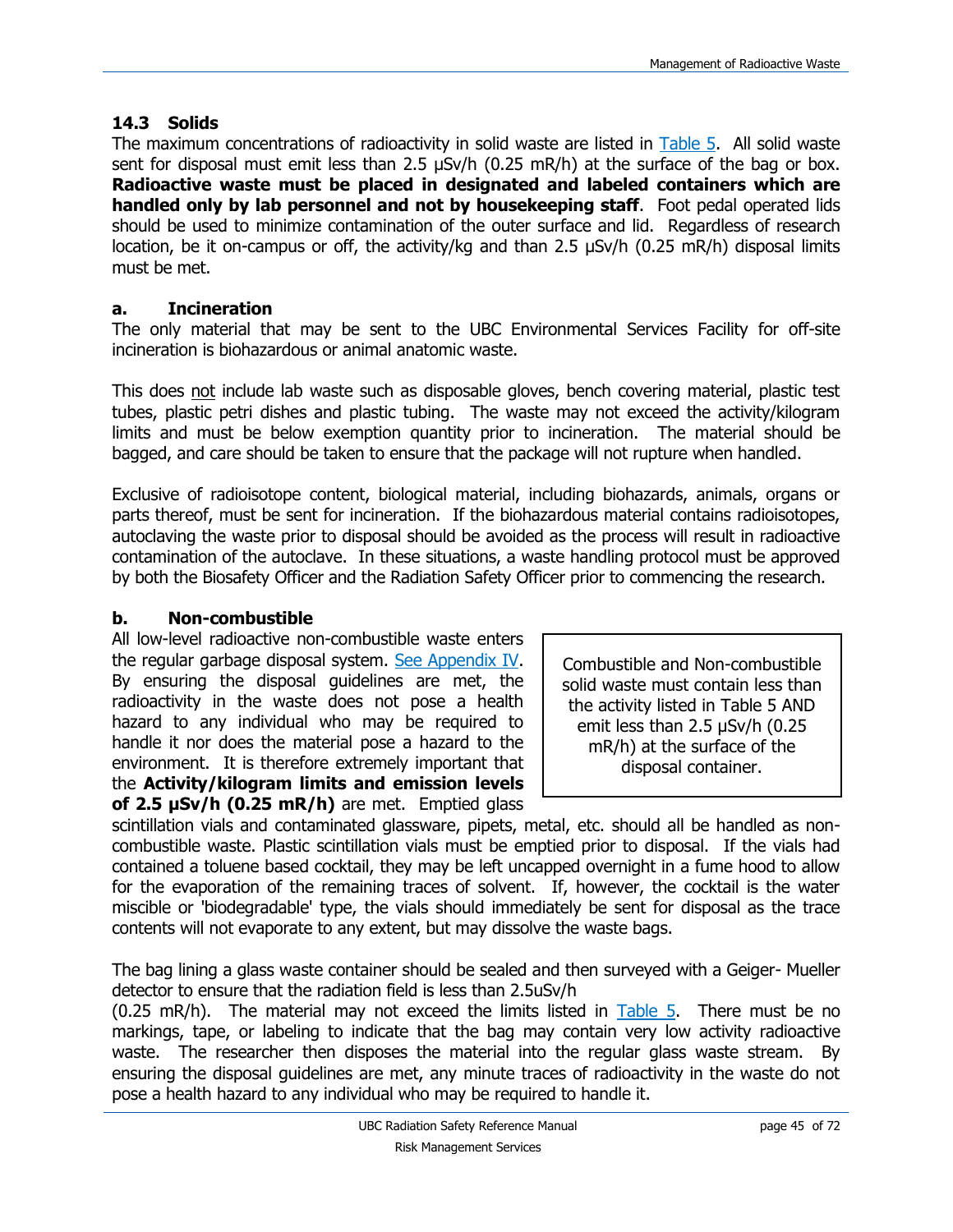### 14.3 Solids

The maximum concentrations of radioactivity in solid waste are listed in Table 5. All solid waste sent for disposal must emit less than 2.5 µSv/h (0.25 mR/h) at the surface of the bag or box. **Radioactive waste must be placed in designated and labeled containers which are handled only by lab personnel and not by housekeeping staff**. Foot pedal operated lids should be used to minimize contamination of the outer surface and lid. Regardless of research location, be it on-campus or off, the activity/kg and than 2.5 µSv/h (0.25 mR/h) disposal limits must be met.

#### a. Incineration

The only material that may be sent to the UBC Environmental Services Facility for off-site incineration is biohazardous or animal anatomic waste.

This does not include lab waste such as disposable gloves, bench covering material, plastic test tubes, plastic petri dishes and plastic tubing. The waste may not exceed the activity/kilogram limits and must be below exemption quantity prior to incineration. The material should be bagged, and care should be taken to ensure that the package will not rupture when handled.

Exclusive of radioisotope content, biological material, including biohazards, animals, organs or parts thereof, must be sent for incineration. If the biohazardous material contains radioisotopes, autoclaving the waste prior to disposal should be avoided as the process will result in radioactive contamination of the autoclave. In these situations, a waste handling protocol must be approved by both the Biosafety Officer and the Radiation Safety Officer prior to commencing the research.

#### b. Non-combustible

> Combustible and Non-combustible solid waste must contain less than the activity listed in Table 5 AND emit less than 2.5 µSv/h (0.25 mR/h) at the surface of the disposal container.

All low-level radioactive non-combustible waste enters the regular garbage disposal system. See Appendix IV. By ensuring the disposal guidelines are met, the radioactivity in the waste does not pose a health hazard to any individual who may be required to handle it nor does the material pose a hazard to the environment. It is therefore extremely important that the **Activity/kilogram limits and emission levels of 2.5 µSv/h (0.25 mR/h)** are met. Emptied glass scintillation vials and contaminated glassware, pipets, metal, etc. should all be handled as non-combustible waste. Plastic scintillation vials must be emptied prior to disposal. If the vials had contained a toluene based cocktail, they may be left uncapped overnight in a fume hood to allow for the evaporation of the remaining traces of solvent. If, however, the cocktail is the water miscible or 'biodegradable' type, the vials should immediately be sent for disposal as the trace contents will not evaporate to any extent, but may dissolve the waste bags.

The bag lining a glass waste container should be sealed and then surveyed with a Geiger- Mueller detector to ensure that the radiation field is less than 2.5uSv/h (0.25 mR/h). The material may not exceed the limits listed in Table 5. There must be no markings, tape, or labeling to indicate that the bag may contain very low activity radioactive waste. The researcher then disposes the material into the regular glass waste stream. By ensuring the disposal guidelines are met, any minute traces of radioactivity in the waste do not pose a health hazard to any individual who may be required to handle it.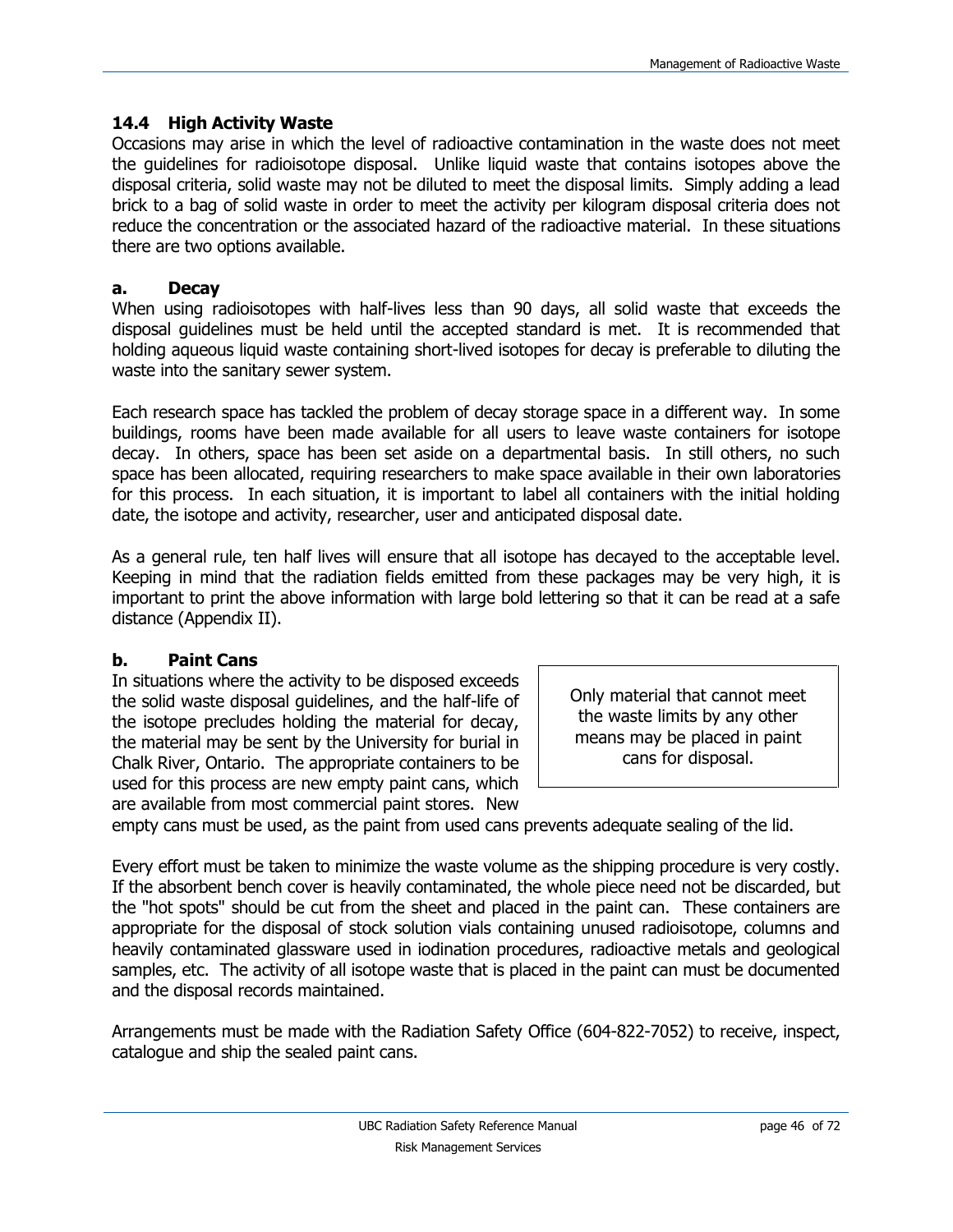## 14.4 High Activity Waste

Occasions may arise in which the level of radioactive contamination in the waste does not meet the guidelines for radioisotope disposal. Unlike liquid waste that contains isotopes above the disposal criteria, solid waste may not be diluted to meet the disposal limits. Simply adding a lead brick to a bag of solid waste in order to meet the activity per kilogram disposal criteria does not reduce the concentration or the associated hazard of the radioactive material. In these situations there are two options available.

### a. Decay

When using radioisotopes with half-lives less than 90 days, all solid waste that exceeds the disposal guidelines must be held until the accepted standard is met. It is recommended that holding aqueous liquid waste containing short-lived isotopes for decay is preferable to diluting the waste into the sanitary sewer system.

Each research space has tackled the problem of decay storage space in a different way. In some buildings, rooms have been made available for all users to leave waste containers for isotope decay. In others, space has been set aside on a departmental basis. In still others, no such space has been allocated, requiring researchers to make space available in their own laboratories for this process. In each situation, it is important to label all containers with the initial holding date, the isotope and activity, researcher, user and anticipated disposal date.

As a general rule, ten half lives will ensure that all isotope has decayed to the acceptable level. Keeping in mind that the radiation fields emitted from these packages may be very high, it is important to print the above information with large bold lettering so that it can be read at a safe distance (Appendix II).

### b. Paint Cans

> Only material that cannot meet the waste limits by any other means may be placed in paint cans for disposal.

In situations where the activity to be disposed exceeds the solid waste disposal guidelines, and the half-life of the isotope precludes holding the material for decay, the material may be sent by the University for burial in Chalk River, Ontario. The appropriate containers to be used for this process are new empty paint cans, which are available from most commercial paint stores. New empty cans must be used, as the paint from used cans prevents adequate sealing of the lid.

Every effort must be taken to minimize the waste volume as the shipping procedure is very costly. If the absorbent bench cover is heavily contaminated, the whole piece need not be discarded, but the "hot spots" should be cut from the sheet and placed in the paint can. These containers are appropriate for the disposal of stock solution vials containing unused radioisotope, columns and heavily contaminated glassware used in iodination procedures, radioactive metals and geological samples, etc. The activity of all isotope waste that is placed in the paint can must be documented and the disposal records maintained.

Arrangements must be made with the Radiation Safety Office (604-822-7052) to receive, inspect, catalogue and ship the sealed paint cans.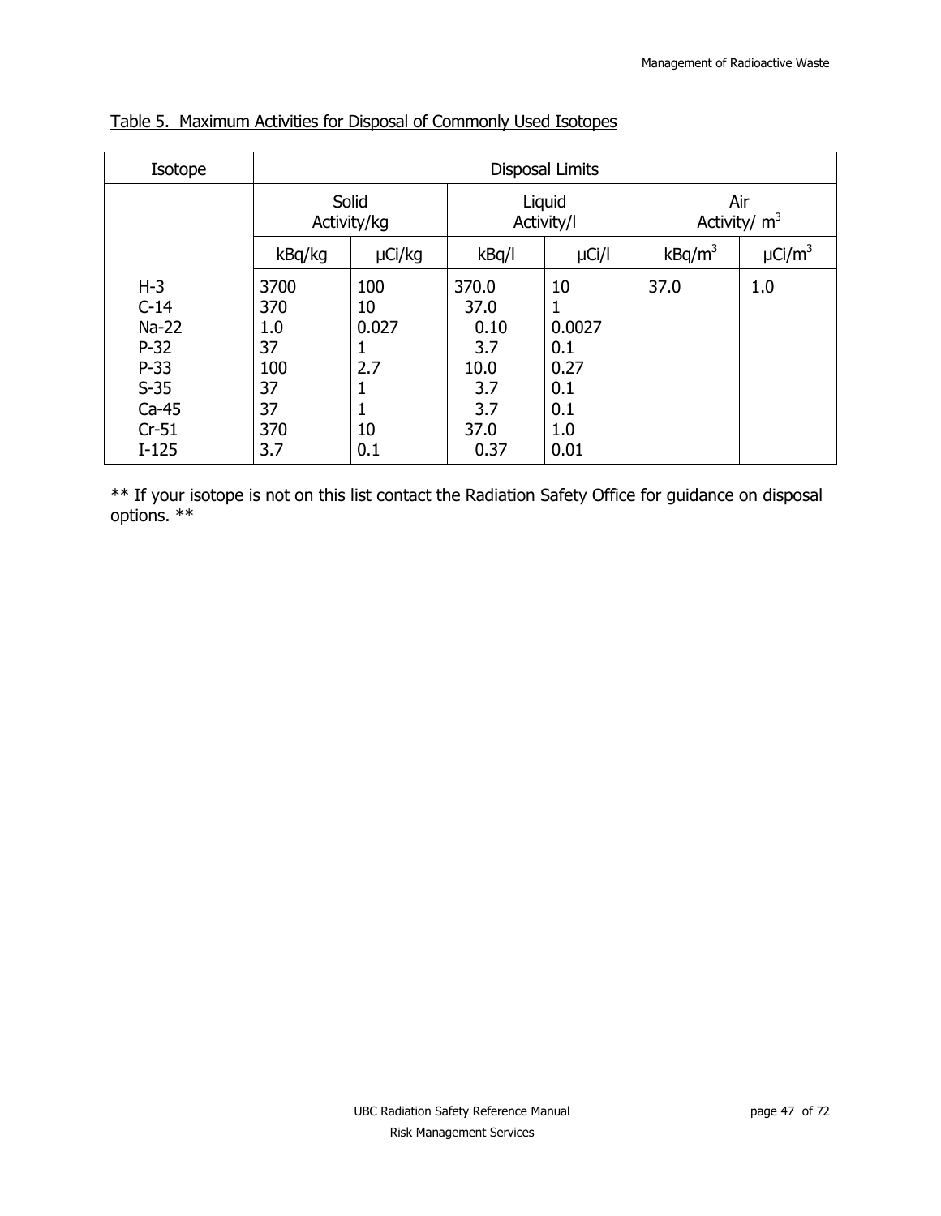Table 5. Maximum Activities for Disposal of Commonly Used Isotopes

| Isotope | Disposal Limits | | | | | |
|---|---|---|---|---|---|---|
| | Solid Activity/kg | | Liquid Activity/l | | Air Activity/ $m^3$ | |
| | kBq/kg | µCi/kg | kBq/l | µCi/l | kBq/$m^3$ | µCi/$m^3$ |
| H-3 | 3700 | 100 | 370.0 | 10 | 37.0 | 1.0 |
| C-14 | 370 | 10 | 37.0 | 1 | | |
| Na-22 | 1.0 | 0.027 | 0.10 | 0.0027 | | |
| P-32 | 37 | 1 | 3.7 | 0.1 | | |
| P-33 | 100 | 2.7 | 10.0 | 0.27 | | |
| S-35 | 37 | 1 | 3.7 | 0.1 | | |
| Ca-45 | 37 | 1 | 3.7 | 0.1 | | |
| Cr-51 | 370 | 10 | 37.0 | 1.0 | | |
| I-125 | 3.7 | 0.1 | 0.37 | 0.01 | | |

** If your isotope is not on this list contact the Radiation Safety Office for guidance on disposal options. **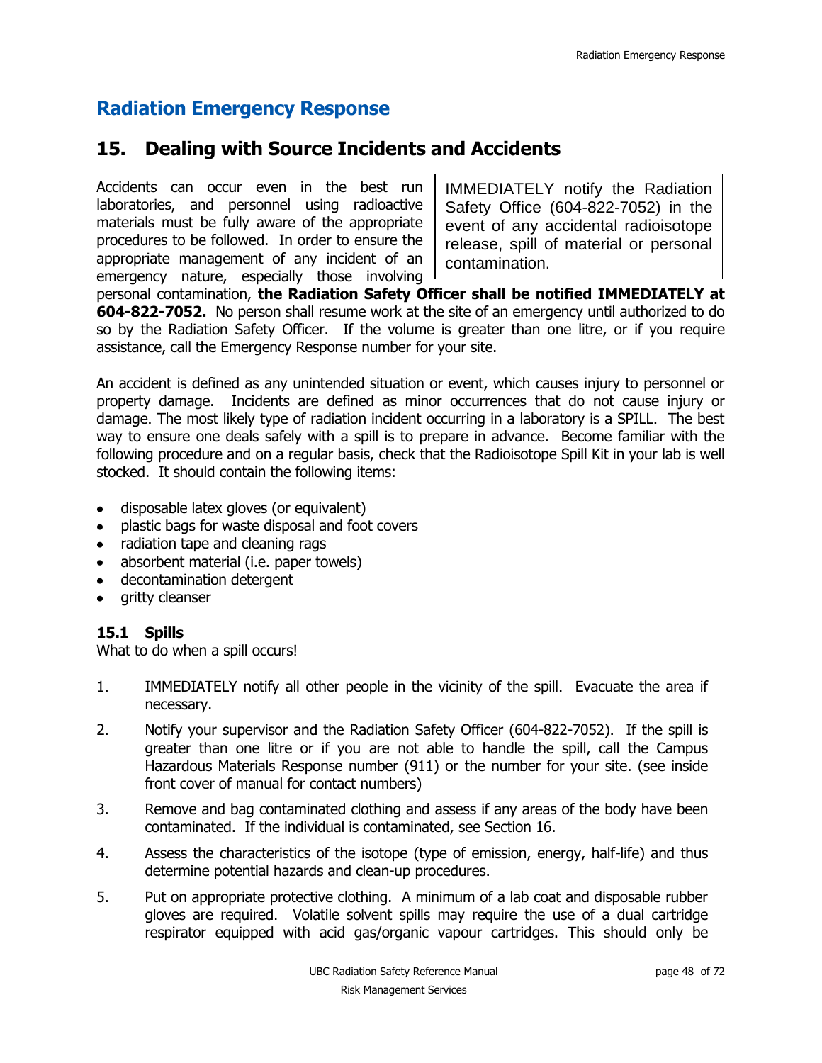# Radiation Emergency Response

## 15. Dealing with Source Incidents and Accidents

> IMMEDIATELY notify the Radiation Safety Office (604-822-7052) in the event of any accidental radioisotope release, spill of material or personal contamination.

Accidents can occur even in the best run laboratories, and personnel using radioactive materials must be fully aware of the appropriate procedures to be followed. In order to ensure the appropriate management of any incident of an emergency nature, especially those involving personal contamination, **the Radiation Safety Officer shall be notified IMMEDIATELY at 604-822-7052.** No person shall resume work at the site of an emergency until authorized to do so by the Radiation Safety Officer. If the volume is greater than one litre, or if you require assistance, call the Emergency Response number for your site.

An accident is defined as any unintended situation or event, which causes injury to personnel or property damage. Incidents are defined as minor occurrences that do not cause injury or damage. The most likely type of radiation incident occurring in a laboratory is a SPILL. The best way to ensure one deals safely with a spill is to prepare in advance. Become familiar with the following procedure and on a regular basis, check that the Radioisotope Spill Kit in your lab is well stocked. It should contain the following items:

- disposable latex gloves (or equivalent)
- plastic bags for waste disposal and foot covers
- radiation tape and cleaning rags
- absorbent material (i.e. paper towels)
- decontamination detergent
- gritty cleanser

### 15.1 Spills

What to do when a spill occurs!

1. IMMEDIATELY notify all other people in the vicinity of the spill. Evacuate the area if necessary.
2. Notify your supervisor and the Radiation Safety Officer (604-822-7052). If the spill is greater than one litre or if you are not able to handle the spill, call the Campus Hazardous Materials Response number (911) or the number for your site. (see inside front cover of manual for contact numbers)
3. Remove and bag contaminated clothing and assess if any areas of the body have been contaminated. If the individual is contaminated, see Section 16.
4. Assess the characteristics of the isotope (type of emission, energy, half-life) and thus determine potential hazards and clean-up procedures.
5. Put on appropriate protective clothing. A minimum of a lab coat and disposable rubber gloves are required. Volatile solvent spills may require the use of a dual cartridge respirator equipped with acid gas/organic vapour cartridges. This should only be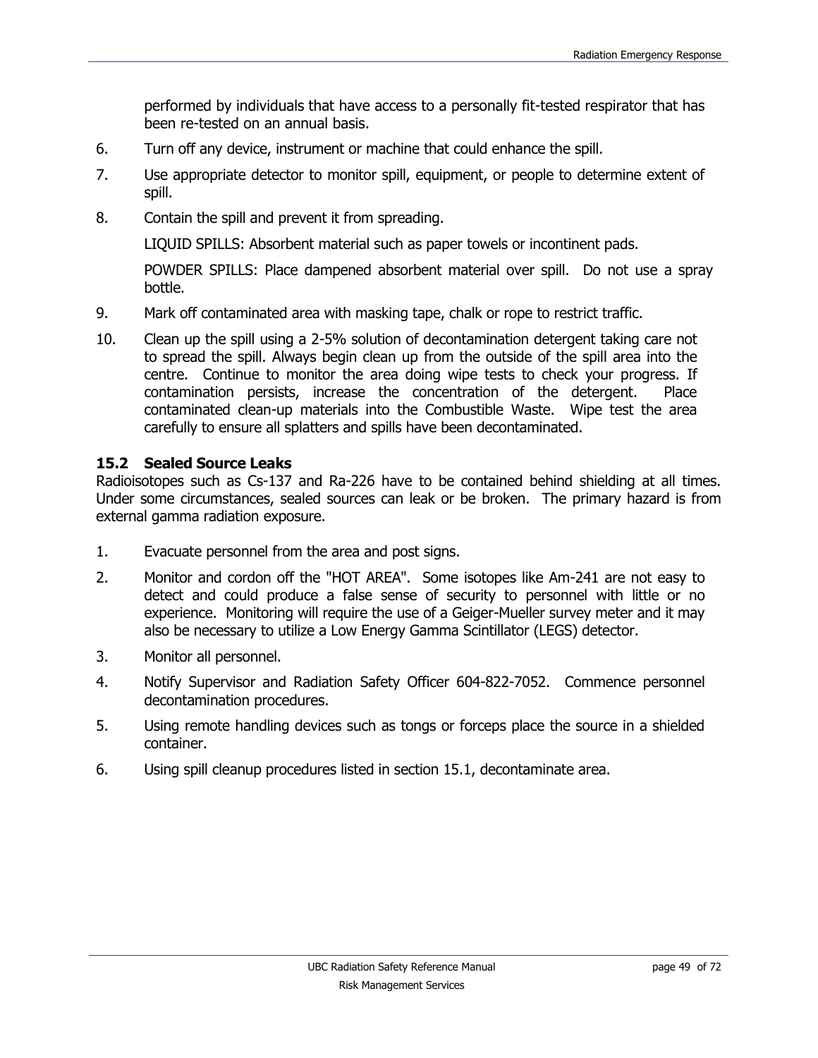performed by individuals that have access to a personally fit-tested respirator that has been re-tested on an annual basis.

6. Turn off any device, instrument or machine that could enhance the spill.

7. Use appropriate detector to monitor spill, equipment, or people to determine extent of spill.

8. Contain the spill and prevent it from spreading.

   LIQUID SPILLS: Absorbent material such as paper towels or incontinent pads.

   POWDER SPILLS: Place dampened absorbent material over spill. Do not use a spray bottle.

9. Mark off contaminated area with masking tape, chalk or rope to restrict traffic.

10. Clean up the spill using a 2-5% solution of decontamination detergent taking care not to spread the spill. Always begin clean up from the outside of the spill area into the centre. Continue to monitor the area doing wipe tests to check your progress. If contamination persists, increase the concentration of the detergent. Place contaminated clean-up materials into the Combustible Waste. Wipe test the area carefully to ensure all splatters and spills have been decontaminated.

## 15.2 Sealed Source Leaks

Radioisotopes such as Cs-137 and Ra-226 have to be contained behind shielding at all times. Under some circumstances, sealed sources can leak or be broken. The primary hazard is from external gamma radiation exposure.

1. Evacuate personnel from the area and post signs.

2. Monitor and cordon off the "HOT AREA". Some isotopes like Am-241 are not easy to detect and could produce a false sense of security to personnel with little or no experience. Monitoring will require the use of a Geiger-Mueller survey meter and it may also be necessary to utilize a Low Energy Gamma Scintillator (LEGS) detector.

3. Monitor all personnel.

4. Notify Supervisor and Radiation Safety Officer 604-822-7052. Commence personnel decontamination procedures.

5. Using remote handling devices such as tongs or forceps place the source in a shielded container.

6. Using spill cleanup procedures listed in section 15.1, decontaminate area.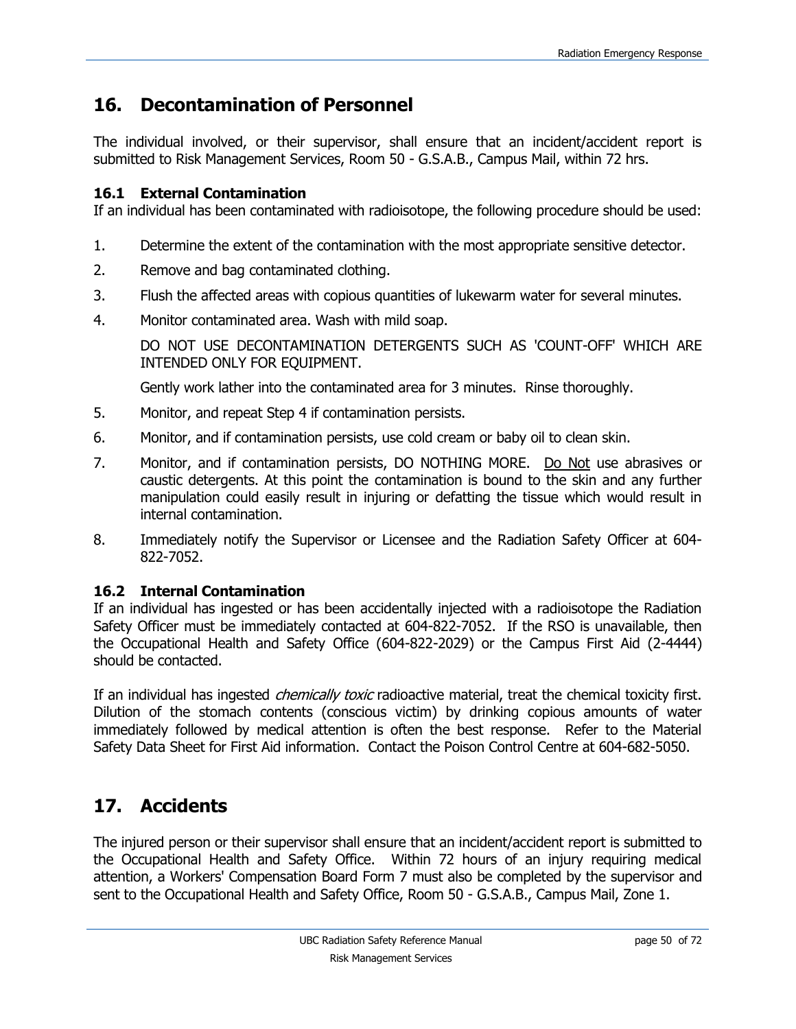## 16. Decontamination of Personnel

The individual involved, or their supervisor, shall ensure that an incident/accident report is submitted to Risk Management Services, Room 50 - G.S.A.B., Campus Mail, within 72 hrs.

### 16.1 External Contamination

If an individual has been contaminated with radioisotope, the following procedure should be used:

1. Determine the extent of the contamination with the most appropriate sensitive detector.
2. Remove and bag contaminated clothing.
3. Flush the affected areas with copious quantities of lukewarm water for several minutes.
4. Monitor contaminated area. Wash with mild soap.

   DO NOT USE DECONTAMINATION DETERGENTS SUCH AS 'COUNT-OFF' WHICH ARE INTENDED ONLY FOR EQUIPMENT.

   Gently work lather into the contaminated area for 3 minutes. Rinse thoroughly.
5. Monitor, and repeat Step 4 if contamination persists.
6. Monitor, and if contamination persists, use cold cream or baby oil to clean skin.
7. Monitor, and if contamination persists, DO NOTHING MORE. <u>Do Not</u> use abrasives or caustic detergents. At this point the contamination is bound to the skin and any further manipulation could easily result in injuring or defatting the tissue which would result in internal contamination.
8. Immediately notify the Supervisor or Licensee and the Radiation Safety Officer at 604-822-7052.

### 16.2 Internal Contamination

If an individual has ingested or has been accidentally injected with a radioisotope the Radiation Safety Officer must be immediately contacted at 604-822-7052. If the RSO is unavailable, then the Occupational Health and Safety Office (604-822-2029) or the Campus First Aid (2-4444) should be contacted.

If an individual has ingested *chemically toxic* radioactive material, treat the chemical toxicity first. Dilution of the stomach contents (conscious victim) by drinking copious amounts of water immediately followed by medical attention is often the best response. Refer to the Material Safety Data Sheet for First Aid information. Contact the Poison Control Centre at 604-682-5050.

## 17. Accidents

The injured person or their supervisor shall ensure that an incident/accident report is submitted to the Occupational Health and Safety Office. Within 72 hours of an injury requiring medical attention, a Workers' Compensation Board Form 7 must also be completed by the supervisor and sent to the Occupational Health and Safety Office, Room 50 - G.S.A.B., Campus Mail, Zone 1.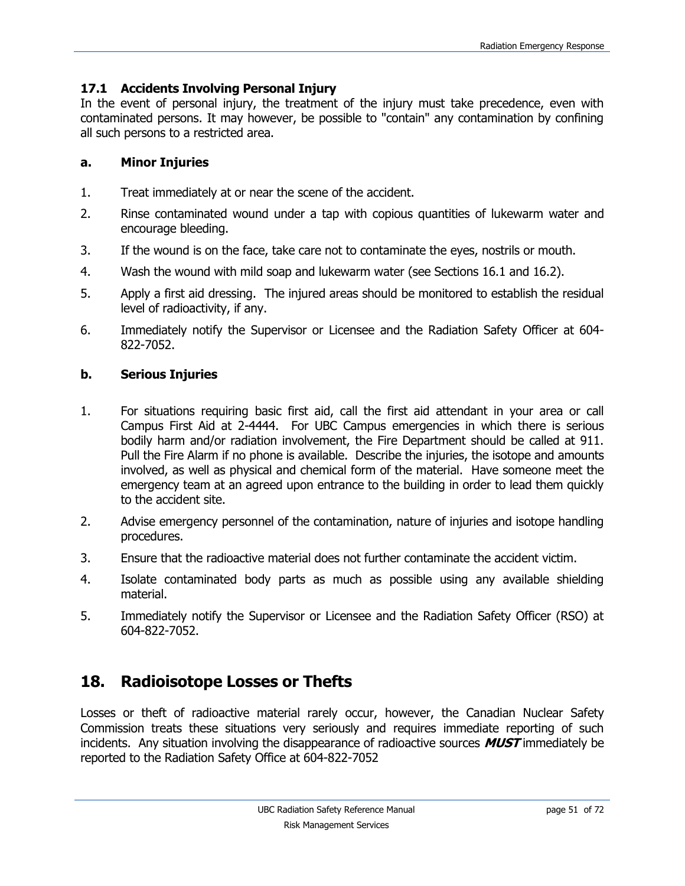### 17.1 Accidents Involving Personal Injury

In the event of personal injury, the treatment of the injury must take precedence, even with contaminated persons. It may however, be possible to "contain" any contamination by confining all such persons to a restricted area.

#### a. Minor Injuries

1. Treat immediately at or near the scene of the accident.
2. Rinse contaminated wound under a tap with copious quantities of lukewarm water and encourage bleeding.
3. If the wound is on the face, take care not to contaminate the eyes, nostrils or mouth.
4. Wash the wound with mild soap and lukewarm water (see Sections 16.1 and 16.2).
5. Apply a first aid dressing. The injured areas should be monitored to establish the residual level of radioactivity, if any.
6. Immediately notify the Supervisor or Licensee and the Radiation Safety Officer at 604-822-7052.

#### b. Serious Injuries

1. For situations requiring basic first aid, call the first aid attendant in your area or call Campus First Aid at 2-4444. For UBC Campus emergencies in which there is serious bodily harm and/or radiation involvement, the Fire Department should be called at 911. Pull the Fire Alarm if no phone is available. Describe the injuries, the isotope and amounts involved, as well as physical and chemical form of the material. Have someone meet the emergency team at an agreed upon entrance to the building in order to lead them quickly to the accident site.
2. Advise emergency personnel of the contamination, nature of injuries and isotope handling procedures.
3. Ensure that the radioactive material does not further contaminate the accident victim.
4. Isolate contaminated body parts as much as possible using any available shielding material.
5. Immediately notify the Supervisor or Licensee and the Radiation Safety Officer (RSO) at 604-822-7052.

## 18. Radioisotope Losses or Thefts

Losses or theft of radioactive material rarely occur, however, the Canadian Nuclear Safety Commission treats these situations very seriously and requires immediate reporting of such incidents. Any situation involving the disappearance of radioactive sources ***MUST*** immediately be reported to the Radiation Safety Office at 604-822-7052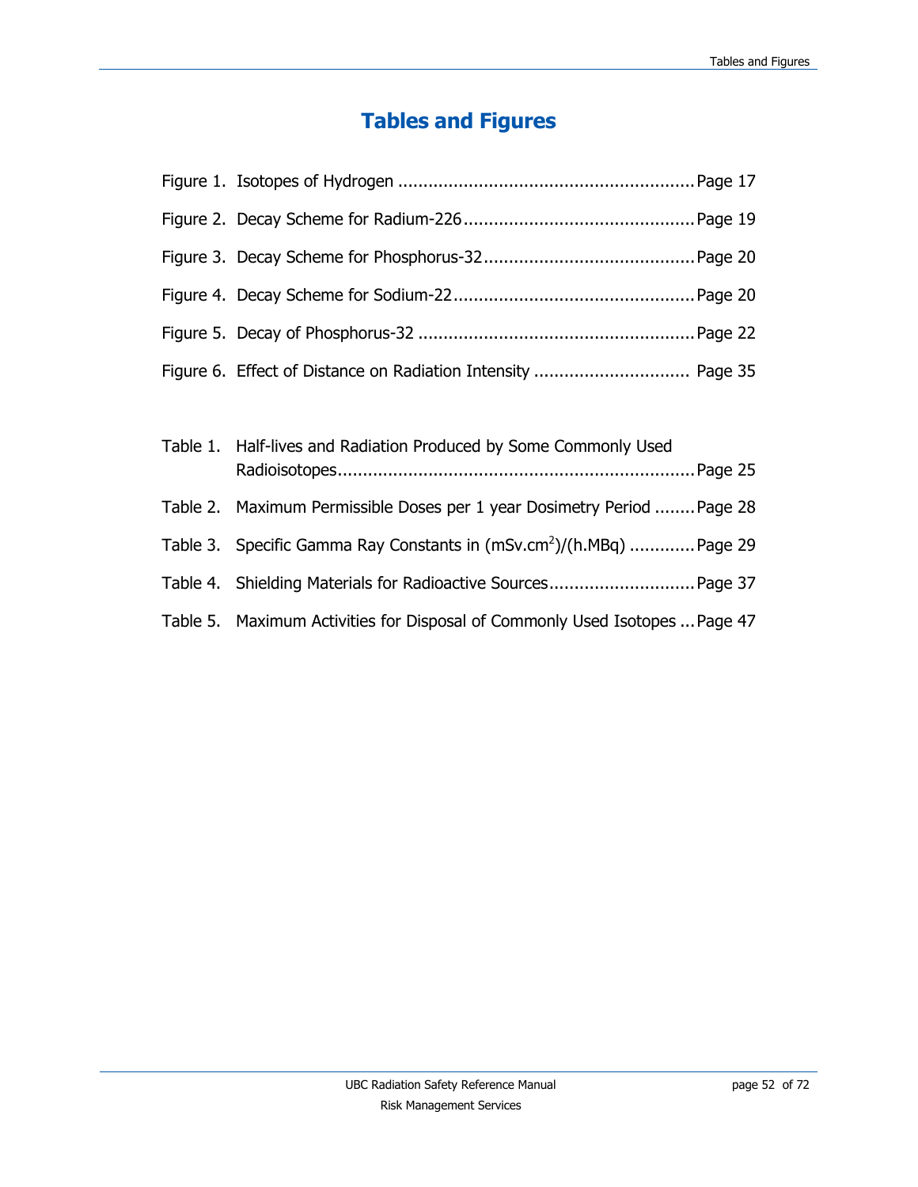# Tables and Figures

Figure 1. Isotopes of Hydrogen ........................................................... Page 17

Figure 2. Decay Scheme for Radium-226 .............................................. Page 19

Figure 3. Decay Scheme for Phosphorus-32 .......................................... Page 20

Figure 4. Decay Scheme for Sodium-22 ................................................ Page 20

Figure 5. Decay of Phosphorus-32 ....................................................... Page 22

Figure 6. Effect of Distance on Radiation Intensity ............................... Page 35

Table 1. Half-lives and Radiation Produced by Some Commonly Used Radioisotopes ....................................................................... Page 25

Table 2. Maximum Permissible Doses per 1 year Dosimetry Period ........ Page 28

Table 3. Specific Gamma Ray Constants in $(mSv.cm^2)/(h.MBq)$ ............. Page 29

Table 4. Shielding Materials for Radioactive Sources ............................. Page 37

Table 5. Maximum Activities for Disposal of Commonly Used Isotopes ... Page 47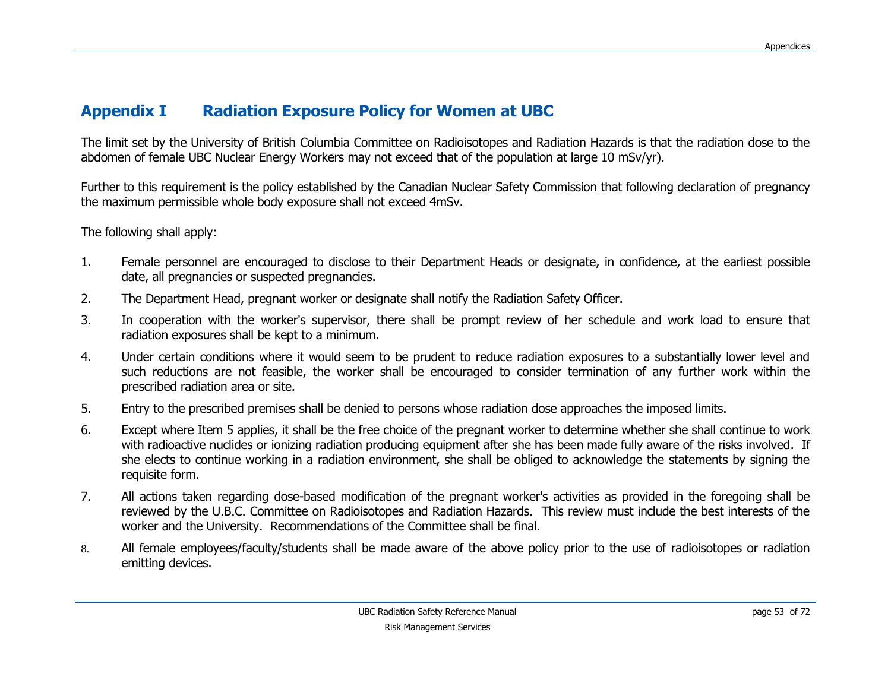# Appendix I Radiation Exposure Policy for Women at UBC

The limit set by the University of British Columbia Committee on Radioisotopes and Radiation Hazards is that the radiation dose to the abdomen of female UBC Nuclear Energy Workers may not exceed that of the population at large 10 mSv/yr).

Further to this requirement is the policy established by the Canadian Nuclear Safety Commission that following declaration of pregnancy the maximum permissible whole body exposure shall not exceed 4mSv.

The following shall apply:

1. Female personnel are encouraged to disclose to their Department Heads or designate, in confidence, at the earliest possible date, all pregnancies or suspected pregnancies.
2. The Department Head, pregnant worker or designate shall notify the Radiation Safety Officer.
3. In cooperation with the worker's supervisor, there shall be prompt review of her schedule and work load to ensure that radiation exposures shall be kept to a minimum.
4. Under certain conditions where it would seem to be prudent to reduce radiation exposures to a substantially lower level and such reductions are not feasible, the worker shall be encouraged to consider termination of any further work within the prescribed radiation area or site.
5. Entry to the prescribed premises shall be denied to persons whose radiation dose approaches the imposed limits.
6. Except where Item 5 applies, it shall be the free choice of the pregnant worker to determine whether she shall continue to work with radioactive nuclides or ionizing radiation producing equipment after she has been made fully aware of the risks involved. If she elects to continue working in a radiation environment, she shall be obliged to acknowledge the statements by signing the requisite form.
7. All actions taken regarding dose-based modification of the pregnant worker's activities as provided in the foregoing shall be reviewed by the U.B.C. Committee on Radioisotopes and Radiation Hazards. This review must include the best interests of the worker and the University. Recommendations of the Committee shall be final.
8. All female employees/faculty/students shall be made aware of the above policy prior to the use of radioisotopes or radiation emitting devices.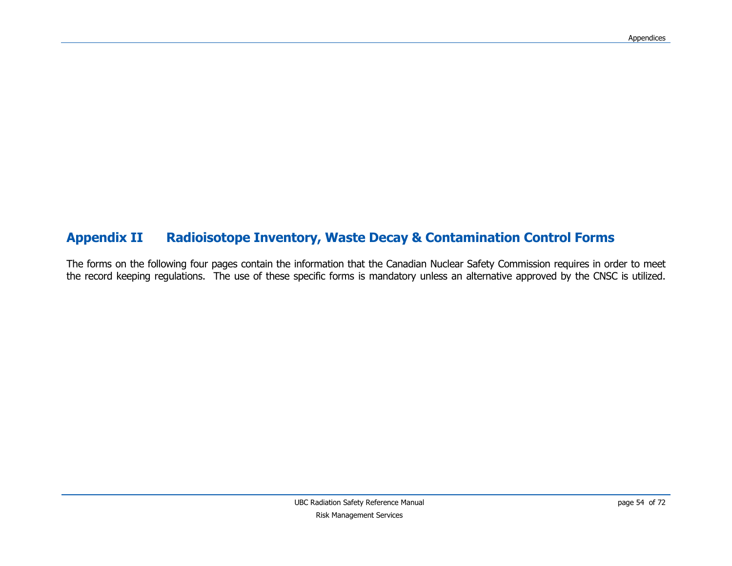## Appendix II Radioisotope Inventory, Waste Decay & Contamination Control Forms

The forms on the following four pages contain the information that the Canadian Nuclear Safety Commission requires in order to meet the record keeping regulations. The use of these specific forms is mandatory unless an alternative approved by the CNSC is utilized.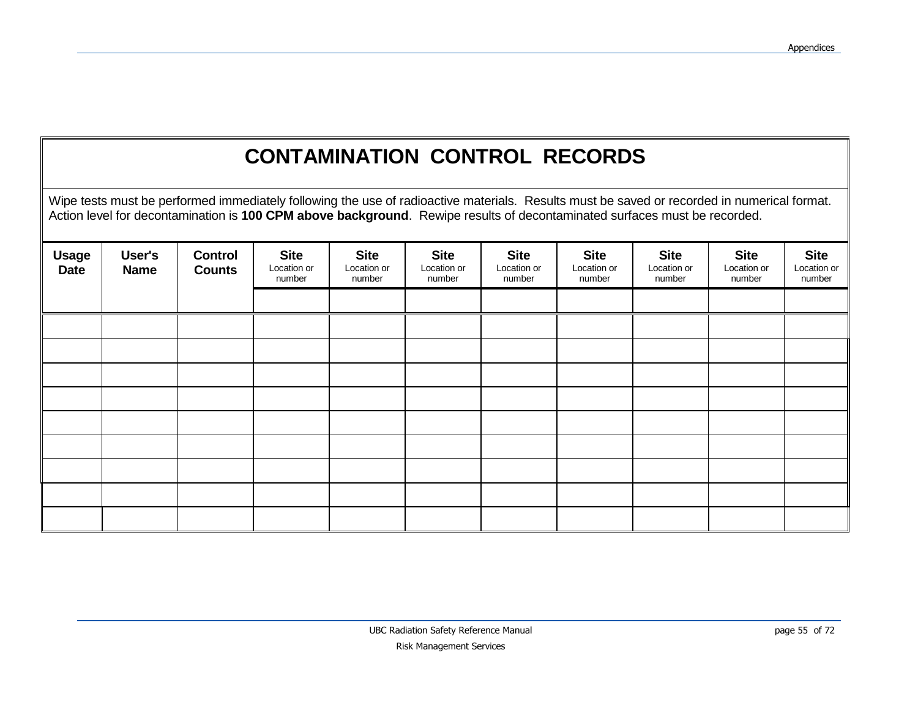# CONTAMINATION CONTROL RECORDS

Wipe tests must be performed immediately following the use of radioactive materials. Results must be saved or recorded in numerical format. Action level for decontamination is **100 CPM above background**. Rewipe results of decontaminated surfaces must be recorded.

| **Usage Date** | **User's Name** | **Control Counts** | **Site** Location or number | **Site** Location or number | **Site** Location or number | **Site** Location or number | **Site** Location or number | **Site** Location or number | **Site** Location or number | **Site** Location or number |
|---|---|---|---|---|---|---|---|---|---|---|
| | | | | | | | | | | |
| | | | | | | | | | | |
| | | | | | | | | | | |
| | | | | | | | | | | |
| | | | | | | | | | | |
| | | | | | | | | | | |
| | | | | | | | | | | |
| | | | | | | | | | | |
| | | | | | | | | | | |
| | | | | | | | | | | |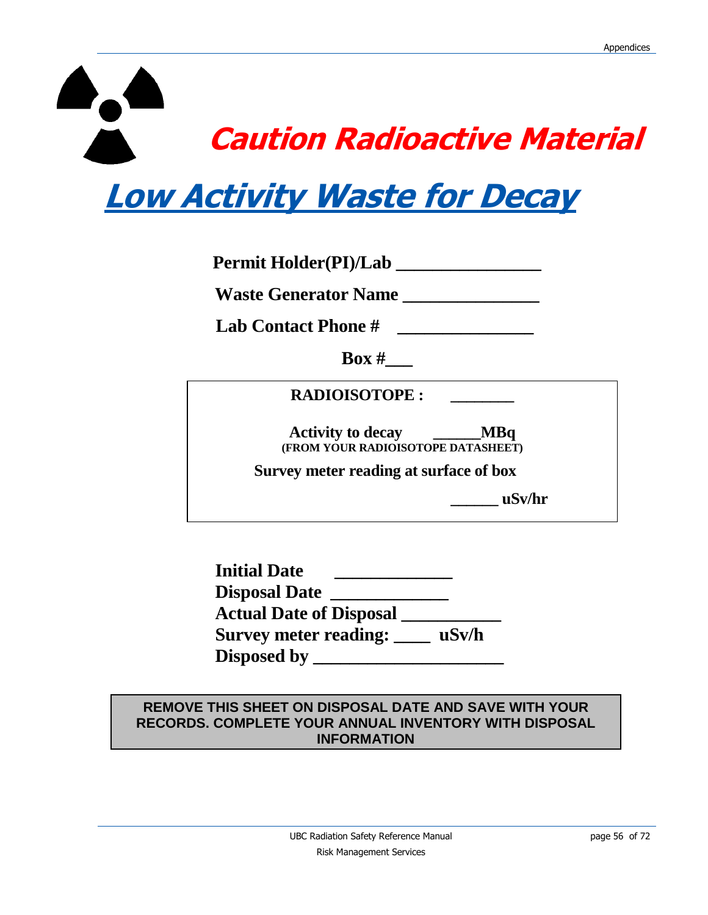# Caution Radioactive Material

## Low Activity Waste for Decay

**Permit Holder(PI)/Lab ________________**

**Waste Generator Name ________________**

**Lab Contact Phone # ________________**

**Box #___**

**RADIOISOTOPE : ________**

**Activity to decay ______MBq**
**(FROM YOUR RADIOISOTOPE DATASHEET)**

**Survey meter reading at surface of box**

**______ uSv/hr**

**Initial Date _____________**
**Disposal Date _____________**
**Actual Date of Disposal ___________**
**Survey meter reading: ____ uSv/h**
**Disposed by _____________________**

**REMOVE THIS SHEET ON DISPOSAL DATE AND SAVE WITH YOUR RECORDS. COMPLETE YOUR ANNUAL INVENTORY WITH DISPOSAL INFORMATION**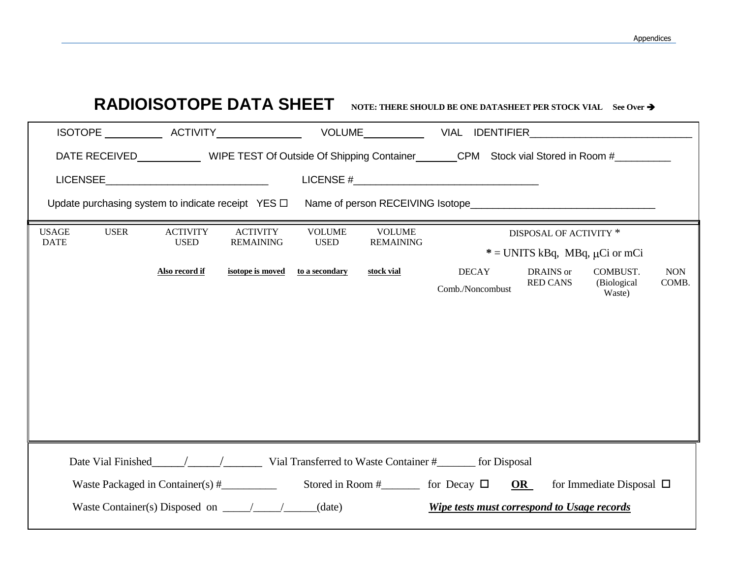# RADIOISOTOPE DATA SHEET

**NOTE: THERE SHOULD BE ONE DATASHEET PER STOCK VIAL See Over ➔**

ISOTOPE __________ ACTIVITY______________ VOLUME__________ VIAL IDENTIFIER_____________________________

DATE RECEIVED___________ WIPE TEST Of Outside Of Shipping Container_______CPM Stock vial Stored in Room #__________

LICENSEE_____________________________ LICENSE #_________________________________

Update purchasing system to indicate receipt YES ☐ Name of person RECEIVING Isotope_________________________________

| USAGE DATE | USER | ACTIVITY USED | ACTIVITY REMAINING | VOLUME USED | VOLUME REMAINING | DISPOSAL OF ACTIVITY * | | | |
|---|---|---|---|---|---|---|---|---|---|
| | | | | | | * = UNITS kBq, MBq, μCi or mCi | | | |
| | | **Also record if** | **isotope is moved** | **to a secondary** | **stock vial** | DECAY Comb./Noncombust | DRAINS or RED CANS | COMBUST. (Biological Waste) | NON COMB. |
| | | | | | | | | | |

Date Vial Finished______/______/_______ Vial Transferred to Waste Container #_______ for Disposal

Waste Packaged in Container(s) #__________ Stored in Room #_______ for Decay ☐ **OR** for Immediate Disposal ☐

Waste Container(s) Disposed on _____/_____/______(date) ***Wipe tests must correspond to Usage records***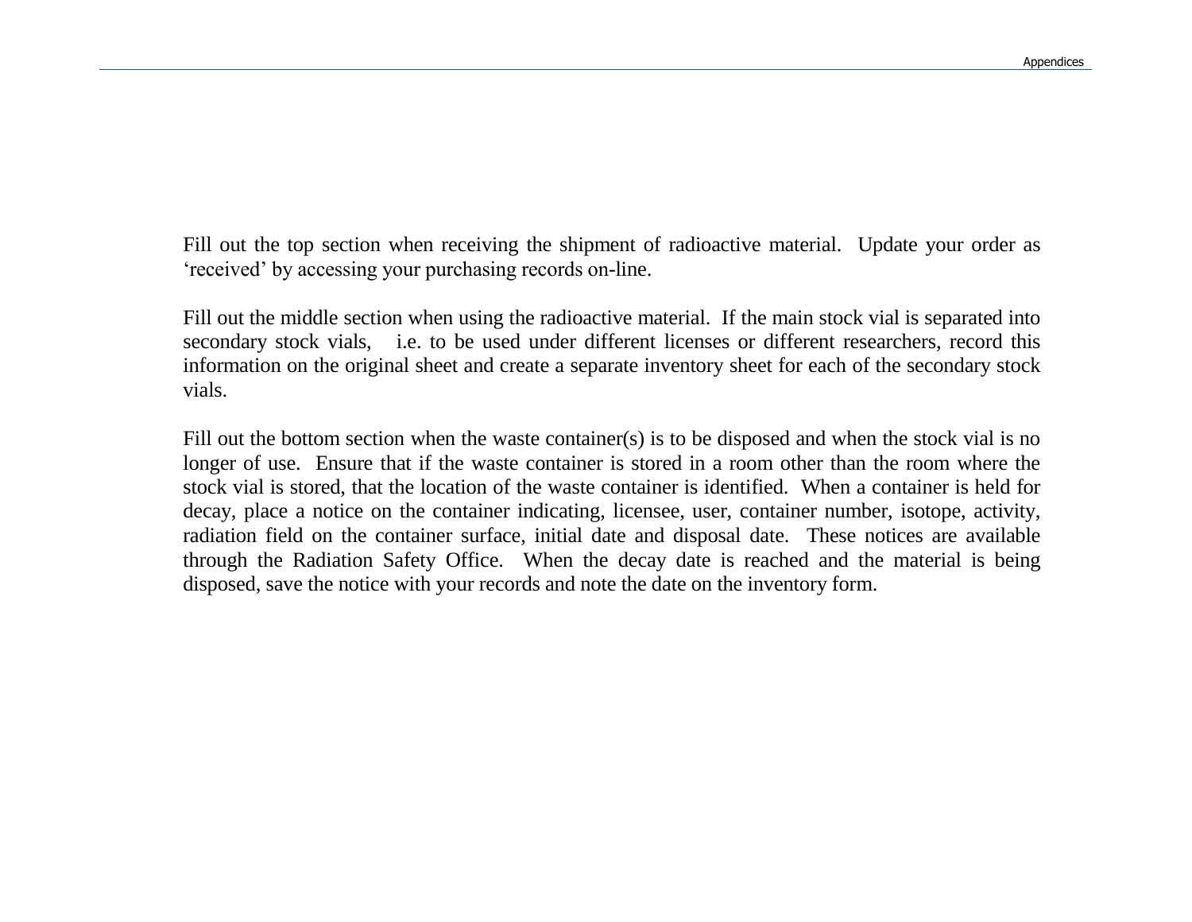Fill out the top section when receiving the shipment of radioactive material. Update your order as 'received' by accessing your purchasing records on-line.

Fill out the middle section when using the radioactive material. If the main stock vial is separated into secondary stock vials, i.e. to be used under different licenses or different researchers, record this information on the original sheet and create a separate inventory sheet for each of the secondary stock vials.

Fill out the bottom section when the waste container(s) is to be disposed and when the stock vial is no longer of use. Ensure that if the waste container is stored in a room other than the room where the stock vial is stored, that the location of the waste container is identified. When a container is held for decay, place a notice on the container indicating, licensee, user, container number, isotope, activity, radiation field on the container surface, initial date and disposal date. These notices are available through the Radiation Safety Office. When the decay date is reached and the material is being disposed, save the notice with your records and note the date on the inventory form.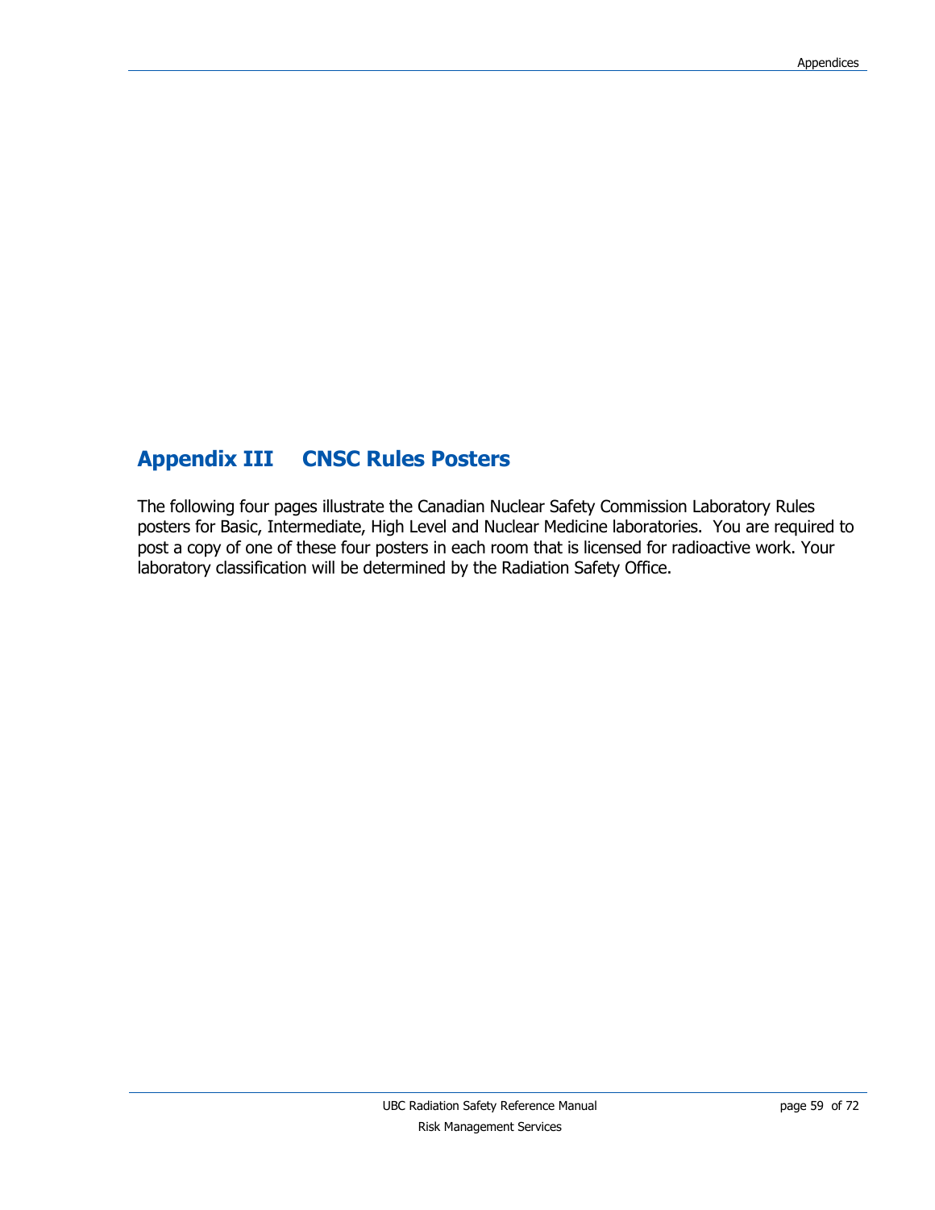## Appendix III CNSC Rules Posters

The following four pages illustrate the Canadian Nuclear Safety Commission Laboratory Rules posters for Basic, Intermediate, High Level and Nuclear Medicine laboratories. You are required to post a copy of one of these four posters in each room that is licensed for radioactive work. Your laboratory classification will be determined by the Radiation Safety Office.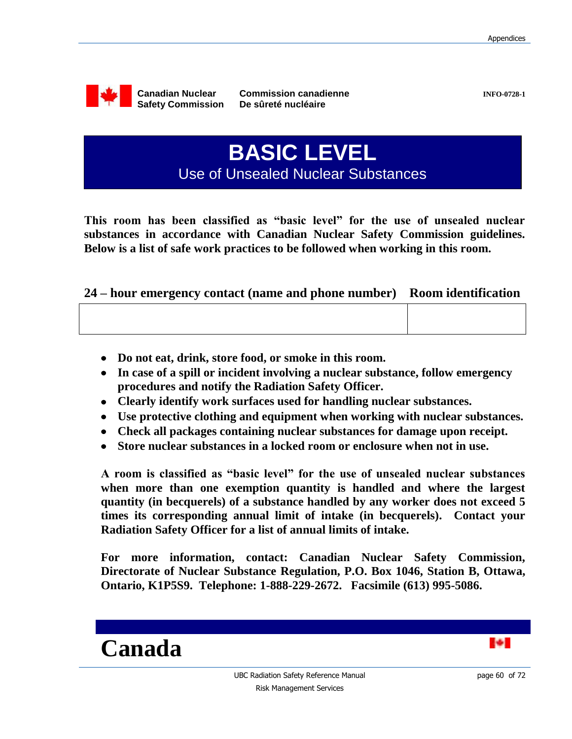Canadian Nuclear Safety Commission | Commission canadienne De sûreté nucléaire

INFO-0728-1

# BASIC LEVEL

## Use of Unsealed Nuclear Substances

**This room has been classified as "basic level" for the use of unsealed nuclear substances in accordance with Canadian Nuclear Safety Commission guidelines. Below is a list of safe work practices to be followed when working in this room.**

| 24 – hour emergency contact (name and phone number) | Room identification |
| --- | --- |
| | |

- **Do not eat, drink, store food, or smoke in this room.**
- **In case of a spill or incident involving a nuclear substance, follow emergency procedures and notify the Radiation Safety Officer.**
- **Clearly identify work surfaces used for handling nuclear substances.**
- **Use protective clothing and equipment when working with nuclear substances.**
- **Check all packages containing nuclear substances for damage upon receipt.**
- **Store nuclear substances in a locked room or enclosure when not in use.**

**A room is classified as "basic level" for the use of unsealed nuclear substances when more than one exemption quantity is handled and where the largest quantity (in becquerels) of a substance handled by any worker does not exceed 5 times its corresponding annual limit of intake (in becquerels). Contact your Radiation Safety Officer for a list of annual limits of intake.**

**For more information, contact: Canadian Nuclear Safety Commission, Directorate of Nuclear Substance Regulation, P.O. Box 1046, Station B, Ottawa, Ontario, K1P5S9. Telephone: 1-888-229-2672. Facsimile (613) 995-5086.**

**Canada**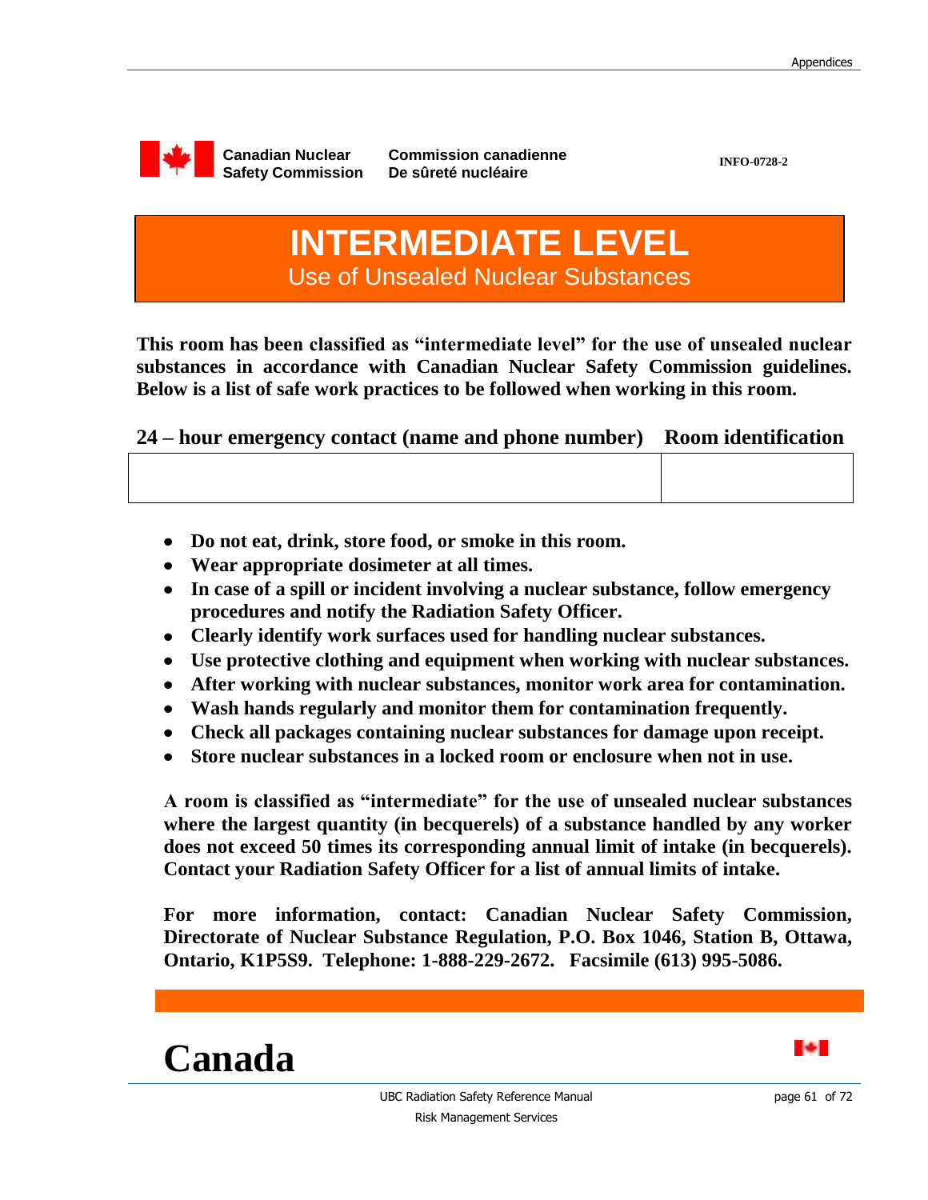Canadian Nuclear Safety Commission | Commission canadienne De sûreté nucléaire

INFO-0728-2

# INTERMEDIATE LEVEL

## Use of Unsealed Nuclear Substances

**This room has been classified as "intermediate level" for the use of unsealed nuclear substances in accordance with Canadian Nuclear Safety Commission guidelines. Below is a list of safe work practices to be followed when working in this room.**

| 24 – hour emergency contact (name and phone number) | Room identification |
|---|---|
| | |

- **Do not eat, drink, store food, or smoke in this room.**
- **Wear appropriate dosimeter at all times.**
- **In case of a spill or incident involving a nuclear substance, follow emergency procedures and notify the Radiation Safety Officer.**
- **Clearly identify work surfaces used for handling nuclear substances.**
- **Use protective clothing and equipment when working with nuclear substances.**
- **After working with nuclear substances, monitor work area for contamination.**
- **Wash hands regularly and monitor them for contamination frequently.**
- **Check all packages containing nuclear substances for damage upon receipt.**
- **Store nuclear substances in a locked room or enclosure when not in use.**

**A room is classified as "intermediate" for the use of unsealed nuclear substances where the largest quantity (in becquerels) of a substance handled by any worker does not exceed 50 times its corresponding annual limit of intake (in becquerels). Contact your Radiation Safety Officer for a list of annual limits of intake.**

**For more information, contact: Canadian Nuclear Safety Commission, Directorate of Nuclear Substance Regulation, P.O. Box 1046, Station B, Ottawa, Ontario, K1P5S9. Telephone: 1-888-229-2672. Facsimile (613) 995-5086.**

**Canada**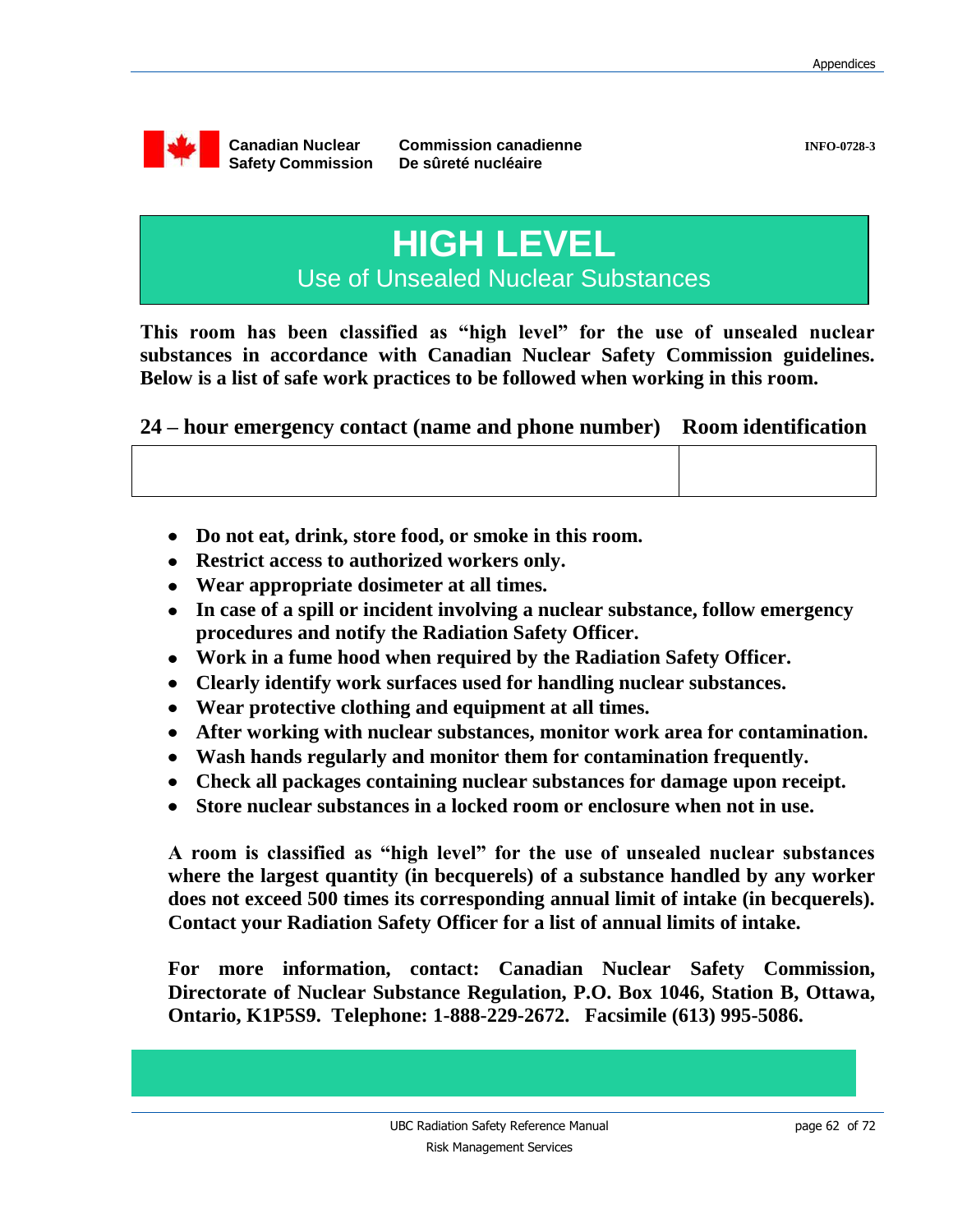Canadian Nuclear Safety Commission | Commission canadienne De sûreté nucléaire | INFO-0728-3

# HIGH LEVEL

## Use of Unsealed Nuclear Substances

**This room has been classified as "high level" for the use of unsealed nuclear substances in accordance with Canadian Nuclear Safety Commission guidelines. Below is a list of safe work practices to be followed when working in this room.**

| 24 – hour emergency contact (name and phone number) | Room identification |
|---|---|
| | |

- **Do not eat, drink, store food, or smoke in this room.**
- **Restrict access to authorized workers only.**
- **Wear appropriate dosimeter at all times.**
- **In case of a spill or incident involving a nuclear substance, follow emergency procedures and notify the Radiation Safety Officer.**
- **Work in a fume hood when required by the Radiation Safety Officer.**
- **Clearly identify work surfaces used for handling nuclear substances.**
- **Wear protective clothing and equipment at all times.**
- **After working with nuclear substances, monitor work area for contamination.**
- **Wash hands regularly and monitor them for contamination frequently.**
- **Check all packages containing nuclear substances for damage upon receipt.**
- **Store nuclear substances in a locked room or enclosure when not in use.**

**A room is classified as "high level" for the use of unsealed nuclear substances where the largest quantity (in becquerels) of a substance handled by any worker does not exceed 500 times its corresponding annual limit of intake (in becquerels). Contact your Radiation Safety Officer for a list of annual limits of intake.**

**For more information, contact: Canadian Nuclear Safety Commission, Directorate of Nuclear Substance Regulation, P.O. Box 1046, Station B, Ottawa, Ontario, K1P5S9. Telephone: 1-888-229-2672. Facsimile (613) 995-5086.**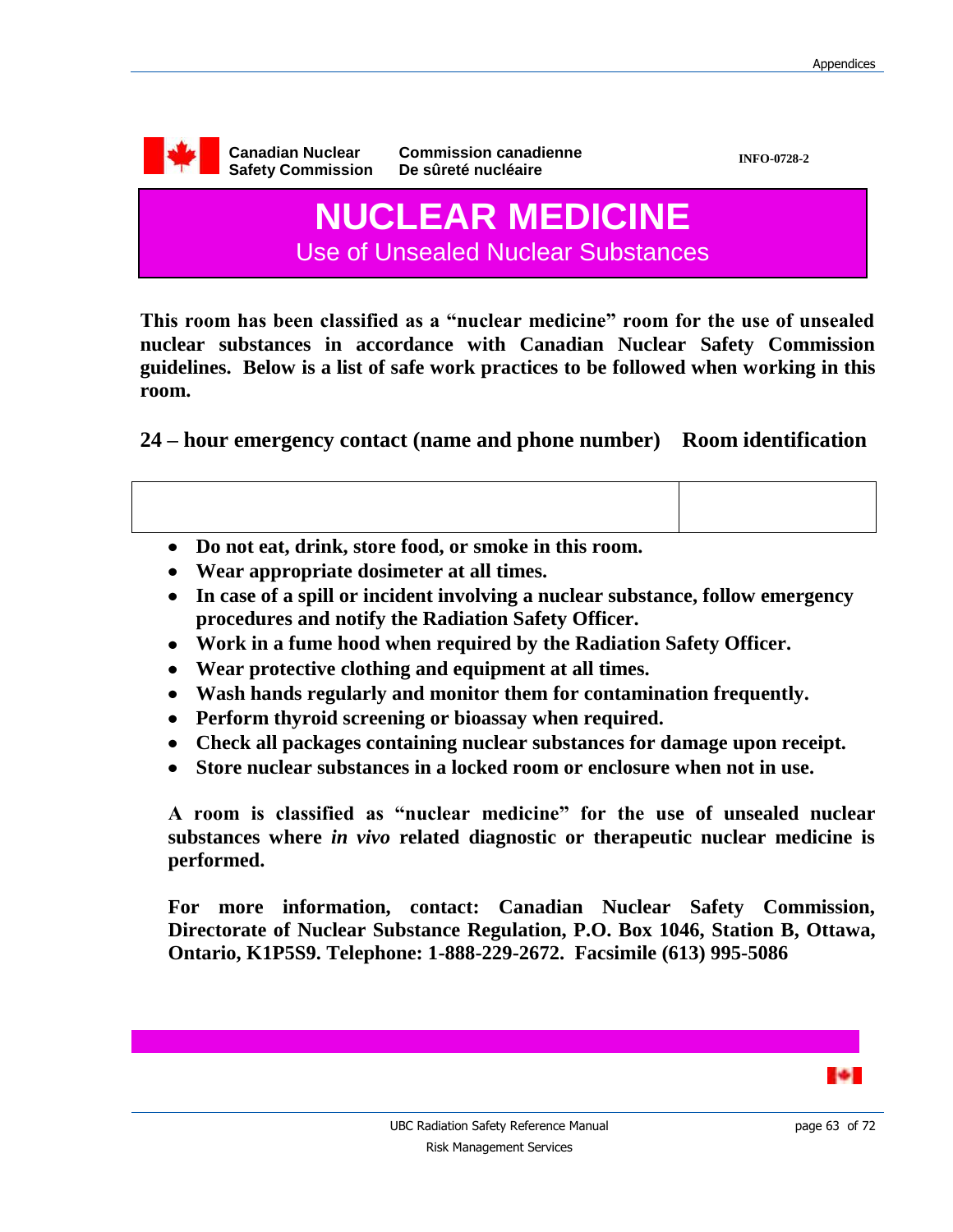Canadian Nuclear Safety Commission | Commission canadienne De sûreté nucléaire

INFO-0728-2

# NUCLEAR MEDICINE

## Use of Unsealed Nuclear Substances

**This room has been classified as a "nuclear medicine" room for the use of unsealed nuclear substances in accordance with Canadian Nuclear Safety Commission guidelines. Below is a list of safe work practices to be followed when working in this room.**

| 24 – hour emergency contact (name and phone number) | Room identification |
| --- | --- |
| | |

- **Do not eat, drink, store food, or smoke in this room.**
- **Wear appropriate dosimeter at all times.**
- **In case of a spill or incident involving a nuclear substance, follow emergency procedures and notify the Radiation Safety Officer.**
- **Work in a fume hood when required by the Radiation Safety Officer.**
- **Wear protective clothing and equipment at all times.**
- **Wash hands regularly and monitor them for contamination frequently.**
- **Perform thyroid screening or bioassay when required.**
- **Check all packages containing nuclear substances for damage upon receipt.**
- **Store nuclear substances in a locked room or enclosure when not in use.**

**A room is classified as "nuclear medicine" for the use of unsealed nuclear substances where *in vivo* related diagnostic or therapeutic nuclear medicine is performed.**

**For more information, contact: Canadian Nuclear Safety Commission, Directorate of Nuclear Substance Regulation, P.O. Box 1046, Station B, Ottawa, Ontario, K1P5S9. Telephone: 1-888-229-2672. Facsimile (613) 995-5086**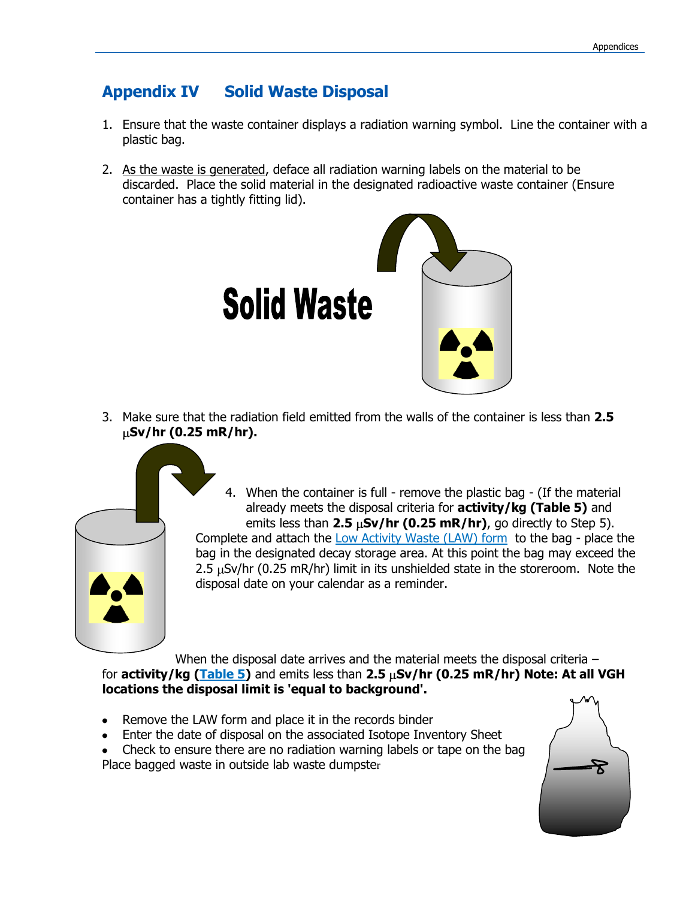## Appendix IV Solid Waste Disposal

1. Ensure that the waste container displays a radiation warning symbol. Line the container with a plastic bag.

2. As the waste is generated, deface all radiation warning labels on the material to be discarded. Place the solid material in the designated radioactive waste container (Ensure container has a tightly fitting lid).

Solid Waste

3. Make sure that the radiation field emitted from the walls of the container is less than **2.5 μSv/hr (0.25 mR/hr).**

4. When the container is full - remove the plastic bag - (If the material already meets the disposal criteria for **activity/kg (Table 5)** and emits less than **2.5 μSv/hr (0.25 mR/hr)**, go directly to Step 5). Complete and attach the Low Activity Waste (LAW) form to the bag - place the bag in the designated decay storage area. At this point the bag may exceed the 2.5 μSv/hr (0.25 mR/hr) limit in its unshielded state in the storeroom. Note the disposal date on your calendar as a reminder.

When the disposal date arrives and the material meets the disposal criteria – for **activity/kg (Table 5)** and emits less than **2.5 μSv/hr (0.25 mR/hr) Note: At all VGH locations the disposal limit is 'equal to background'.**

- Remove the LAW form and place it in the records binder
- Enter the date of disposal on the associated Isotope Inventory Sheet
- Check to ensure there are no radiation warning labels or tape on the bag

Place bagged waste in outside lab waste dumpster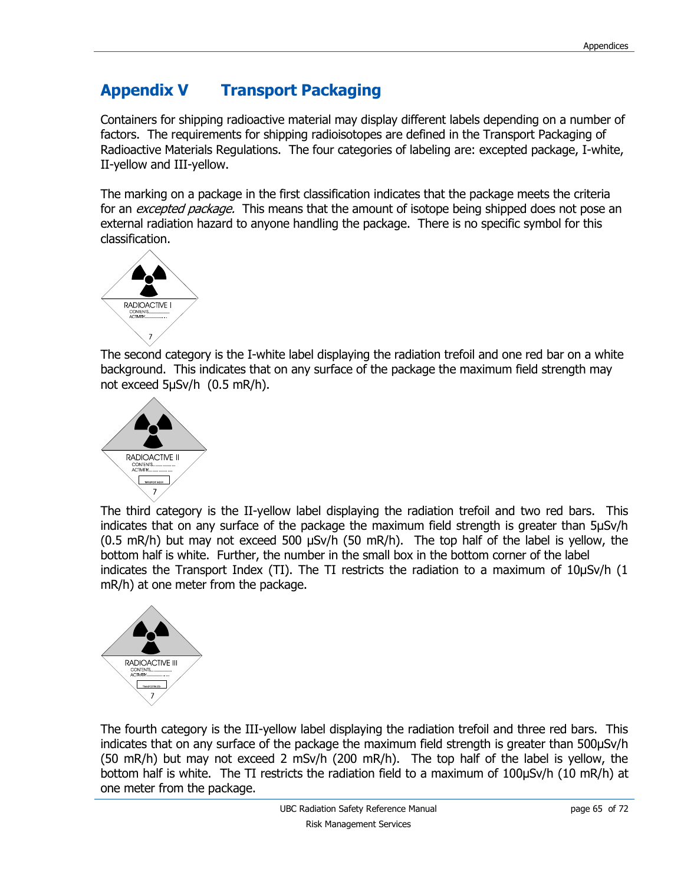# Appendix V Transport Packaging

Containers for shipping radioactive material may display different labels depending on a number of factors. The requirements for shipping radioisotopes are defined in the Transport Packaging of Radioactive Materials Regulations. The four categories of labeling are: excepted package, I-white, II-yellow and III-yellow.

The marking on a package in the first classification indicates that the package meets the criteria for an *excepted package.* This means that the amount of isotope being shipped does not pose an external radiation hazard to anyone handling the package. There is no specific symbol for this classification.

The second category is the I-white label displaying the radiation trefoil and one red bar on a white background. This indicates that on any surface of the package the maximum field strength may not exceed 5μSv/h (0.5 mR/h).

The third category is the II-yellow label displaying the radiation trefoil and two red bars. This indicates that on any surface of the package the maximum field strength is greater than 5μSv/h (0.5 mR/h) but may not exceed 500 μSv/h (50 mR/h). The top half of the label is yellow, the bottom half is white. Further, the number in the small box in the bottom corner of the label indicates the Transport Index (TI). The TI restricts the radiation to a maximum of 10μSv/h (1 mR/h) at one meter from the package.

The fourth category is the III-yellow label displaying the radiation trefoil and three red bars. This indicates that on any surface of the package the maximum field strength is greater than 500μSv/h (50 mR/h) but may not exceed 2 mSv/h (200 mR/h). The top half of the label is yellow, the bottom half is white. The TI restricts the radiation field to a maximum of 100μSv/h (10 mR/h) at one meter from the package.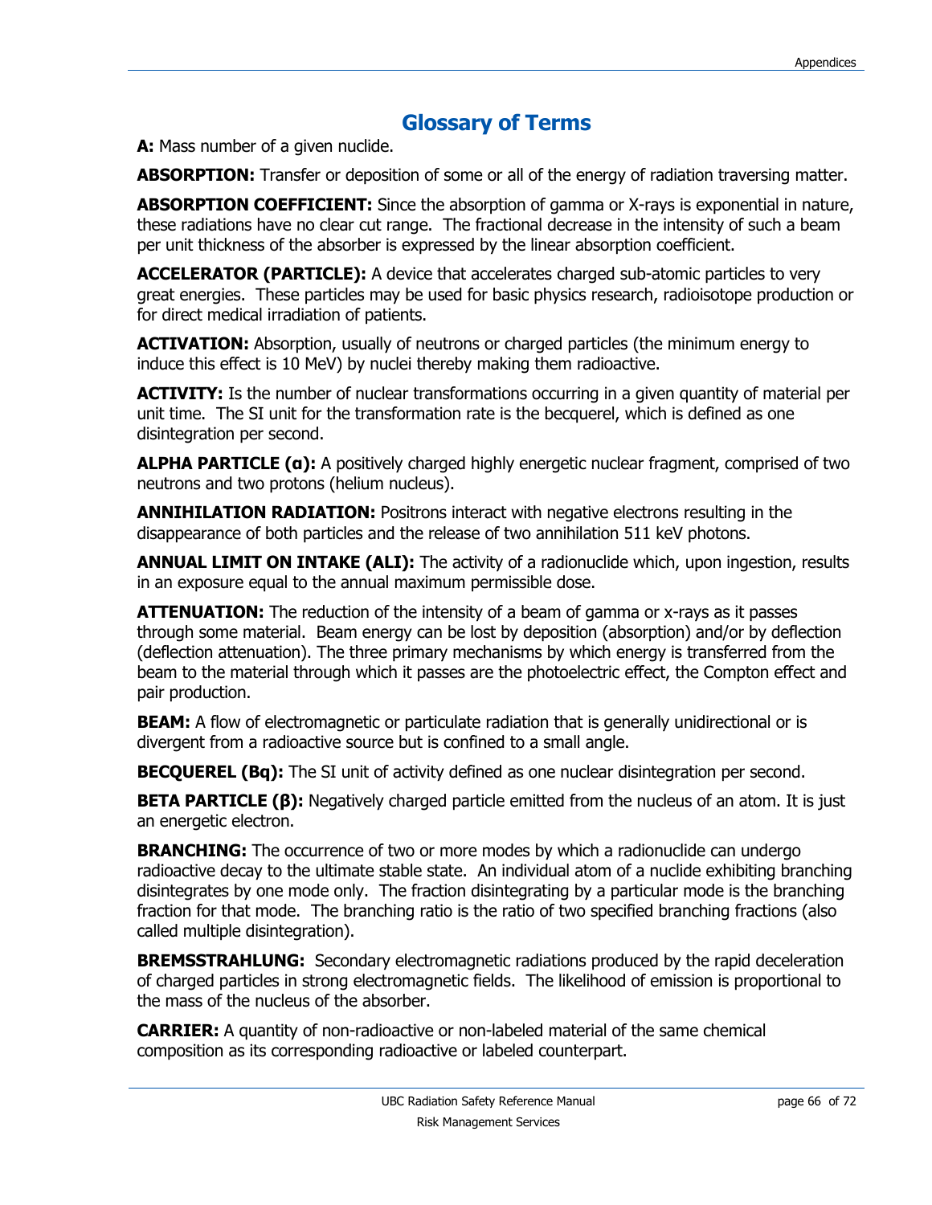# Glossary of Terms

**A:** Mass number of a given nuclide.

**ABSORPTION:** Transfer or deposition of some or all of the energy of radiation traversing matter.

**ABSORPTION COEFFICIENT:** Since the absorption of gamma or X-rays is exponential in nature, these radiations have no clear cut range. The fractional decrease in the intensity of such a beam per unit thickness of the absorber is expressed by the linear absorption coefficient.

**ACCELERATOR (PARTICLE):** A device that accelerates charged sub-atomic particles to very great energies. These particles may be used for basic physics research, radioisotope production or for direct medical irradiation of patients.

**ACTIVATION:** Absorption, usually of neutrons or charged particles (the minimum energy to induce this effect is 10 MeV) by nuclei thereby making them radioactive.

**ACTIVITY:** Is the number of nuclear transformations occurring in a given quantity of material per unit time. The SI unit for the transformation rate is the becquerel, which is defined as one disintegration per second.

**ALPHA PARTICLE (α):** A positively charged highly energetic nuclear fragment, comprised of two neutrons and two protons (helium nucleus).

**ANNIHILATION RADIATION:** Positrons interact with negative electrons resulting in the disappearance of both particles and the release of two annihilation 511 keV photons.

**ANNUAL LIMIT ON INTAKE (ALI):** The activity of a radionuclide which, upon ingestion, results in an exposure equal to the annual maximum permissible dose.

**ATTENUATION:** The reduction of the intensity of a beam of gamma or x-rays as it passes through some material. Beam energy can be lost by deposition (absorption) and/or by deflection (deflection attenuation). The three primary mechanisms by which energy is transferred from the beam to the material through which it passes are the photoelectric effect, the Compton effect and pair production.

**BEAM:** A flow of electromagnetic or particulate radiation that is generally unidirectional or is divergent from a radioactive source but is confined to a small angle.

**BECQUEREL (Bq):** The SI unit of activity defined as one nuclear disintegration per second.

**BETA PARTICLE (β):** Negatively charged particle emitted from the nucleus of an atom. It is just an energetic electron.

**BRANCHING:** The occurrence of two or more modes by which a radionuclide can undergo radioactive decay to the ultimate stable state. An individual atom of a nuclide exhibiting branching disintegrates by one mode only. The fraction disintegrating by a particular mode is the branching fraction for that mode. The branching ratio is the ratio of two specified branching fractions (also called multiple disintegration).

**BREMSSTRAHLUNG:** Secondary electromagnetic radiations produced by the rapid deceleration of charged particles in strong electromagnetic fields. The likelihood of emission is proportional to the mass of the nucleus of the absorber.

**CARRIER:** A quantity of non-radioactive or non-labeled material of the same chemical composition as its corresponding radioactive or labeled counterpart.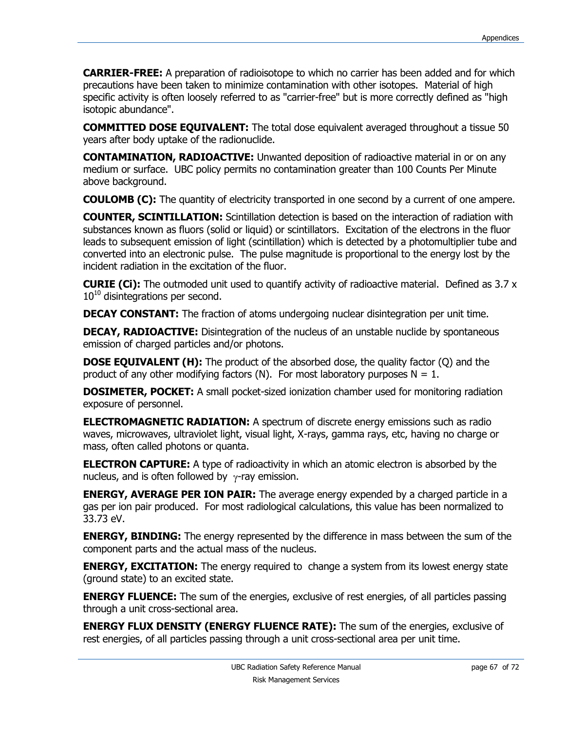**CARRIER-FREE:** A preparation of radioisotope to which no carrier has been added and for which precautions have been taken to minimize contamination with other isotopes. Material of high specific activity is often loosely referred to as "carrier-free" but is more correctly defined as "high isotopic abundance".

**COMMITTED DOSE EQUIVALENT:** The total dose equivalent averaged throughout a tissue 50 years after body uptake of the radionuclide.

**CONTAMINATION, RADIOACTIVE:** Unwanted deposition of radioactive material in or on any medium or surface. UBC policy permits no contamination greater than 100 Counts Per Minute above background.

**COULOMB (C):** The quantity of electricity transported in one second by a current of one ampere.

**COUNTER, SCINTILLATION:** Scintillation detection is based on the interaction of radiation with substances known as fluors (solid or liquid) or scintillators. Excitation of the electrons in the fluor leads to subsequent emission of light (scintillation) which is detected by a photomultiplier tube and converted into an electronic pulse. The pulse magnitude is proportional to the energy lost by the incident radiation in the excitation of the fluor.

**CURIE (Ci):** The outmoded unit used to quantify activity of radioactive material. Defined as $3.7 \times 10^{10}$ disintegrations per second.

**DECAY CONSTANT:** The fraction of atoms undergoing nuclear disintegration per unit time.

**DECAY, RADIOACTIVE:** Disintegration of the nucleus of an unstable nuclide by spontaneous emission of charged particles and/or photons.

**DOSE EQUIVALENT (H):** The product of the absorbed dose, the quality factor (Q) and the product of any other modifying factors (N). For most laboratory purposes $N = 1$.

**DOSIMETER, POCKET:** A small pocket-sized ionization chamber used for monitoring radiation exposure of personnel.

**ELECTROMAGNETIC RADIATION:** A spectrum of discrete energy emissions such as radio waves, microwaves, ultraviolet light, visual light, X-rays, gamma rays, etc, having no charge or mass, often called photons or quanta.

**ELECTRON CAPTURE:** A type of radioactivity in which an atomic electron is absorbed by the nucleus, and is often followed by $\gamma$-ray emission.

**ENERGY, AVERAGE PER ION PAIR:** The average energy expended by a charged particle in a gas per ion pair produced. For most radiological calculations, this value has been normalized to 33.73 eV.

**ENERGY, BINDING:** The energy represented by the difference in mass between the sum of the component parts and the actual mass of the nucleus.

**ENERGY, EXCITATION:** The energy required to change a system from its lowest energy state (ground state) to an excited state.

**ENERGY FLUENCE:** The sum of the energies, exclusive of rest energies, of all particles passing through a unit cross-sectional area.

**ENERGY FLUX DENSITY (ENERGY FLUENCE RATE):** The sum of the energies, exclusive of rest energies, of all particles passing through a unit cross-sectional area per unit time.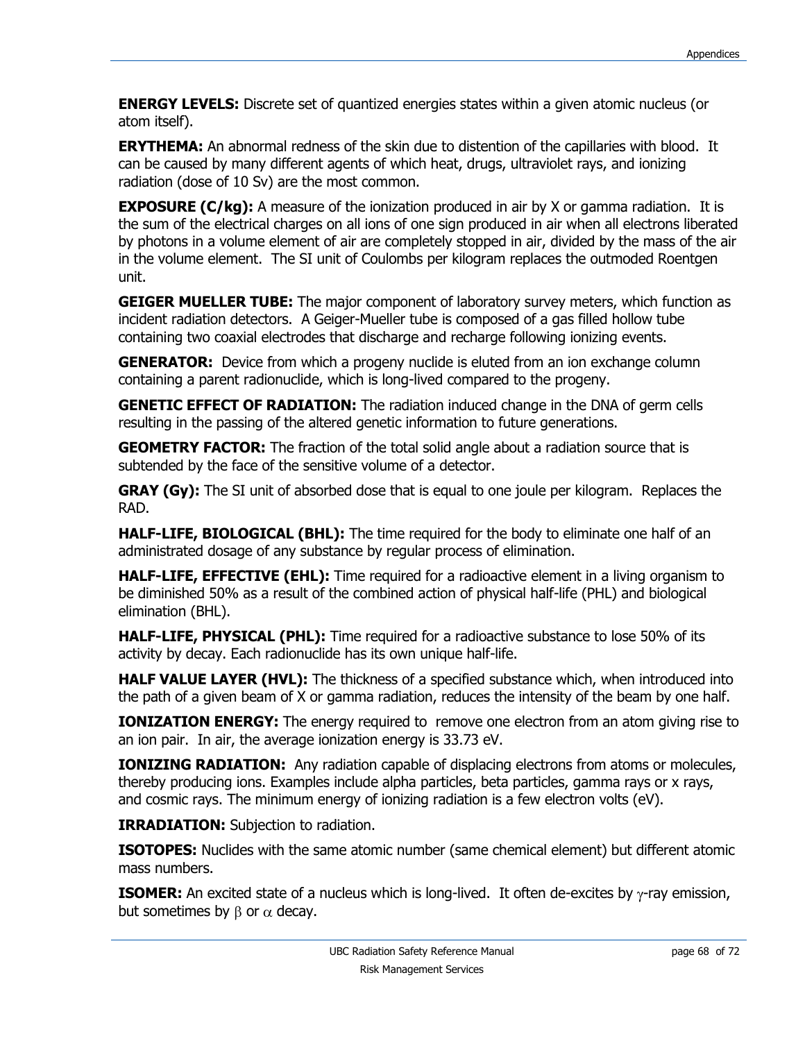**ENERGY LEVELS:** Discrete set of quantized energies states within a given atomic nucleus (or atom itself).

**ERYTHEMA:** An abnormal redness of the skin due to distention of the capillaries with blood. It can be caused by many different agents of which heat, drugs, ultraviolet rays, and ionizing radiation (dose of 10 Sv) are the most common.

**EXPOSURE (C/kg):** A measure of the ionization produced in air by X or gamma radiation. It is the sum of the electrical charges on all ions of one sign produced in air when all electrons liberated by photons in a volume element of air are completely stopped in air, divided by the mass of the air in the volume element. The SI unit of Coulombs per kilogram replaces the outmoded Roentgen unit.

**GEIGER MUELLER TUBE:** The major component of laboratory survey meters, which function as incident radiation detectors. A Geiger-Mueller tube is composed of a gas filled hollow tube containing two coaxial electrodes that discharge and recharge following ionizing events.

**GENERATOR:** Device from which a progeny nuclide is eluted from an ion exchange column containing a parent radionuclide, which is long-lived compared to the progeny.

**GENETIC EFFECT OF RADIATION:** The radiation induced change in the DNA of germ cells resulting in the passing of the altered genetic information to future generations.

**GEOMETRY FACTOR:** The fraction of the total solid angle about a radiation source that is subtended by the face of the sensitive volume of a detector.

**GRAY (Gy):** The SI unit of absorbed dose that is equal to one joule per kilogram. Replaces the RAD.

**HALF-LIFE, BIOLOGICAL (BHL):** The time required for the body to eliminate one half of an administrated dosage of any substance by regular process of elimination.

**HALF-LIFE, EFFECTIVE (EHL):** Time required for a radioactive element in a living organism to be diminished 50% as a result of the combined action of physical half-life (PHL) and biological elimination (BHL).

**HALF-LIFE, PHYSICAL (PHL):** Time required for a radioactive substance to lose 50% of its activity by decay. Each radionuclide has its own unique half-life.

**HALF VALUE LAYER (HVL):** The thickness of a specified substance which, when introduced into the path of a given beam of X or gamma radiation, reduces the intensity of the beam by one half.

**IONIZATION ENERGY:** The energy required to remove one electron from an atom giving rise to an ion pair. In air, the average ionization energy is 33.73 eV.

**IONIZING RADIATION:** Any radiation capable of displacing electrons from atoms or molecules, thereby producing ions. Examples include alpha particles, beta particles, gamma rays or x rays, and cosmic rays. The minimum energy of ionizing radiation is a few electron volts (eV).

**IRRADIATION:** Subjection to radiation.

**ISOTOPES:** Nuclides with the same atomic number (same chemical element) but different atomic mass numbers.

**ISOMER:** An excited state of a nucleus which is long-lived. It often de-excites by $\gamma$-ray emission, but sometimes by $\beta$ or $\alpha$ decay.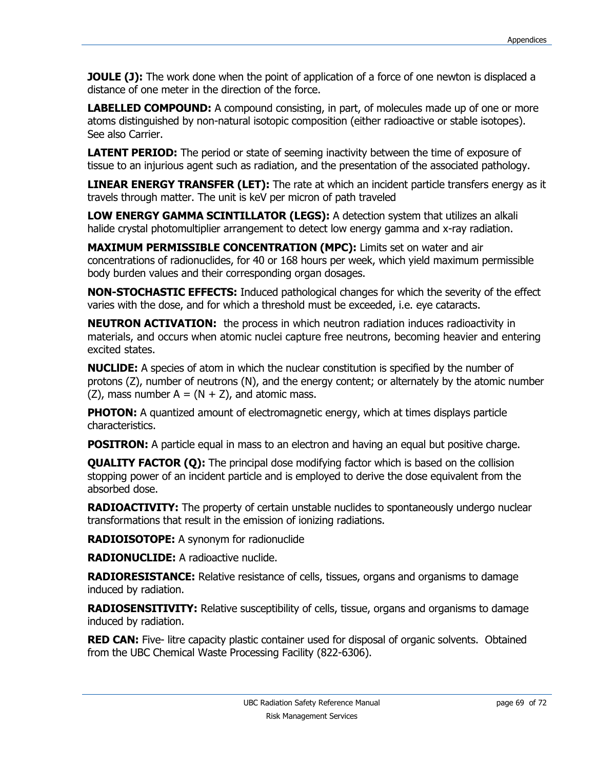**JOULE (J):** The work done when the point of application of a force of one newton is displaced a distance of one meter in the direction of the force.

**LABELLED COMPOUND:** A compound consisting, in part, of molecules made up of one or more atoms distinguished by non-natural isotopic composition (either radioactive or stable isotopes). See also Carrier.

**LATENT PERIOD:** The period or state of seeming inactivity between the time of exposure of tissue to an injurious agent such as radiation, and the presentation of the associated pathology.

**LINEAR ENERGY TRANSFER (LET):** The rate at which an incident particle transfers energy as it travels through matter. The unit is keV per micron of path traveled

**LOW ENERGY GAMMA SCINTILLATOR (LEGS):** A detection system that utilizes an alkali halide crystal photomultiplier arrangement to detect low energy gamma and x-ray radiation.

**MAXIMUM PERMISSIBLE CONCENTRATION (MPC):** Limits set on water and air concentrations of radionuclides, for 40 or 168 hours per week, which yield maximum permissible body burden values and their corresponding organ dosages.

**NON-STOCHASTIC EFFECTS:** Induced pathological changes for which the severity of the effect varies with the dose, and for which a threshold must be exceeded, i.e. eye cataracts.

**NEUTRON ACTIVATION:** the process in which neutron radiation induces radioactivity in materials, and occurs when atomic nuclei capture free neutrons, becoming heavier and entering excited states.

**NUCLIDE:** A species of atom in which the nuclear constitution is specified by the number of protons (Z), number of neutrons (N), and the energy content; or alternately by the atomic number (Z), mass number $A = (N + Z)$, and atomic mass.

**PHOTON:** A quantized amount of electromagnetic energy, which at times displays particle characteristics.

**POSITRON:** A particle equal in mass to an electron and having an equal but positive charge.

**QUALITY FACTOR (Q):** The principal dose modifying factor which is based on the collision stopping power of an incident particle and is employed to derive the dose equivalent from the absorbed dose.

**RADIOACTIVITY:** The property of certain unstable nuclides to spontaneously undergo nuclear transformations that result in the emission of ionizing radiations.

**RADIOISOTOPE:** A synonym for radionuclide

**RADIONUCLIDE:** A radioactive nuclide.

**RADIORESISTANCE:** Relative resistance of cells, tissues, organs and organisms to damage induced by radiation.

**RADIOSENSITIVITY:** Relative susceptibility of cells, tissue, organs and organisms to damage induced by radiation.

**RED CAN:** Five- litre capacity plastic container used for disposal of organic solvents. Obtained from the UBC Chemical Waste Processing Facility (822-6306).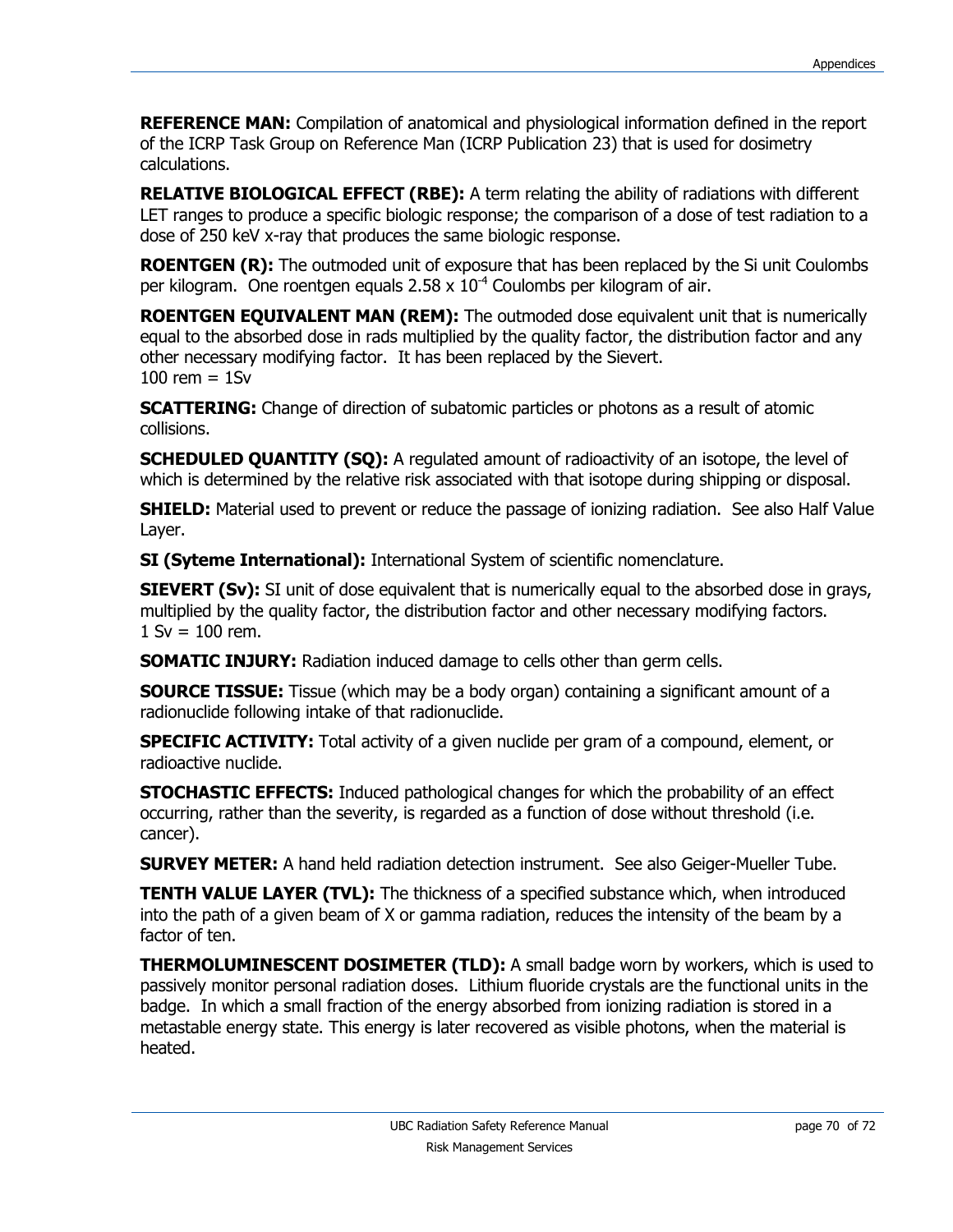**REFERENCE MAN:** Compilation of anatomical and physiological information defined in the report of the ICRP Task Group on Reference Man (ICRP Publication 23) that is used for dosimetry calculations.

**RELATIVE BIOLOGICAL EFFECT (RBE):** A term relating the ability of radiations with different LET ranges to produce a specific biologic response; the comparison of a dose of test radiation to a dose of 250 keV x-ray that produces the same biologic response.

**ROENTGEN (R):** The outmoded unit of exposure that has been replaced by the Si unit Coulombs per kilogram. One roentgen equals $2.58 \times 10^{-4}$ Coulombs per kilogram of air.

**ROENTGEN EQUIVALENT MAN (REM):** The outmoded dose equivalent unit that is numerically equal to the absorbed dose in rads multiplied by the quality factor, the distribution factor and any other necessary modifying factor. It has been replaced by the Sievert.
100 rem = 1Sv

**SCATTERING:** Change of direction of subatomic particles or photons as a result of atomic collisions.

**SCHEDULED QUANTITY (SQ):** A regulated amount of radioactivity of an isotope, the level of which is determined by the relative risk associated with that isotope during shipping or disposal.

**SHIELD:** Material used to prevent or reduce the passage of ionizing radiation. See also Half Value Layer.

**SI (Syteme International):** International System of scientific nomenclature.

**SIEVERT (Sv):** SI unit of dose equivalent that is numerically equal to the absorbed dose in grays, multiplied by the quality factor, the distribution factor and other necessary modifying factors.
1 Sv = 100 rem.

**SOMATIC INJURY:** Radiation induced damage to cells other than germ cells.

**SOURCE TISSUE:** Tissue (which may be a body organ) containing a significant amount of a radionuclide following intake of that radionuclide.

**SPECIFIC ACTIVITY:** Total activity of a given nuclide per gram of a compound, element, or radioactive nuclide.

**STOCHASTIC EFFECTS:** Induced pathological changes for which the probability of an effect occurring, rather than the severity, is regarded as a function of dose without threshold (i.e. cancer).

**SURVEY METER:** A hand held radiation detection instrument. See also Geiger-Mueller Tube.

**TENTH VALUE LAYER (TVL):** The thickness of a specified substance which, when introduced into the path of a given beam of X or gamma radiation, reduces the intensity of the beam by a factor of ten.

**THERMOLUMINESCENT DOSIMETER (TLD):** A small badge worn by workers, which is used to passively monitor personal radiation doses. Lithium fluoride crystals are the functional units in the badge. In which a small fraction of the energy absorbed from ionizing radiation is stored in a metastable energy state. This energy is later recovered as visible photons, when the material is heated.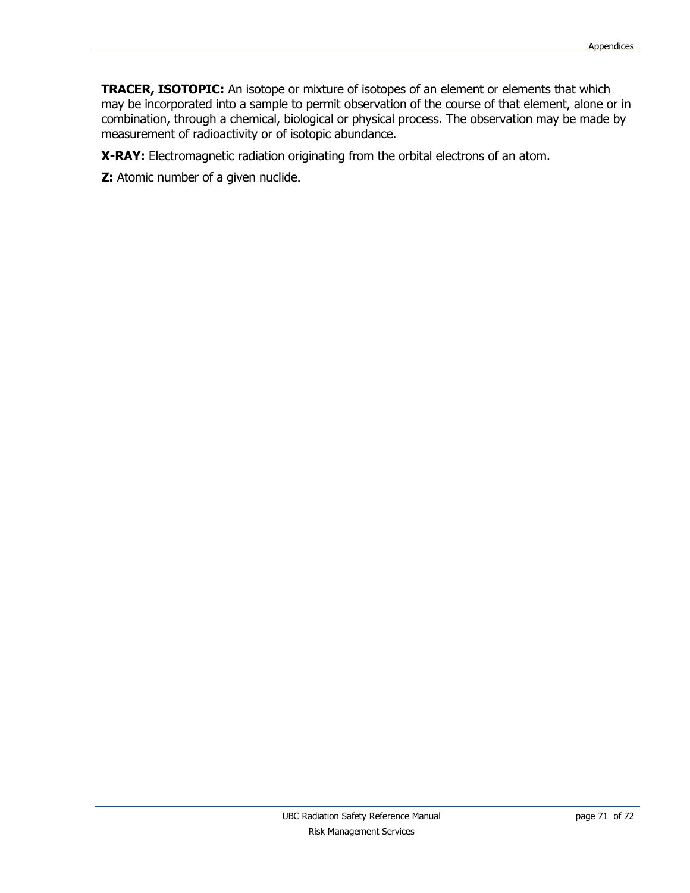**TRACER, ISOTOPIC:** An isotope or mixture of isotopes of an element or elements that which may be incorporated into a sample to permit observation of the course of that element, alone or in combination, through a chemical, biological or physical process. The observation may be made by measurement of radioactivity or of isotopic abundance.

**X-RAY:** Electromagnetic radiation originating from the orbital electrons of an atom.

**Z:** Atomic number of a given nuclide.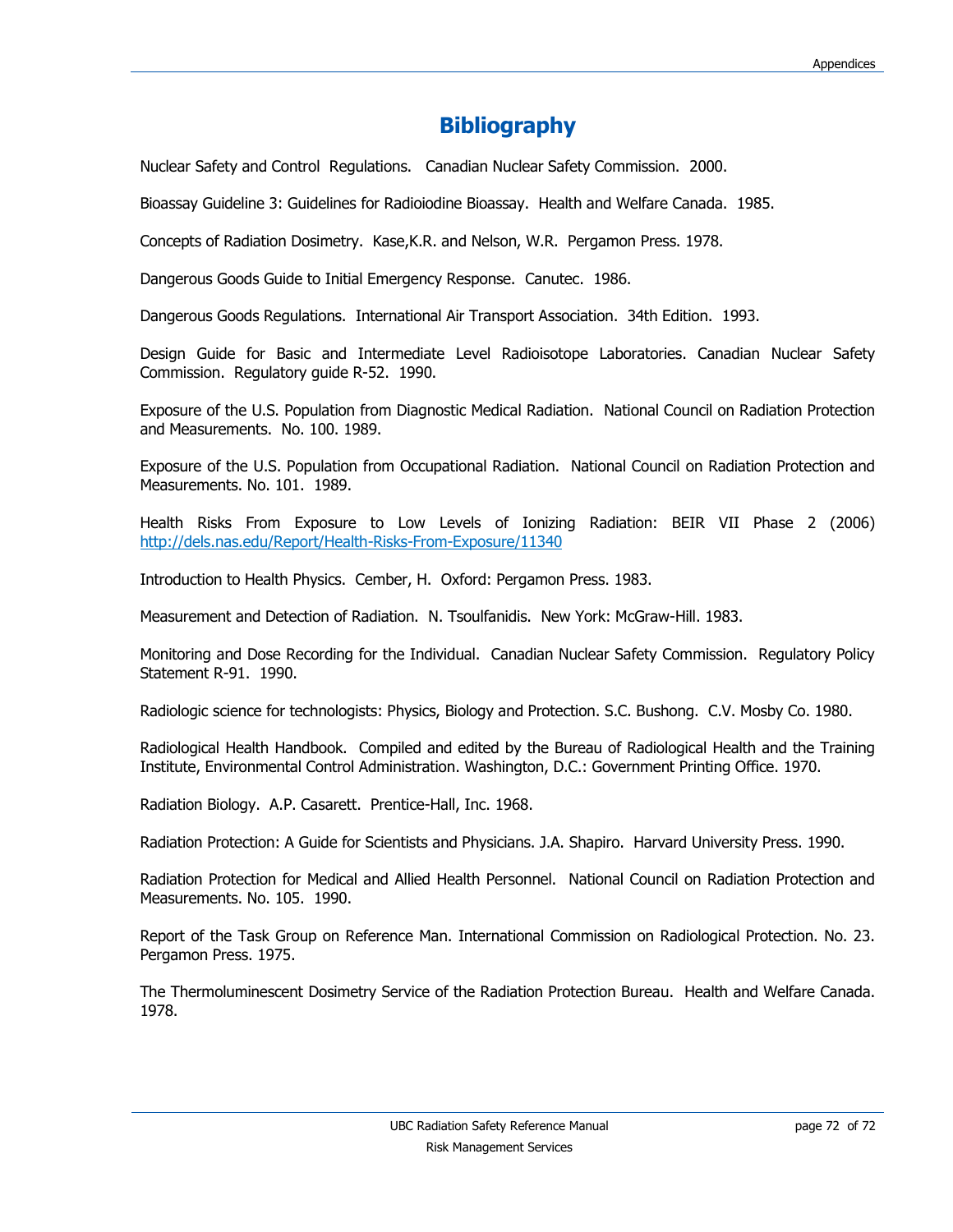# Bibliography

Nuclear Safety and Control Regulations. Canadian Nuclear Safety Commission. 2000.

Bioassay Guideline 3: Guidelines for Radioiodine Bioassay. Health and Welfare Canada. 1985.

Concepts of Radiation Dosimetry. Kase,K.R. and Nelson, W.R. Pergamon Press. 1978.

Dangerous Goods Guide to Initial Emergency Response. Canutec. 1986.

Dangerous Goods Regulations. International Air Transport Association. 34th Edition. 1993.

Design Guide for Basic and Intermediate Level Radioisotope Laboratories. Canadian Nuclear Safety Commission. Regulatory guide R-52. 1990.

Exposure of the U.S. Population from Diagnostic Medical Radiation. National Council on Radiation Protection and Measurements. No. 100. 1989.

Exposure of the U.S. Population from Occupational Radiation. National Council on Radiation Protection and Measurements. No. 101. 1989.

Health Risks From Exposure to Low Levels of Ionizing Radiation: BEIR VII Phase 2 (2006) http://dels.nas.edu/Report/Health-Risks-From-Exposure/11340

Introduction to Health Physics. Cember, H. Oxford: Pergamon Press. 1983.

Measurement and Detection of Radiation. N. Tsoulfanidis. New York: McGraw-Hill. 1983.

Monitoring and Dose Recording for the Individual. Canadian Nuclear Safety Commission. Regulatory Policy Statement R-91. 1990.

Radiologic science for technologists: Physics, Biology and Protection. S.C. Bushong. C.V. Mosby Co. 1980.

Radiological Health Handbook. Compiled and edited by the Bureau of Radiological Health and the Training Institute, Environmental Control Administration. Washington, D.C.: Government Printing Office. 1970.

Radiation Biology. A.P. Casarett. Prentice-Hall, Inc. 1968.

Radiation Protection: A Guide for Scientists and Physicians. J.A. Shapiro. Harvard University Press. 1990.

Radiation Protection for Medical and Allied Health Personnel. National Council on Radiation Protection and Measurements. No. 105. 1990.

Report of the Task Group on Reference Man. International Commission on Radiological Protection. No. 23. Pergamon Press. 1975.

The Thermoluminescent Dosimetry Service of the Radiation Protection Bureau. Health and Welfare Canada. 1978.